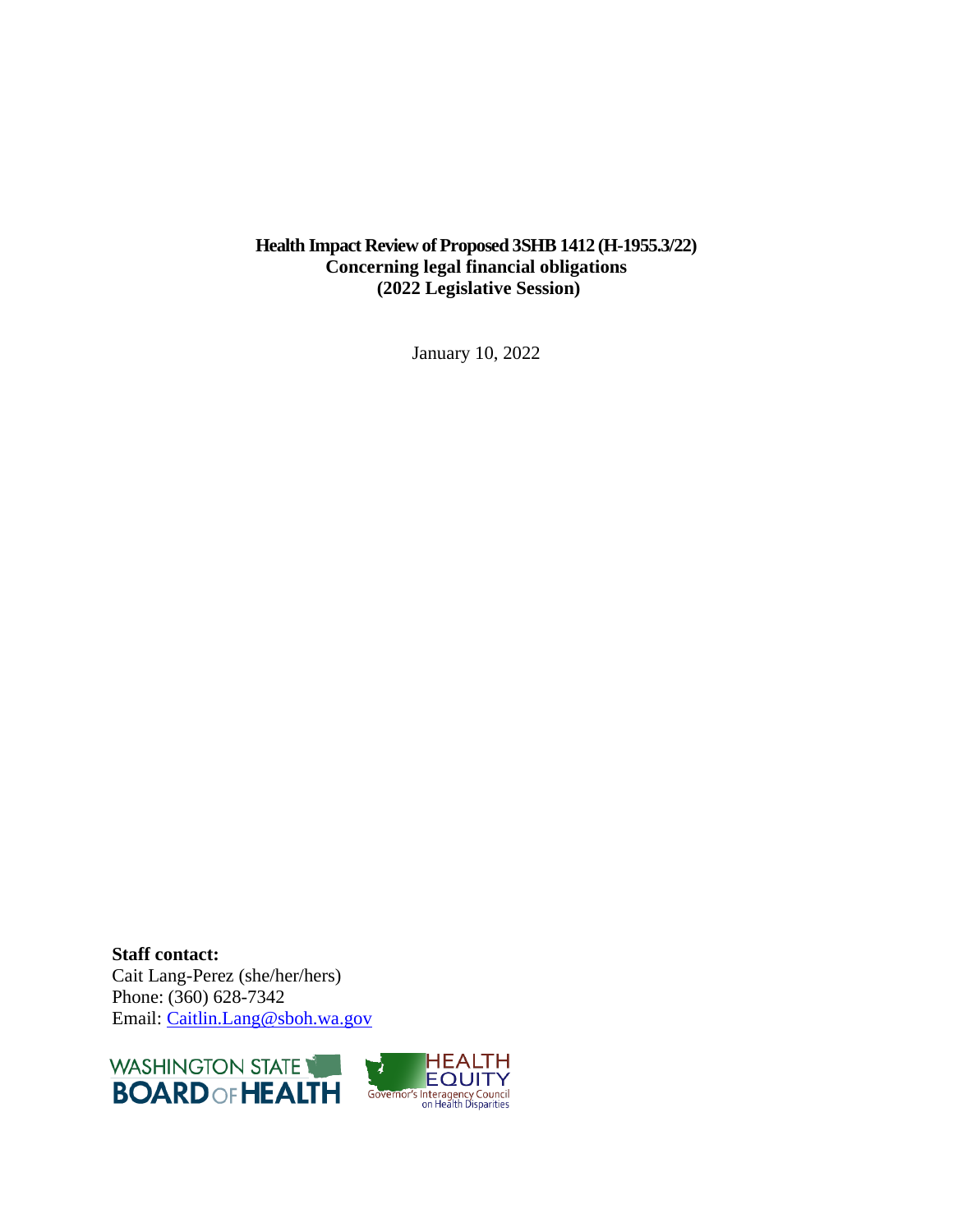# Health Impact Review of Proposed 3SHB 1412 (H-1955.3/22)
## Concerning legal financial obligations
## (2022 Legislative Session)

January 10, 2022

**Staff contact:**
Cait Lang-Perez (she/her/hers)
Phone: (360) 628-7342
Email: Caitlin.Lang@sboh.wa.gov

WASHINGTON STATE BOARD OF HEALTH

HEALTH EQUITY Governor's Interagency Council on Health Disparities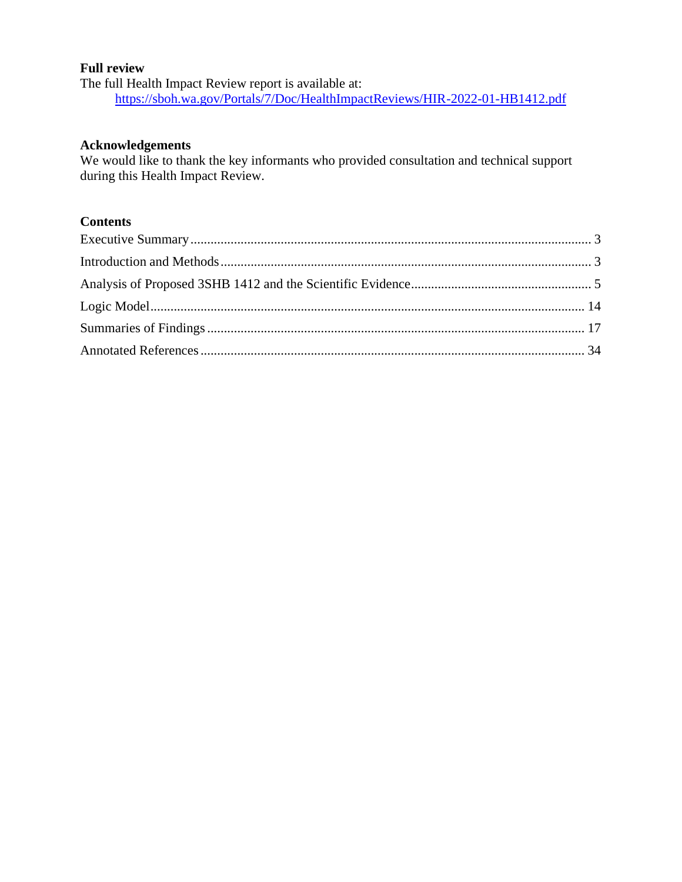## Full review

The full Health Impact Review report is available at:

[https://sboh.wa.gov/Portals/7/Doc/HealthImpactReviews/HIR-2022-01-HB1412.pdf](https://sboh.wa.gov/Portals/7/Doc/HealthImpactReviews/HIR-2022-01-HB1412.pdf)

## Acknowledgements

We would like to thank the key informants who provided consultation and technical support during this Health Impact Review.

## Contents

Executive Summary ........................................................................................................ 3

Introduction and Methods ............................................................................................... 3

Analysis of Proposed 3SHB 1412 and the Scientific Evidence ........................................ 5

Logic Model ................................................................................................................... 14

Summaries of Findings .................................................................................................. 17

Annotated References .................................................................................................... 34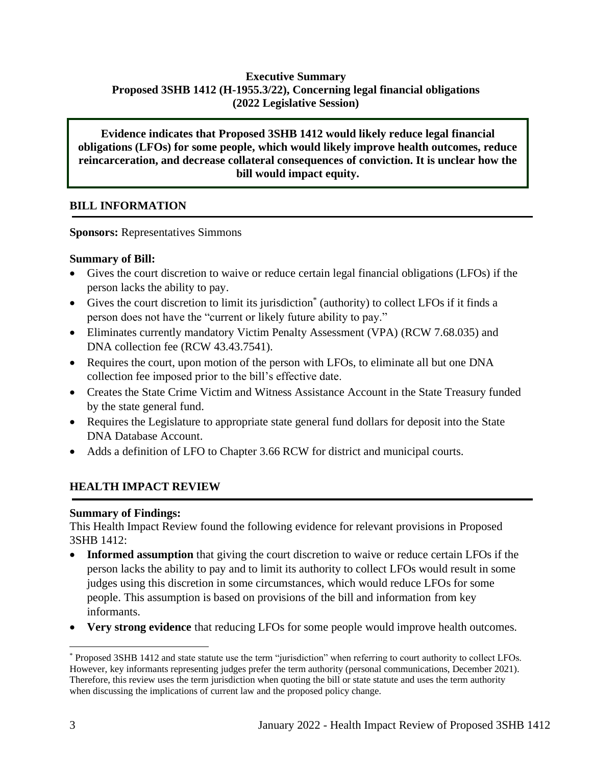**Executive Summary**
**Proposed 3SHB 1412 (H-1955.3/22), Concerning legal financial obligations**
**(2022 Legislative Session)**

**Evidence indicates that Proposed 3SHB 1412 would likely reduce legal financial obligations (LFOs) for some people, which would likely improve health outcomes, reduce reincarceration, and decrease collateral consequences of conviction. It is unclear how the bill would impact equity.**

## BILL INFORMATION

**Sponsors:** Representatives Simmons

**Summary of Bill:**

- Gives the court discretion to waive or reduce certain legal financial obligations (LFOs) if the person lacks the ability to pay.
- Gives the court discretion to limit its jurisdiction[*] (authority) to collect LFOs if it finds a person does not have the "current or likely future ability to pay."
- Eliminates currently mandatory Victim Penalty Assessment (VPA) (RCW 7.68.035) and DNA collection fee (RCW 43.43.7541).
- Requires the court, upon motion of the person with LFOs, to eliminate all but one DNA collection fee imposed prior to the bill's effective date.
- Creates the State Crime Victim and Witness Assistance Account in the State Treasury funded by the state general fund.
- Requires the Legislature to appropriate state general fund dollars for deposit into the State DNA Database Account.
- Adds a definition of LFO to Chapter 3.66 RCW for district and municipal courts.

## HEALTH IMPACT REVIEW

**Summary of Findings:**
This Health Impact Review found the following evidence for relevant provisions in Proposed 3SHB 1412:

- **Informed assumption** that giving the court discretion to waive or reduce certain LFOs if the person lacks the ability to pay and to limit its authority to collect LFOs would result in some judges using this discretion in some circumstances, which would reduce LFOs for some people. This assumption is based on provisions of the bill and information from key informants.
- **Very strong evidence** that reducing LFOs for some people would improve health outcomes.

[*] Proposed 3SHB 1412 and state statute use the term "jurisdiction" when referring to court authority to collect LFOs. However, key informants representing judges prefer the term authority (personal communications, December 2021). Therefore, this review uses the term jurisdiction when quoting the bill or state statute and uses the term authority when discussing the implications of current law and the proposed policy change.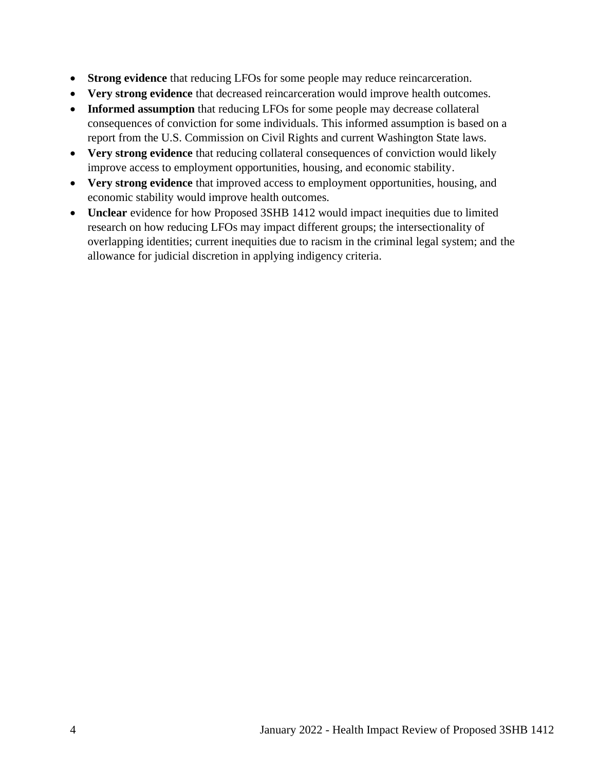- **Strong evidence** that reducing LFOs for some people may reduce reincarceration.
- **Very strong evidence** that decreased reincarceration would improve health outcomes.
- **Informed assumption** that reducing LFOs for some people may decrease collateral consequences of conviction for some individuals. This informed assumption is based on a report from the U.S. Commission on Civil Rights and current Washington State laws.
- **Very strong evidence** that reducing collateral consequences of conviction would likely improve access to employment opportunities, housing, and economic stability.
- **Very strong evidence** that improved access to employment opportunities, housing, and economic stability would improve health outcomes.
- **Unclear** evidence for how Proposed 3SHB 1412 would impact inequities due to limited research on how reducing LFOs may impact different groups; the intersectionality of overlapping identities; current inequities due to racism in the criminal legal system; and the allowance for judicial discretion in applying indigency criteria.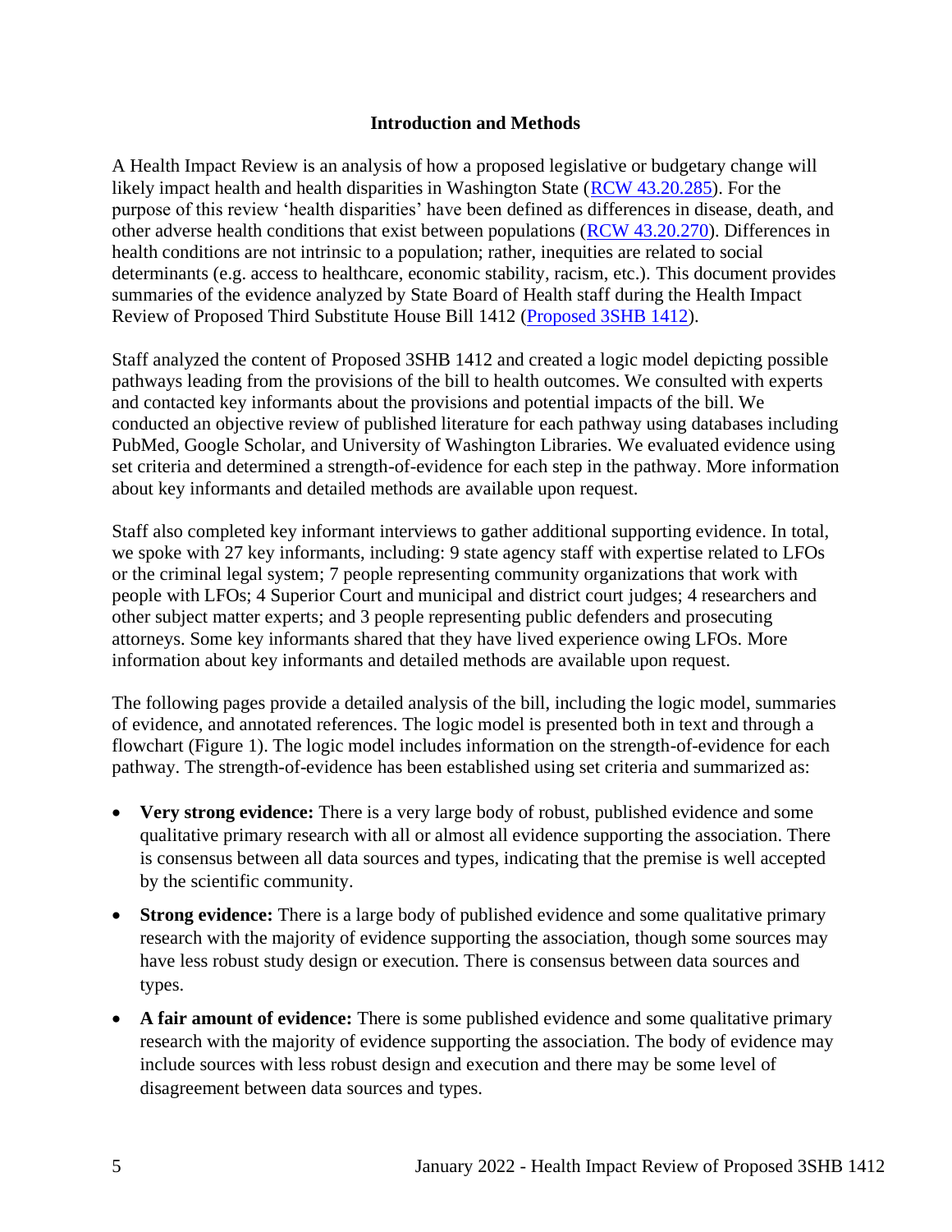## Introduction and Methods

A Health Impact Review is an analysis of how a proposed legislative or budgetary change will likely impact health and health disparities in Washington State ([RCW 43.20.285](RCW 43.20.285)). For the purpose of this review 'health disparities' have been defined as differences in disease, death, and other adverse health conditions that exist between populations ([RCW 43.20.270](RCW 43.20.270)). Differences in health conditions are not intrinsic to a population; rather, inequities are related to social determinants (e.g. access to healthcare, economic stability, racism, etc.). This document provides summaries of the evidence analyzed by State Board of Health staff during the Health Impact Review of Proposed Third Substitute House Bill 1412 ([Proposed 3SHB 1412](Proposed 3SHB 1412)).

Staff analyzed the content of Proposed 3SHB 1412 and created a logic model depicting possible pathways leading from the provisions of the bill to health outcomes. We consulted with experts and contacted key informants about the provisions and potential impacts of the bill. We conducted an objective review of published literature for each pathway using databases including PubMed, Google Scholar, and University of Washington Libraries. We evaluated evidence using set criteria and determined a strength-of-evidence for each step in the pathway. More information about key informants and detailed methods are available upon request.

Staff also completed key informant interviews to gather additional supporting evidence. In total, we spoke with 27 key informants, including: 9 state agency staff with expertise related to LFOs or the criminal legal system; 7 people representing community organizations that work with people with LFOs; 4 Superior Court and municipal and district court judges; 4 researchers and other subject matter experts; and 3 people representing public defenders and prosecuting attorneys. Some key informants shared that they have lived experience owing LFOs. More information about key informants and detailed methods are available upon request.

The following pages provide a detailed analysis of the bill, including the logic model, summaries of evidence, and annotated references. The logic model is presented both in text and through a flowchart (Figure 1). The logic model includes information on the strength-of-evidence for each pathway. The strength-of-evidence has been established using set criteria and summarized as:

- **Very strong evidence:** There is a very large body of robust, published evidence and some qualitative primary research with all or almost all evidence supporting the association. There is consensus between all data sources and types, indicating that the premise is well accepted by the scientific community.
- **Strong evidence:** There is a large body of published evidence and some qualitative primary research with the majority of evidence supporting the association, though some sources may have less robust study design or execution. There is consensus between data sources and types.
- **A fair amount of evidence:** There is some published evidence and some qualitative primary research with the majority of evidence supporting the association. The body of evidence may include sources with less robust design and execution and there may be some level of disagreement between data sources and types.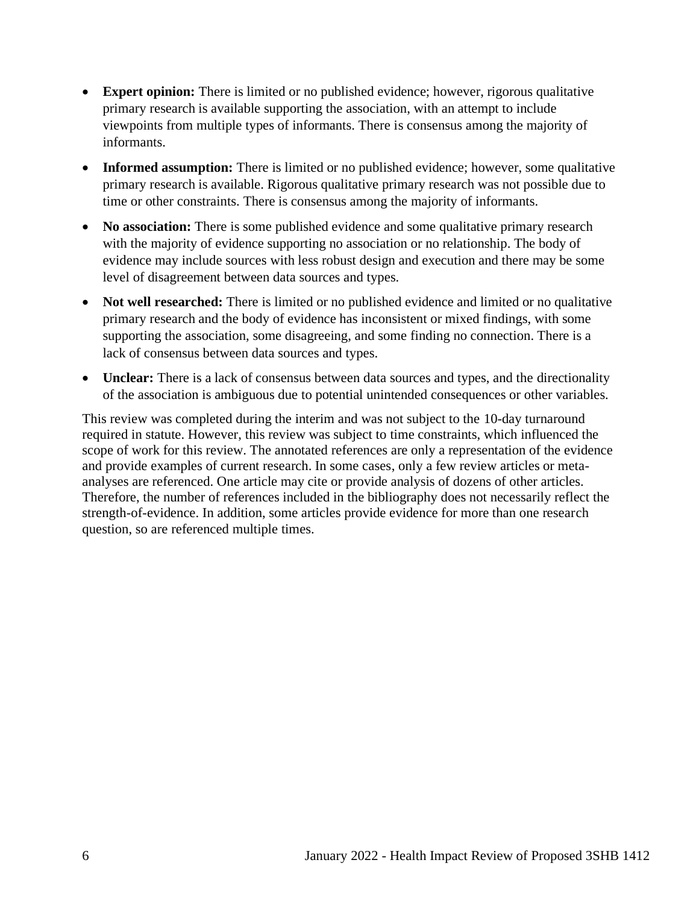- **Expert opinion:** There is limited or no published evidence; however, rigorous qualitative primary research is available supporting the association, with an attempt to include viewpoints from multiple types of informants. There is consensus among the majority of informants.
- **Informed assumption:** There is limited or no published evidence; however, some qualitative primary research is available. Rigorous qualitative primary research was not possible due to time or other constraints. There is consensus among the majority of informants.
- **No association:** There is some published evidence and some qualitative primary research with the majority of evidence supporting no association or no relationship. The body of evidence may include sources with less robust design and execution and there may be some level of disagreement between data sources and types.
- **Not well researched:** There is limited or no published evidence and limited or no qualitative primary research and the body of evidence has inconsistent or mixed findings, with some supporting the association, some disagreeing, and some finding no connection. There is a lack of consensus between data sources and types.
- **Unclear:** There is a lack of consensus between data sources and types, and the directionality of the association is ambiguous due to potential unintended consequences or other variables.

This review was completed during the interim and was not subject to the 10-day turnaround required in statute. However, this review was subject to time constraints, which influenced the scope of work for this review. The annotated references are only a representation of the evidence and provide examples of current research. In some cases, only a few review articles or meta-analyses are referenced. One article may cite or provide analysis of dozens of other articles. Therefore, the number of references included in the bibliography does not necessarily reflect the strength-of-evidence. In addition, some articles provide evidence for more than one research question, so are referenced multiple times.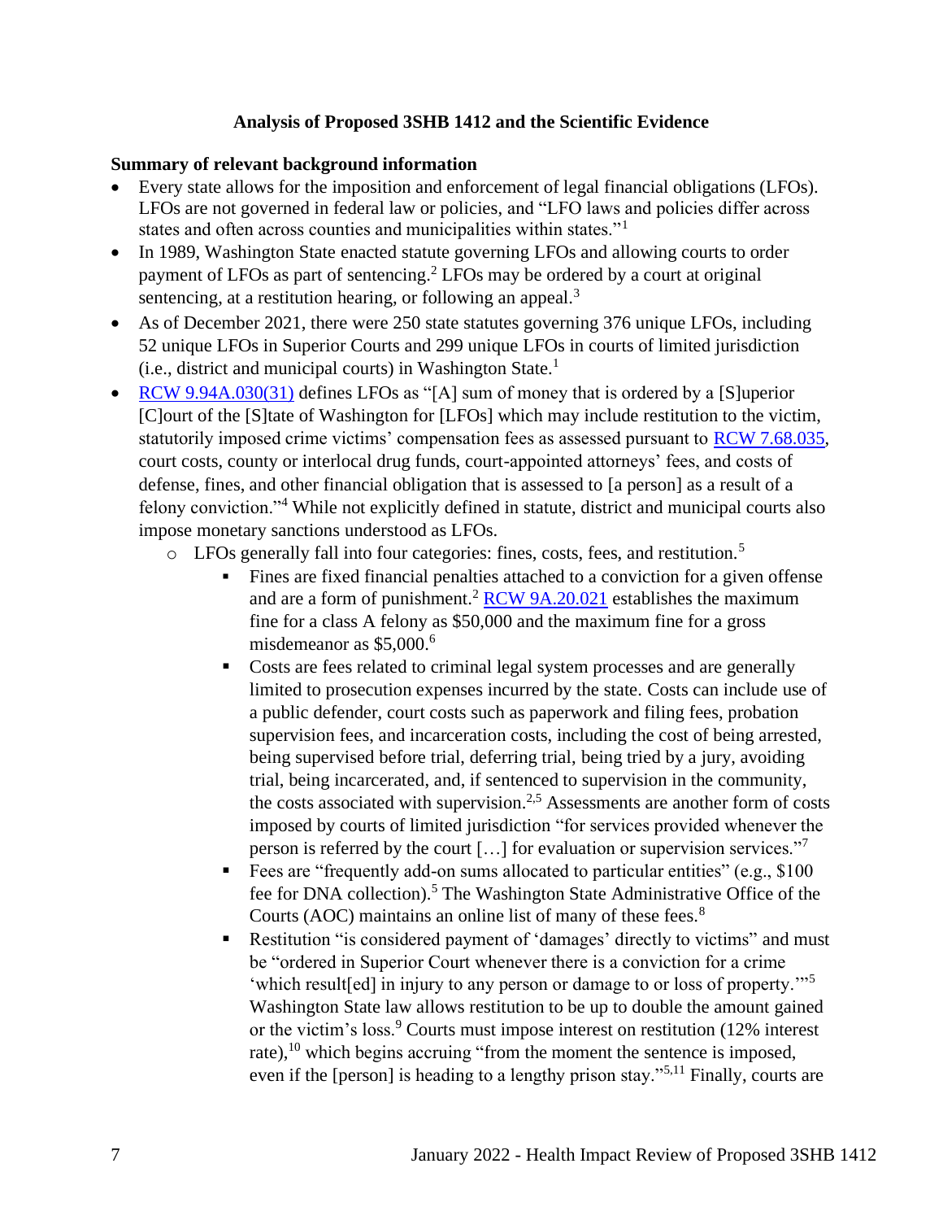## Analysis of Proposed 3SHB 1412 and the Scientific Evidence

### Summary of relevant background information

- Every state allows for the imposition and enforcement of legal financial obligations (LFOs). LFOs are not governed in federal law or policies, and "LFO laws and policies differ across states and often across counties and municipalities within states."[1]
- In 1989, Washington State enacted statute governing LFOs and allowing courts to order payment of LFOs as part of sentencing.[2] LFOs may be ordered by a court at original sentencing, at a restitution hearing, or following an appeal.[3]
- As of December 2021, there were 250 state statutes governing 376 unique LFOs, including 52 unique LFOs in Superior Courts and 299 unique LFOs in courts of limited jurisdiction (i.e., district and municipal courts) in Washington State.[1]
- RCW 9.94A.030(31) defines LFOs as "[A] sum of money that is ordered by a [S]uperior [C]ourt of the [S]tate of Washington for [LFOs] which may include restitution to the victim, statutorily imposed crime victims' compensation fees as assessed pursuant to RCW 7.68.035, court costs, county or interlocal drug funds, court-appointed attorneys' fees, and costs of defense, fines, and other financial obligation that is assessed to [a person] as a result of a felony conviction."[4] While not explicitly defined in statute, district and municipal courts also impose monetary sanctions understood as LFOs.
  - LFOs generally fall into four categories: fines, costs, fees, and restitution.[5]
    - Fines are fixed financial penalties attached to a conviction for a given offense and are a form of punishment.[2] RCW 9A.20.021 establishes the maximum fine for a class A felony as $50,000 and the maximum fine for a gross misdemeanor as $5,000.[6]
    - Costs are fees related to criminal legal system processes and are generally limited to prosecution expenses incurred by the state. Costs can include use of a public defender, court costs such as paperwork and filing fees, probation supervision fees, and incarceration costs, including the cost of being arrested, being supervised before trial, deferring trial, being tried by a jury, avoiding trial, being incarcerated, and, if sentenced to supervision in the community, the costs associated with supervision.[2,5] Assessments are another form of costs imposed by courts of limited jurisdiction "for services provided whenever the person is referred by the court […] for evaluation or supervision services."[7]
    - Fees are "frequently add-on sums allocated to particular entities" (e.g., $100 fee for DNA collection).[5] The Washington State Administrative Office of the Courts (AOC) maintains an online list of many of these fees.[8]
    - Restitution "is considered payment of 'damages' directly to victims" and must be "ordered in Superior Court whenever there is a conviction for a crime 'which result[ed] in injury to any person or damage to or loss of property.'"[5] Washington State law allows restitution to be up to double the amount gained or the victim's loss.[9] Courts must impose interest on restitution (12% interest rate),[10] which begins accruing "from the moment the sentence is imposed, even if the [person] is heading to a lengthy prison stay."[5,11] Finally, courts are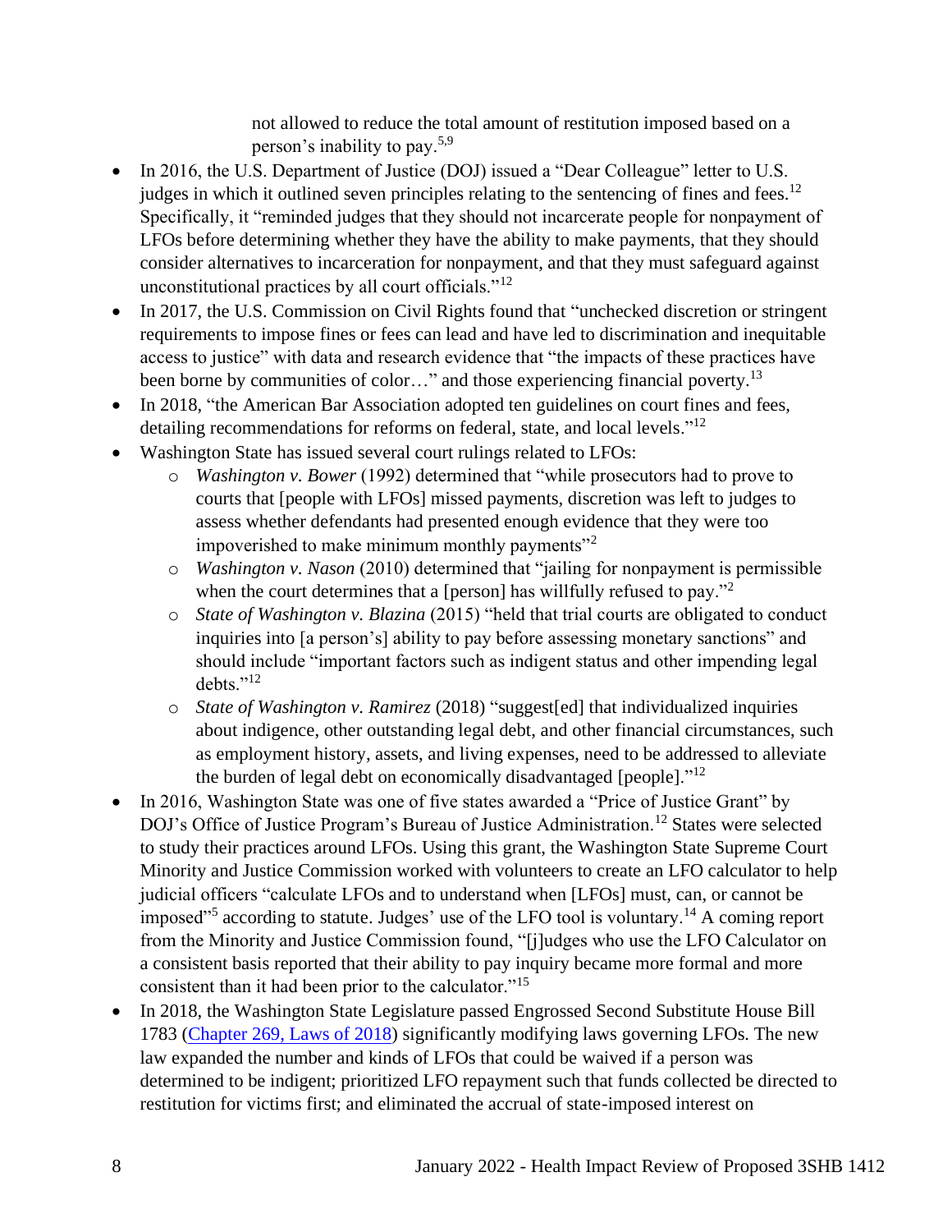not allowed to reduce the total amount of restitution imposed based on a person's inability to pay.[5,9]

- In 2016, the U.S. Department of Justice (DOJ) issued a "Dear Colleague" letter to U.S. judges in which it outlined seven principles relating to the sentencing of fines and fees.[12] Specifically, it "reminded judges that they should not incarcerate people for nonpayment of LFOs before determining whether they have the ability to make payments, that they should consider alternatives to incarceration for nonpayment, and that they must safeguard against unconstitutional practices by all court officials."[12]
- In 2017, the U.S. Commission on Civil Rights found that "unchecked discretion or stringent requirements to impose fines or fees can lead and have led to discrimination and inequitable access to justice" with data and research evidence that "the impacts of these practices have been borne by communities of color…" and those experiencing financial poverty.[13]
- In 2018, "the American Bar Association adopted ten guidelines on court fines and fees, detailing recommendations for reforms on federal, state, and local levels."[12]
- Washington State has issued several court rulings related to LFOs:
    - *Washington v. Bower* (1992) determined that "while prosecutors had to prove to courts that [people with LFOs] missed payments, discretion was left to judges to assess whether defendants had presented enough evidence that they were too impoverished to make minimum monthly payments"[2]
    - *Washington v. Nason* (2010) determined that "jailing for nonpayment is permissible when the court determines that a [person] has willfully refused to pay."[2]
    - *State of Washington v. Blazina* (2015) "held that trial courts are obligated to conduct inquiries into [a person's] ability to pay before assessing monetary sanctions" and should include "important factors such as indigent status and other impending legal debts."[12]
    - *State of Washington v. Ramirez* (2018) "suggest[ed] that individualized inquiries about indigence, other outstanding legal debt, and other financial circumstances, such as employment history, assets, and living expenses, need to be addressed to alleviate the burden of legal debt on economically disadvantaged [people]."[12]
- In 2016, Washington State was one of five states awarded a "Price of Justice Grant" by DOJ's Office of Justice Program's Bureau of Justice Administration.[12] States were selected to study their practices around LFOs. Using this grant, the Washington State Supreme Court Minority and Justice Commission worked with volunteers to create an LFO calculator to help judicial officers "calculate LFOs and to understand when [LFOs] must, can, or cannot be imposed"[5] according to statute. Judges' use of the LFO tool is voluntary.[14] A coming report from the Minority and Justice Commission found, "[j]udges who use the LFO Calculator on a consistent basis reported that their ability to pay inquiry became more formal and more consistent than it had been prior to the calculator."[15]
- In 2018, the Washington State Legislature passed Engrossed Second Substitute House Bill 1783 ([Chapter 269, Laws of 2018]) significantly modifying laws governing LFOs. The new law expanded the number and kinds of LFOs that could be waived if a person was determined to be indigent; prioritized LFO repayment such that funds collected be directed to restitution for victims first; and eliminated the accrual of state-imposed interest on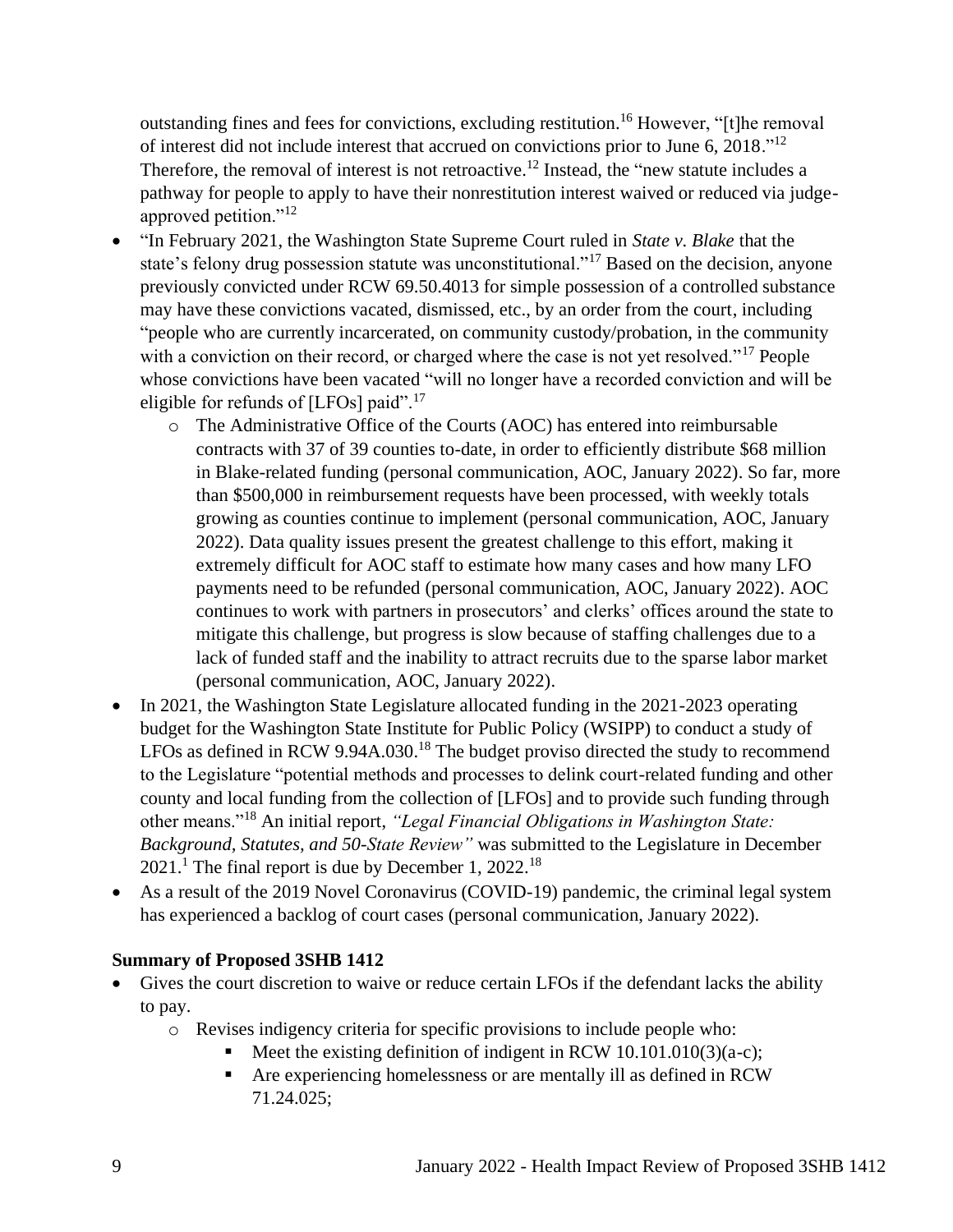outstanding fines and fees for convictions, excluding restitution.[16] However, "[t]he removal of interest did not include interest that accrued on convictions prior to June 6, 2018."[12] Therefore, the removal of interest is not retroactive.[12] Instead, the "new statute includes a pathway for people to apply to have their nonrestitution interest waived or reduced via judge-approved petition."[12]

- "In February 2021, the Washington State Supreme Court ruled in *State v. Blake* that the state's felony drug possession statute was unconstitutional."[17] Based on the decision, anyone previously convicted under RCW 69.50.4013 for simple possession of a controlled substance may have these convictions vacated, dismissed, etc., by an order from the court, including "people who are currently incarcerated, on community custody/probation, in the community with a conviction on their record, or charged where the case is not yet resolved."[17] People whose convictions have been vacated "will no longer have a recorded conviction and will be eligible for refunds of [LFOs] paid".[17]
    - The Administrative Office of the Courts (AOC) has entered into reimbursable contracts with 37 of 39 counties to-date, in order to efficiently distribute $68 million in Blake-related funding (personal communication, AOC, January 2022). So far, more than $500,000 in reimbursement requests have been processed, with weekly totals growing as counties continue to implement (personal communication, AOC, January 2022). Data quality issues present the greatest challenge to this effort, making it extremely difficult for AOC staff to estimate how many cases and how many LFO payments need to be refunded (personal communication, AOC, January 2022). AOC continues to work with partners in prosecutors' and clerks' offices around the state to mitigate this challenge, but progress is slow because of staffing challenges due to a lack of funded staff and the inability to attract recruits due to the sparse labor market (personal communication, AOC, January 2022).
- In 2021, the Washington State Legislature allocated funding in the 2021-2023 operating budget for the Washington State Institute for Public Policy (WSIPP) to conduct a study of LFOs as defined in RCW 9.94A.030.[18] The budget proviso directed the study to recommend to the Legislature "potential methods and processes to delink court-related funding and other county and local funding from the collection of [LFOs] and to provide such funding through other means."[18] An initial report, *"Legal Financial Obligations in Washington State: Background, Statutes, and 50-State Review"* was submitted to the Legislature in December 2021.[1] The final report is due by December 1, 2022.[18]
- As a result of the 2019 Novel Coronavirus (COVID-19) pandemic, the criminal legal system has experienced a backlog of court cases (personal communication, January 2022).

**Summary of Proposed 3SHB 1412**

- Gives the court discretion to waive or reduce certain LFOs if the defendant lacks the ability to pay.
    - Revises indigency criteria for specific provisions to include people who:
        - Meet the existing definition of indigent in RCW 10.101.010(3)(a-c);
        - Are experiencing homelessness or are mentally ill as defined in RCW 71.24.025;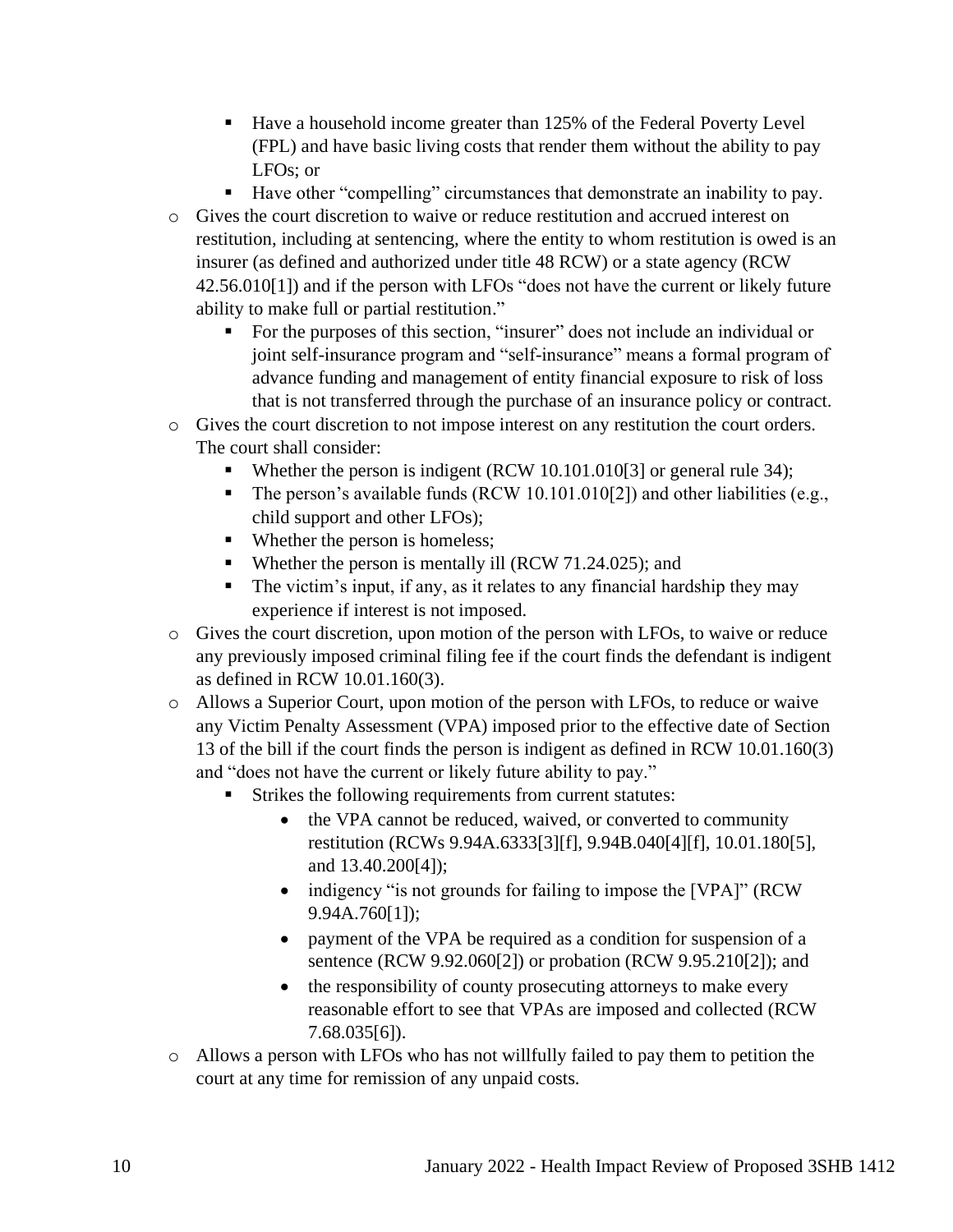- Have a household income greater than 125% of the Federal Poverty Level (FPL) and have basic living costs that render them without the ability to pay LFOs; or
        - Have other "compelling" circumstances that demonstrate an inability to pay.
    - Gives the court discretion to waive or reduce restitution and accrued interest on restitution, including at sentencing, where the entity to whom restitution is owed is an insurer (as defined and authorized under title 48 RCW) or a state agency (RCW 42.56.010[1]) and if the person with LFOs "does not have the current or likely future ability to make full or partial restitution."
        - For the purposes of this section, "insurer" does not include an individual or joint self-insurance program and "self-insurance" means a formal program of advance funding and management of entity financial exposure to risk of loss that is not transferred through the purchase of an insurance policy or contract.
    - Gives the court discretion to not impose interest on any restitution the court orders. The court shall consider:
        - Whether the person is indigent (RCW 10.101.010[3] or general rule 34);
        - The person's available funds (RCW 10.101.010[2]) and other liabilities (e.g., child support and other LFOs);
        - Whether the person is homeless;
        - Whether the person is mentally ill (RCW 71.24.025); and
        - The victim's input, if any, as it relates to any financial hardship they may experience if interest is not imposed.
    - Gives the court discretion, upon motion of the person with LFOs, to waive or reduce any previously imposed criminal filing fee if the court finds the defendant is indigent as defined in RCW 10.01.160(3).
    - Allows a Superior Court, upon motion of the person with LFOs, to reduce or waive any Victim Penalty Assessment (VPA) imposed prior to the effective date of Section 13 of the bill if the court finds the person is indigent as defined in RCW 10.01.160(3) and "does not have the current or likely future ability to pay."
        - Strikes the following requirements from current statutes:
            - the VPA cannot be reduced, waived, or converted to community restitution (RCWs 9.94A.6333[3][f], 9.94B.040[4][f], 10.01.180[5], and 13.40.200[4]);
            - indigency "is not grounds for failing to impose the [VPA]" (RCW 9.94A.760[1]);
            - payment of the VPA be required as a condition for suspension of a sentence (RCW 9.92.060[2]) or probation (RCW 9.95.210[2]); and
            - the responsibility of county prosecuting attorneys to make every reasonable effort to see that VPAs are imposed and collected (RCW 7.68.035[6]).
    - Allows a person with LFOs who has not willfully failed to pay them to petition the court at any time for remission of any unpaid costs.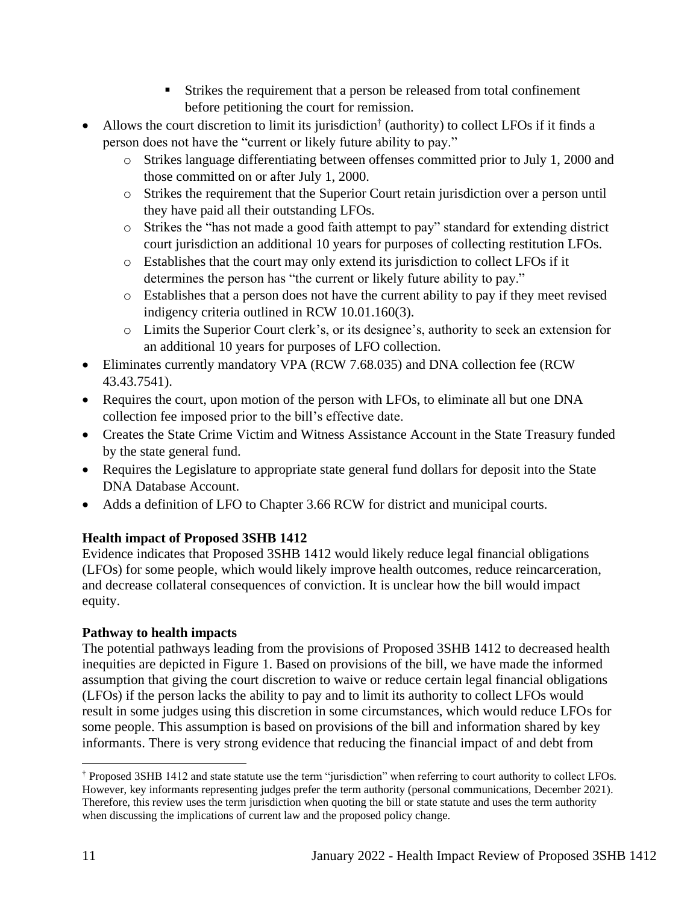- Strikes the requirement that a person be released from total confinement before petitioning the court for remission.
- Allows the court discretion to limit its jurisdiction[†] (authority) to collect LFOs if it finds a person does not have the "current or likely future ability to pay."
    - Strikes language differentiating between offenses committed prior to July 1, 2000 and those committed on or after July 1, 2000.
    - Strikes the requirement that the Superior Court retain jurisdiction over a person until they have paid all their outstanding LFOs.
    - Strikes the "has not made a good faith attempt to pay" standard for extending district court jurisdiction an additional 10 years for purposes of collecting restitution LFOs.
    - Establishes that the court may only extend its jurisdiction to collect LFOs if it determines the person has "the current or likely future ability to pay."
    - Establishes that a person does not have the current ability to pay if they meet revised indigency criteria outlined in RCW 10.01.160(3).
    - Limits the Superior Court clerk's, or its designee's, authority to seek an extension for an additional 10 years for purposes of LFO collection.
- Eliminates currently mandatory VPA (RCW 7.68.035) and DNA collection fee (RCW 43.43.7541).
- Requires the court, upon motion of the person with LFOs, to eliminate all but one DNA collection fee imposed prior to the bill's effective date.
- Creates the State Crime Victim and Witness Assistance Account in the State Treasury funded by the state general fund.
- Requires the Legislature to appropriate state general fund dollars for deposit into the State DNA Database Account.
- Adds a definition of LFO to Chapter 3.66 RCW for district and municipal courts.

**Health impact of Proposed 3SHB 1412**

Evidence indicates that Proposed 3SHB 1412 would likely reduce legal financial obligations (LFOs) for some people, which would likely improve health outcomes, reduce reincarceration, and decrease collateral consequences of conviction. It is unclear how the bill would impact equity.

**Pathway to health impacts**

The potential pathways leading from the provisions of Proposed 3SHB 1412 to decreased health inequities are depicted in Figure 1. Based on provisions of the bill, we have made the informed assumption that giving the court discretion to waive or reduce certain legal financial obligations (LFOs) if the person lacks the ability to pay and to limit its authority to collect LFOs would result in some judges using this discretion in some circumstances, which would reduce LFOs for some people. This assumption is based on provisions of the bill and information shared by key informants. There is very strong evidence that reducing the financial impact of and debt from

[†] Proposed 3SHB 1412 and state statute use the term "jurisdiction" when referring to court authority to collect LFOs. However, key informants representing judges prefer the term authority (personal communications, December 2021). Therefore, this review uses the term jurisdiction when quoting the bill or state statute and uses the term authority when discussing the implications of current law and the proposed policy change.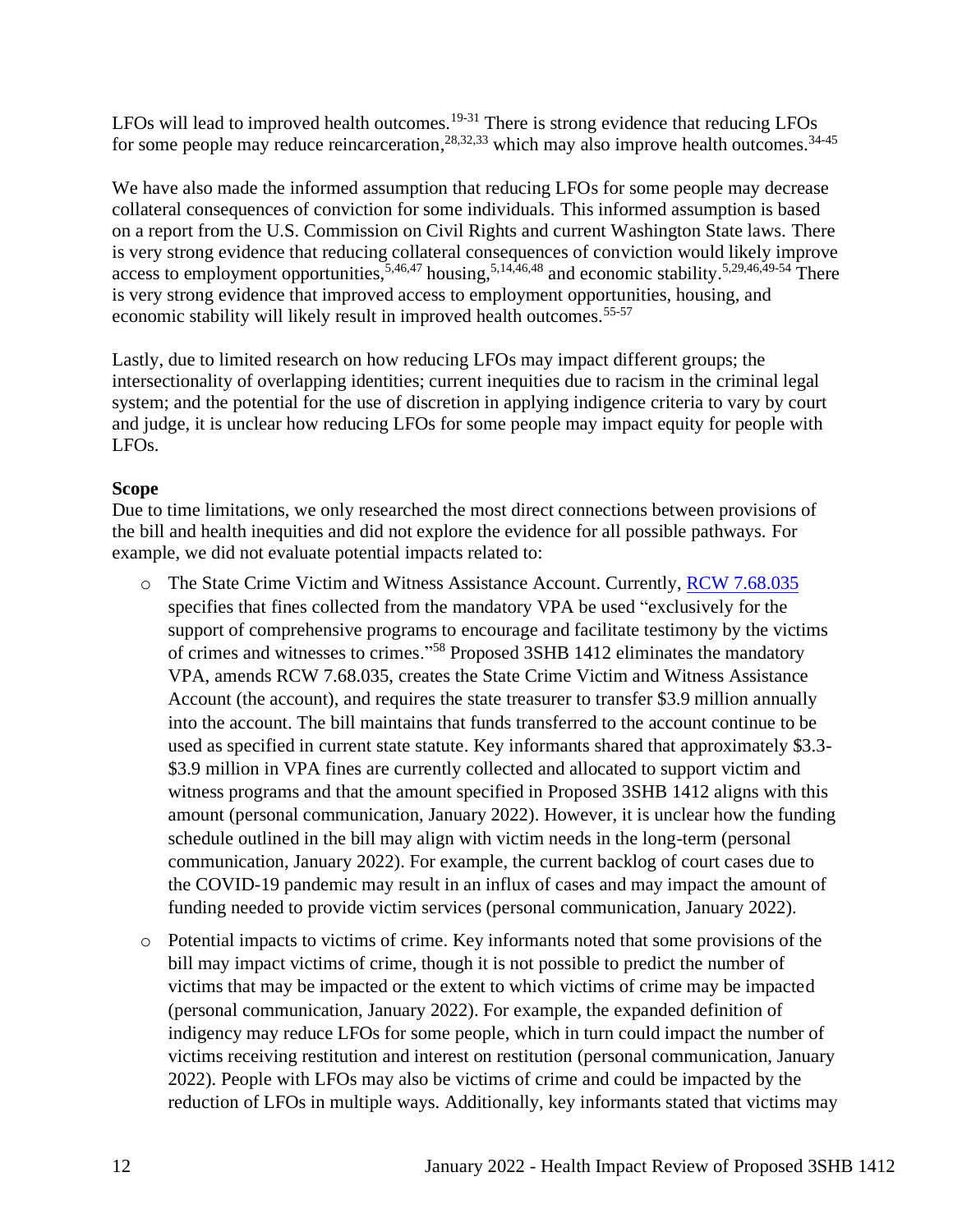LFOs will lead to improved health outcomes.[19-31] There is strong evidence that reducing LFOs for some people may reduce reincarceration,[28,32,33] which may also improve health outcomes.[34-45]

We have also made the informed assumption that reducing LFOs for some people may decrease collateral consequences of conviction for some individuals. This informed assumption is based on a report from the U.S. Commission on Civil Rights and current Washington State laws. There is very strong evidence that reducing collateral consequences of conviction would likely improve access to employment opportunities,[5,46,47] housing,[5,14,46,48] and economic stability.[5,29,46,49-54] There is very strong evidence that improved access to employment opportunities, housing, and economic stability will likely result in improved health outcomes.[55-57]

Lastly, due to limited research on how reducing LFOs may impact different groups; the intersectionality of overlapping identities; current inequities due to racism in the criminal legal system; and the potential for the use of discretion in applying indigence criteria to vary by court and judge, it is unclear how reducing LFOs for some people may impact equity for people with LFOs.

**Scope**

Due to time limitations, we only researched the most direct connections between provisions of the bill and health inequities and did not explore the evidence for all possible pathways. For example, we did not evaluate potential impacts related to:

- The State Crime Victim and Witness Assistance Account. Currently, [RCW 7.68.035](RCW 7.68.035) specifies that fines collected from the mandatory VPA be used "exclusively for the support of comprehensive programs to encourage and facilitate testimony by the victims of crimes and witnesses to crimes."[58] Proposed 3SHB 1412 eliminates the mandatory VPA, amends RCW 7.68.035, creates the State Crime Victim and Witness Assistance Account (the account), and requires the state treasurer to transfer $3.9 million annually into the account. The bill maintains that funds transferred to the account continue to be used as specified in current state statute. Key informants shared that approximately $3.3-$3.9 million in VPA fines are currently collected and allocated to support victim and witness programs and that the amount specified in Proposed 3SHB 1412 aligns with this amount (personal communication, January 2022). However, it is unclear how the funding schedule outlined in the bill may align with victim needs in the long-term (personal communication, January 2022). For example, the current backlog of court cases due to the COVID-19 pandemic may result in an influx of cases and may impact the amount of funding needed to provide victim services (personal communication, January 2022).
- Potential impacts to victims of crime. Key informants noted that some provisions of the bill may impact victims of crime, though it is not possible to predict the number of victims that may be impacted or the extent to which victims of crime may be impacted (personal communication, January 2022). For example, the expanded definition of indigency may reduce LFOs for some people, which in turn could impact the number of victims receiving restitution and interest on restitution (personal communication, January 2022). People with LFOs may also be victims of crime and could be impacted by the reduction of LFOs in multiple ways. Additionally, key informants stated that victims may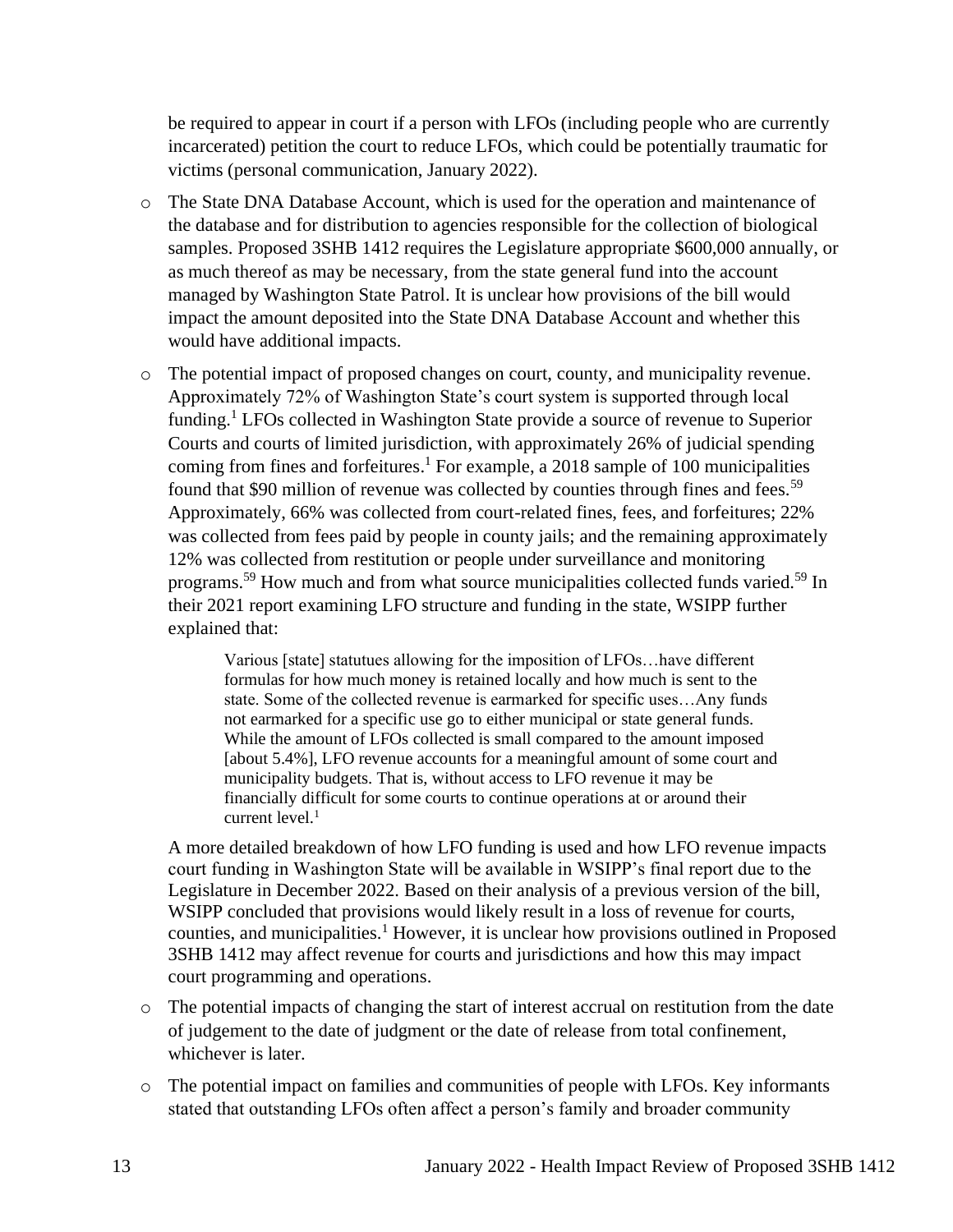be required to appear in court if a person with LFOs (including people who are currently incarcerated) petition the court to reduce LFOs, which could be potentially traumatic for victims (personal communication, January 2022).

- The State DNA Database Account, which is used for the operation and maintenance of the database and for distribution to agencies responsible for the collection of biological samples. Proposed 3SHB 1412 requires the Legislature appropriate $600,000 annually, or as much thereof as may be necessary, from the state general fund into the account managed by Washington State Patrol. It is unclear how provisions of the bill would impact the amount deposited into the State DNA Database Account and whether this would have additional impacts.
- The potential impact of proposed changes on court, county, and municipality revenue. Approximately 72% of Washington State's court system is supported through local funding.[1] LFOs collected in Washington State provide a source of revenue to Superior Courts and courts of limited jurisdiction, with approximately 26% of judicial spending coming from fines and forfeitures.[1] For example, a 2018 sample of 100 municipalities found that $90 million of revenue was collected by counties through fines and fees.[59] Approximately, 66% was collected from court-related fines, fees, and forfeitures; 22% was collected from fees paid by people in county jails; and the remaining approximately 12% was collected from restitution or people under surveillance and monitoring programs.[59] How much and from what source municipalities collected funds varied.[59] In their 2021 report examining LFO structure and funding in the state, WSIPP further explained that:

  > Various [state] statutes allowing for the imposition of LFOs…have different formulas for how much money is retained locally and how much is sent to the state. Some of the collected revenue is earmarked for specific uses…Any funds not earmarked for a specific use go to either municipal or state general funds. While the amount of LFOs collected is small compared to the amount imposed [about 5.4%], LFO revenue accounts for a meaningful amount of some court and municipality budgets. That is, without access to LFO revenue it may be financially difficult for some courts to continue operations at or around their current level.[1]

  A more detailed breakdown of how LFO funding is used and how LFO revenue impacts court funding in Washington State will be available in WSIPP's final report due to the Legislature in December 2022. Based on their analysis of a previous version of the bill, WSIPP concluded that provisions would likely result in a loss of revenue for courts, counties, and municipalities.[1] However, it is unclear how provisions outlined in Proposed 3SHB 1412 may affect revenue for courts and jurisdictions and how this may impact court programming and operations.
- The potential impacts of changing the start of interest accrual on restitution from the date of judgement to the date of judgment or the date of release from total confinement, whichever is later.
- The potential impact on families and communities of people with LFOs. Key informants stated that outstanding LFOs often affect a person's family and broader community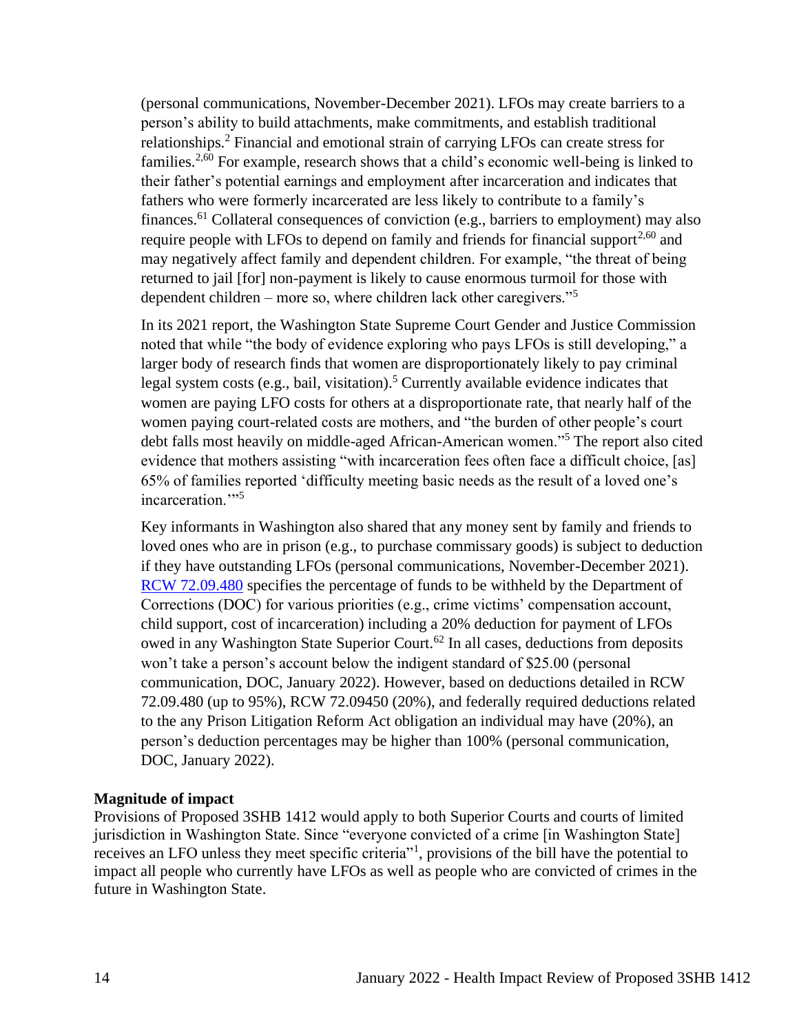(personal communications, November-December 2021). LFOs may create barriers to a person's ability to build attachments, make commitments, and establish traditional relationships.[2] Financial and emotional strain of carrying LFOs can create stress for families.[2,60] For example, research shows that a child's economic well-being is linked to their father's potential earnings and employment after incarceration and indicates that fathers who were formerly incarcerated are less likely to contribute to a family's finances.[61] Collateral consequences of conviction (e.g., barriers to employment) may also require people with LFOs to depend on family and friends for financial support[2,60] and may negatively affect family and dependent children. For example, "the threat of being returned to jail [for] non-payment is likely to cause enormous turmoil for those with dependent children – more so, where children lack other caregivers."[5]

In its 2021 report, the Washington State Supreme Court Gender and Justice Commission noted that while "the body of evidence exploring who pays LFOs is still developing," a larger body of research finds that women are disproportionately likely to pay criminal legal system costs (e.g., bail, visitation).[5] Currently available evidence indicates that women are paying LFO costs for others at a disproportionate rate, that nearly half of the women paying court-related costs are mothers, and "the burden of other people's court debt falls most heavily on middle-aged African-American women."[5] The report also cited evidence that mothers assisting "with incarceration fees often face a difficult choice, [as] 65% of families reported 'difficulty meeting basic needs as the result of a loved one's incarceration.'"[5]

Key informants in Washington also shared that any money sent by family and friends to loved ones who are in prison (e.g., to purchase commissary goods) is subject to deduction if they have outstanding LFOs (personal communications, November-December 2021). [RCW 72.09.480](RCW 72.09.480) specifies the percentage of funds to be withheld by the Department of Corrections (DOC) for various priorities (e.g., crime victims' compensation account, child support, cost of incarceration) including a 20% deduction for payment of LFOs owed in any Washington State Superior Court.[62] In all cases, deductions from deposits won't take a person's account below the indigent standard of $25.00 (personal communication, DOC, January 2022). However, based on deductions detailed in RCW 72.09.480 (up to 95%), RCW 72.09450 (20%), and federally required deductions related to the any Prison Litigation Reform Act obligation an individual may have (20%), an person's deduction percentages may be higher than 100% (personal communication, DOC, January 2022).

**Magnitude of impact**

Provisions of Proposed 3SHB 1412 would apply to both Superior Courts and courts of limited jurisdiction in Washington State. Since "everyone convicted of a crime [in Washington State] receives an LFO unless they meet specific criteria"[1], provisions of the bill have the potential to impact all people who currently have LFOs as well as people who are convicted of crimes in the future in Washington State.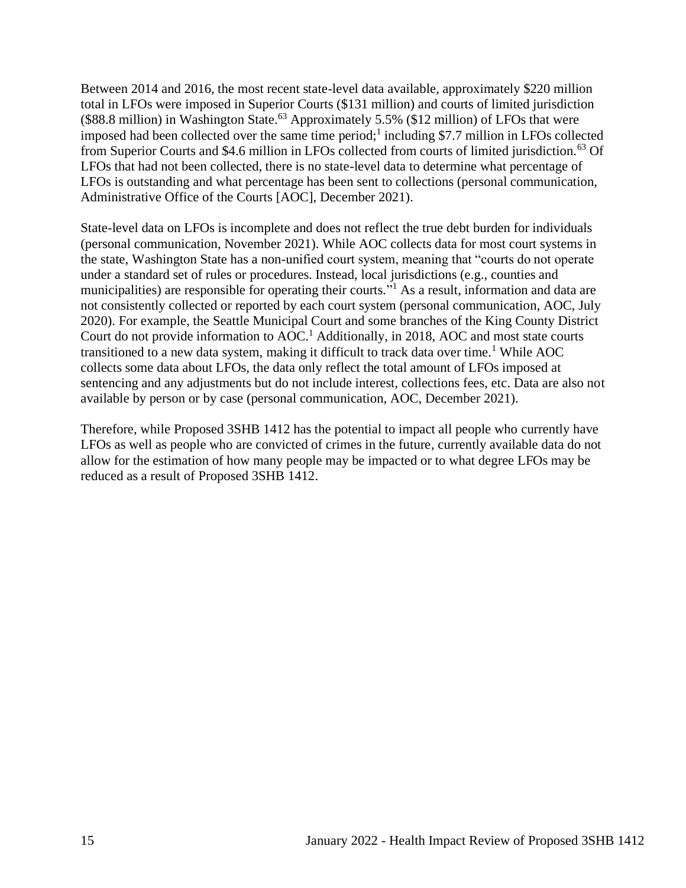Between 2014 and 2016, the most recent state-level data available, approximately $220 million total in LFOs were imposed in Superior Courts ($131 million) and courts of limited jurisdiction ($88.8 million) in Washington State.[63] Approximately 5.5% ($12 million) of LFOs that were imposed had been collected over the same time period;[1] including $7.7 million in LFOs collected from Superior Courts and $4.6 million in LFOs collected from courts of limited jurisdiction.[63] Of LFOs that had not been collected, there is no state-level data to determine what percentage of LFOs is outstanding and what percentage has been sent to collections (personal communication, Administrative Office of the Courts [AOC], December 2021).

State-level data on LFOs is incomplete and does not reflect the true debt burden for individuals (personal communication, November 2021). While AOC collects data for most court systems in the state, Washington State has a non-unified court system, meaning that "courts do not operate under a standard set of rules or procedures. Instead, local jurisdictions (e.g., counties and municipalities) are responsible for operating their courts."[1] As a result, information and data are not consistently collected or reported by each court system (personal communication, AOC, July 2020). For example, the Seattle Municipal Court and some branches of the King County District Court do not provide information to AOC.[1] Additionally, in 2018, AOC and most state courts transitioned to a new data system, making it difficult to track data over time.[1] While AOC collects some data about LFOs, the data only reflect the total amount of LFOs imposed at sentencing and any adjustments but do not include interest, collections fees, etc. Data are also not available by person or by case (personal communication, AOC, December 2021).

Therefore, while Proposed 3SHB 1412 has the potential to impact all people who currently have LFOs as well as people who are convicted of crimes in the future, currently available data do not allow for the estimation of how many people may be impacted or to what degree LFOs may be reduced as a result of Proposed 3SHB 1412.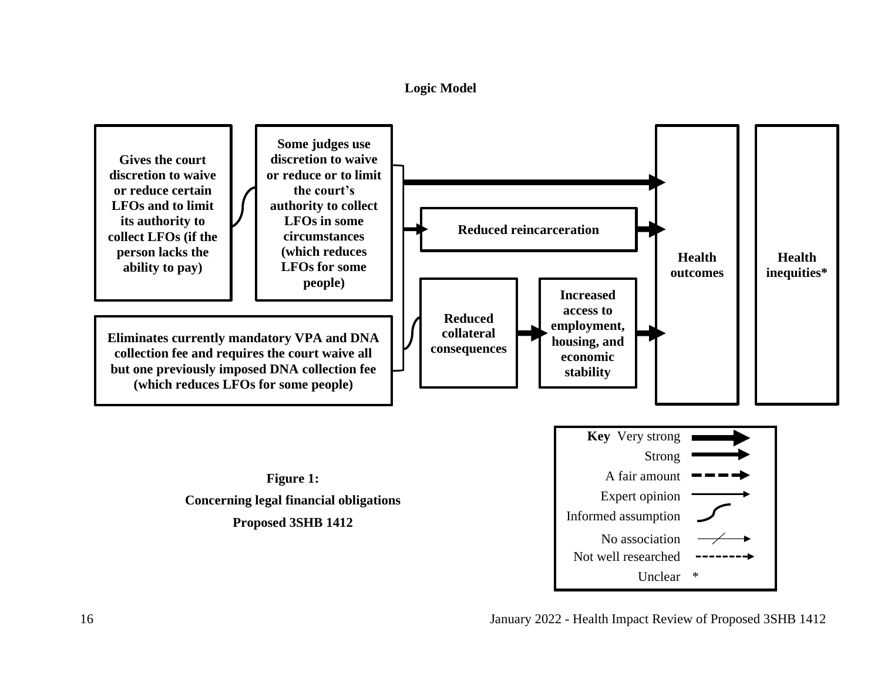**Logic Model**

Gives the court discretion to waive or reduce certain LFOs and to limit its authority to collect LFOs (if the person lacks the ability to pay)

Some judges use discretion to waive or reduce or to limit the court's authority to collect LFOs in some circumstances (which reduces LFOs for some people)

Eliminates currently mandatory VPA and DNA collection fee and requires the court waive all but one previously imposed DNA collection fee (which reduces LFOs for some people)

Reduced reincarceration

Reduced collateral consequences

Increased access to employment, housing, and economic stability

Health outcomes

Health inequities*

Key: Very strong; Strong; A fair amount; Expert opinion; Informed assumption; No association; Not well researched; Unclear *

**Figure 1:**

**Concerning legal financial obligations**

**Proposed 3SHB 1412**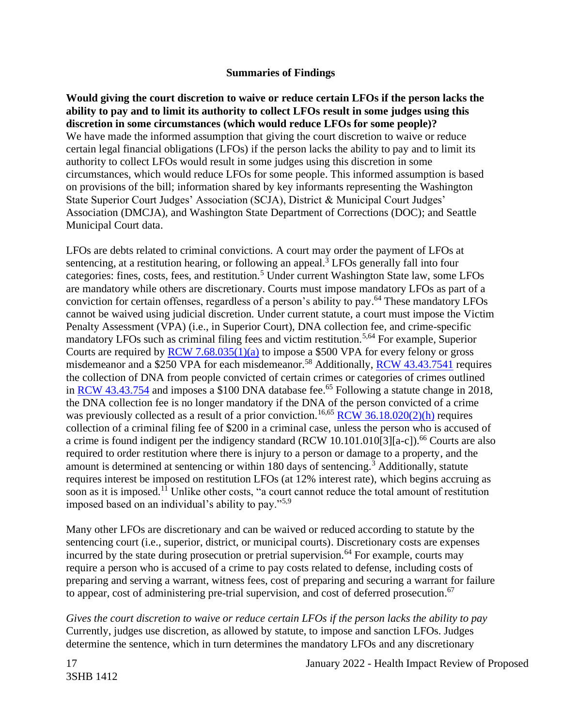## Summaries of Findings

**Would giving the court discretion to waive or reduce certain LFOs if the person lacks the ability to pay and to limit its authority to collect LFOs result in some judges using this discretion in some circumstances (which would reduce LFOs for some people)?**

We have made the informed assumption that giving the court discretion to waive or reduce certain legal financial obligations (LFOs) if the person lacks the ability to pay and to limit its authority to collect LFOs would result in some judges using this discretion in some circumstances, which would reduce LFOs for some people. This informed assumption is based on provisions of the bill; information shared by key informants representing the Washington State Superior Court Judges' Association (SCJA), District & Municipal Court Judges' Association (DMCJA), and Washington State Department of Corrections (DOC); and Seattle Municipal Court data.

LFOs are debts related to criminal convictions. A court may order the payment of LFOs at sentencing, at a restitution hearing, or following an appeal.[3] LFOs generally fall into four categories: fines, costs, fees, and restitution.[5] Under current Washington State law, some LFOs are mandatory while others are discretionary. Courts must impose mandatory LFOs as part of a conviction for certain offenses, regardless of a person's ability to pay.[64] These mandatory LFOs cannot be waived using judicial discretion. Under current statute, a court must impose the Victim Penalty Assessment (VPA) (i.e., in Superior Court), DNA collection fee, and crime-specific mandatory LFOs such as criminal filing fees and victim restitution.[5,64] For example, Superior Courts are required by RCW 7.68.035(1)(a) to impose a $500 VPA for every felony or gross misdemeanor and a $250 VPA for each misdemeanor.[58] Additionally, RCW 43.43.7541 requires the collection of DNA from people convicted of certain crimes or categories of crimes outlined in RCW 43.43.754 and imposes a $100 DNA database fee.[65] Following a statute change in 2018, the DNA collection fee is no longer mandatory if the DNA of the person convicted of a crime was previously collected as a result of a prior conviction.[16,65] RCW 36.18.020(2)(h) requires collection of a criminal filing fee of $200 in a criminal case, unless the person who is accused of a crime is found indigent per the indigency standard (RCW 10.101.010[3][a-c]).[66] Courts are also required to order restitution where there is injury to a person or damage to a property, and the amount is determined at sentencing or within 180 days of sentencing.[3] Additionally, statute requires interest be imposed on restitution LFOs (at 12% interest rate), which begins accruing as soon as it is imposed.[11] Unlike other costs, "a court cannot reduce the total amount of restitution imposed based on an individual's ability to pay."[5,9]

Many other LFOs are discretionary and can be waived or reduced according to statute by the sentencing court (i.e., superior, district, or municipal courts). Discretionary costs are expenses incurred by the state during prosecution or pretrial supervision.[64] For example, courts may require a person who is accused of a crime to pay costs related to defense, including costs of preparing and serving a warrant, witness fees, cost of preparing and securing a warrant for failure to appear, cost of administering pre-trial supervision, and cost of deferred prosecution.[67]

*Gives the court discretion to waive or reduce certain LFOs if the person lacks the ability to pay*

Currently, judges use discretion, as allowed by statute, to impose and sanction LFOs. Judges determine the sentence, which in turn determines the mandatory LFOs and any discretionary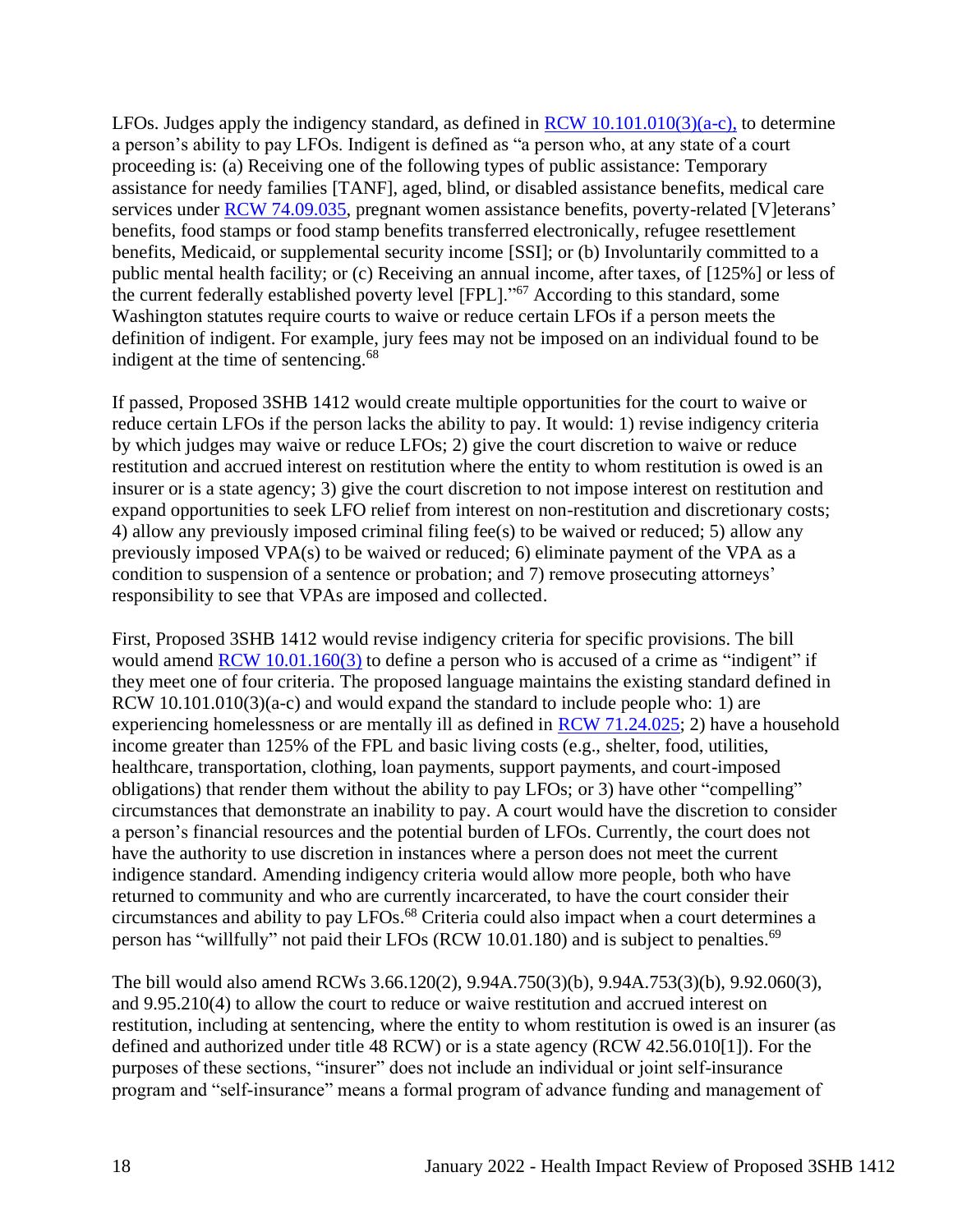LFOs. Judges apply the indigency standard, as defined in [RCW 10.101.010(3)(a-c),] to determine a person's ability to pay LFOs. Indigent is defined as "a person who, at any state of a court proceeding is: (a) Receiving one of the following types of public assistance: Temporary assistance for needy families [TANF], aged, blind, or disabled assistance benefits, medical care services under [RCW 74.09.035], pregnant women assistance benefits, poverty-related [V]eterans' benefits, food stamps or food stamp benefits transferred electronically, refugee resettlement benefits, Medicaid, or supplemental security income [SSI]; or (b) Involuntarily committed to a public mental health facility; or (c) Receiving an annual income, after taxes, of [125%] or less of the current federally established poverty level [FPL]."[67] According to this standard, some Washington statutes require courts to waive or reduce certain LFOs if a person meets the definition of indigent. For example, jury fees may not be imposed on an individual found to be indigent at the time of sentencing.[68]

If passed, Proposed 3SHB 1412 would create multiple opportunities for the court to waive or reduce certain LFOs if the person lacks the ability to pay. It would: 1) revise indigency criteria by which judges may waive or reduce LFOs; 2) give the court discretion to waive or reduce restitution and accrued interest on restitution where the entity to whom restitution is owed is an insurer or is a state agency; 3) give the court discretion to not impose interest on restitution and expand opportunities to seek LFO relief from interest on non-restitution and discretionary costs; 4) allow any previously imposed criminal filing fee(s) to be waived or reduced; 5) allow any previously imposed VPA(s) to be waived or reduced; 6) eliminate payment of the VPA as a condition to suspension of a sentence or probation; and 7) remove prosecuting attorneys' responsibility to see that VPAs are imposed and collected.

First, Proposed 3SHB 1412 would revise indigency criteria for specific provisions. The bill would amend [RCW 10.01.160(3)] to define a person who is accused of a crime as "indigent" if they meet one of four criteria. The proposed language maintains the existing standard defined in RCW 10.101.010(3)(a-c) and would expand the standard to include people who: 1) are experiencing homelessness or are mentally ill as defined in [RCW 71.24.025]; 2) have a household income greater than 125% of the FPL and basic living costs (e.g., shelter, food, utilities, healthcare, transportation, clothing, loan payments, support payments, and court-imposed obligations) that render them without the ability to pay LFOs; or 3) have other "compelling" circumstances that demonstrate an inability to pay. A court would have the discretion to consider a person's financial resources and the potential burden of LFOs. Currently, the court does not have the authority to use discretion in instances where a person does not meet the current indigence standard. Amending indigency criteria would allow more people, both who have returned to community and who are currently incarcerated, to have the court consider their circumstances and ability to pay LFOs.[68] Criteria could also impact when a court determines a person has "willfully" not paid their LFOs (RCW 10.01.180) and is subject to penalties.[69]

The bill would also amend RCWs 3.66.120(2), 9.94A.750(3)(b), 9.94A.753(3)(b), 9.92.060(3), and 9.95.210(4) to allow the court to reduce or waive restitution and accrued interest on restitution, including at sentencing, where the entity to whom restitution is owed is an insurer (as defined and authorized under title 48 RCW) or is a state agency (RCW 42.56.010[1]). For the purposes of these sections, "insurer" does not include an individual or joint self-insurance program and "self-insurance" means a formal program of advance funding and management of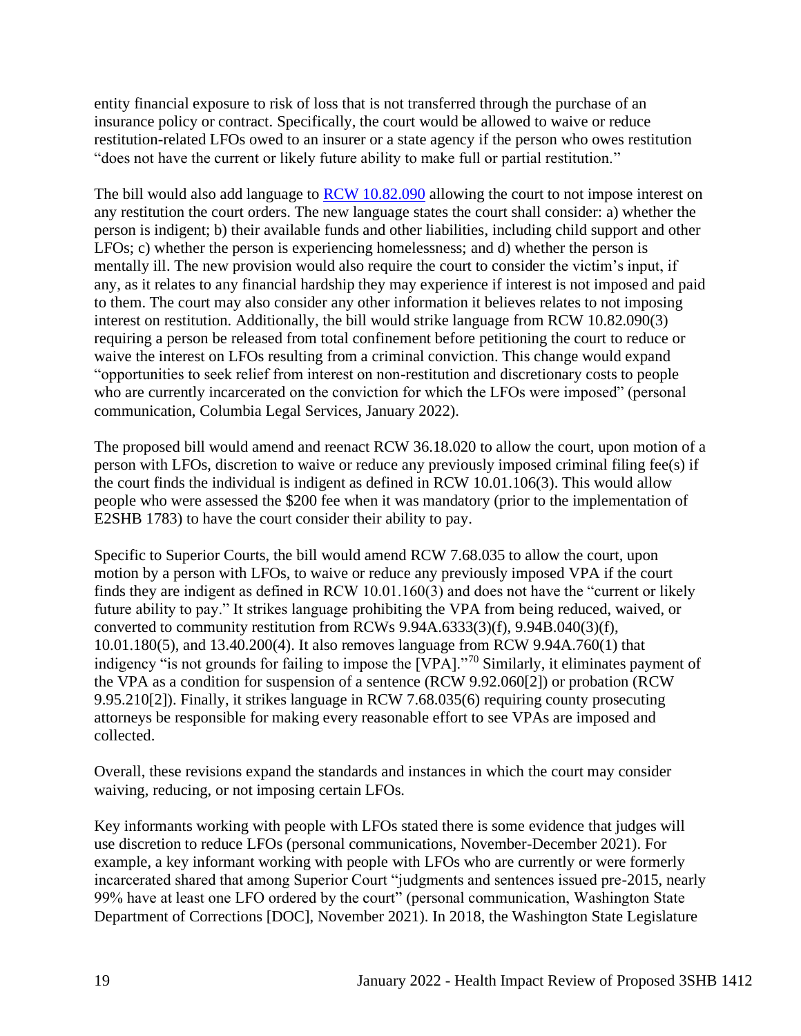entity financial exposure to risk of loss that is not transferred through the purchase of an insurance policy or contract. Specifically, the court would be allowed to waive or reduce restitution-related LFOs owed to an insurer or a state agency if the person who owes restitution "does not have the current or likely future ability to make full or partial restitution."

The bill would also add language to [RCW 10.82.090](RCW 10.82.090) allowing the court to not impose interest on any restitution the court orders. The new language states the court shall consider: a) whether the person is indigent; b) their available funds and other liabilities, including child support and other LFOs; c) whether the person is experiencing homelessness; and d) whether the person is mentally ill. The new provision would also require the court to consider the victim's input, if any, as it relates to any financial hardship they may experience if interest is not imposed and paid to them. The court may also consider any other information it believes relates to not imposing interest on restitution. Additionally, the bill would strike language from RCW 10.82.090(3) requiring a person be released from total confinement before petitioning the court to reduce or waive the interest on LFOs resulting from a criminal conviction. This change would expand "opportunities to seek relief from interest on non-restitution and discretionary costs to people who are currently incarcerated on the conviction for which the LFOs were imposed" (personal communication, Columbia Legal Services, January 2022).

The proposed bill would amend and reenact RCW 36.18.020 to allow the court, upon motion of a person with LFOs, discretion to waive or reduce any previously imposed criminal filing fee(s) if the court finds the individual is indigent as defined in RCW 10.01.106(3). This would allow people who were assessed the $200 fee when it was mandatory (prior to the implementation of E2SHB 1783) to have the court consider their ability to pay.

Specific to Superior Courts, the bill would amend RCW 7.68.035 to allow the court, upon motion by a person with LFOs, to waive or reduce any previously imposed VPA if the court finds they are indigent as defined in RCW 10.01.160(3) and does not have the "current or likely future ability to pay." It strikes language prohibiting the VPA from being reduced, waived, or converted to community restitution from RCWs 9.94A.6333(3)(f), 9.94B.040(3)(f), 10.01.180(5), and 13.40.200(4). It also removes language from RCW 9.94A.760(1) that indigency "is not grounds for failing to impose the [VPA]."[70] Similarly, it eliminates payment of the VPA as a condition for suspension of a sentence (RCW 9.92.060[2]) or probation (RCW 9.95.210[2]). Finally, it strikes language in RCW 7.68.035(6) requiring county prosecuting attorneys be responsible for making every reasonable effort to see VPAs are imposed and collected.

Overall, these revisions expand the standards and instances in which the court may consider waiving, reducing, or not imposing certain LFOs.

Key informants working with people with LFOs stated there is some evidence that judges will use discretion to reduce LFOs (personal communications, November-December 2021). For example, a key informant working with people with LFOs who are currently or were formerly incarcerated shared that among Superior Court "judgments and sentences issued pre-2015, nearly 99% have at least one LFO ordered by the court" (personal communication, Washington State Department of Corrections [DOC], November 2021). In 2018, the Washington State Legislature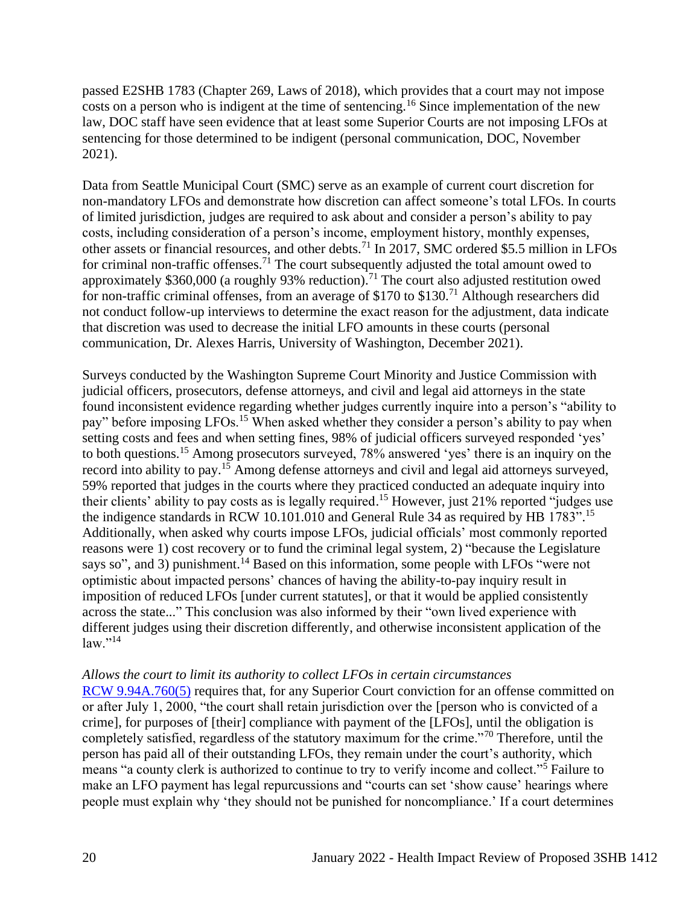passed E2SHB 1783 (Chapter 269, Laws of 2018), which provides that a court may not impose costs on a person who is indigent at the time of sentencing.[16] Since implementation of the new law, DOC staff have seen evidence that at least some Superior Courts are not imposing LFOs at sentencing for those determined to be indigent (personal communication, DOC, November 2021).

Data from Seattle Municipal Court (SMC) serve as an example of current court discretion for non-mandatory LFOs and demonstrate how discretion can affect someone's total LFOs. In courts of limited jurisdiction, judges are required to ask about and consider a person's ability to pay costs, including consideration of a person's income, employment history, monthly expenses, other assets or financial resources, and other debts.[71] In 2017, SMC ordered $5.5 million in LFOs for criminal non-traffic offenses.[71] The court subsequently adjusted the total amount owed to approximately $360,000 (a roughly 93% reduction).[71] The court also adjusted restitution owed for non-traffic criminal offenses, from an average of $170 to $130.[71] Although researchers did not conduct follow-up interviews to determine the exact reason for the adjustment, data indicate that discretion was used to decrease the initial LFO amounts in these courts (personal communication, Dr. Alexes Harris, University of Washington, December 2021).

Surveys conducted by the Washington Supreme Court Minority and Justice Commission with judicial officers, prosecutors, defense attorneys, and civil and legal aid attorneys in the state found inconsistent evidence regarding whether judges currently inquire into a person's "ability to pay" before imposing LFOs.[15] When asked whether they consider a person's ability to pay when setting costs and fees and when setting fines, 98% of judicial officers surveyed responded 'yes' to both questions.[15] Among prosecutors surveyed, 78% answered 'yes' there is an inquiry on the record into ability to pay.[15] Among defense attorneys and civil and legal aid attorneys surveyed, 59% reported that judges in the courts where they practiced conducted an adequate inquiry into their clients' ability to pay costs as is legally required.[15] However, just 21% reported "judges use the indigence standards in RCW 10.101.010 and General Rule 34 as required by HB 1783".[15] Additionally, when asked why courts impose LFOs, judicial officials' most commonly reported reasons were 1) cost recovery or to fund the criminal legal system, 2) "because the Legislature says so", and 3) punishment.[14] Based on this information, some people with LFOs "were not optimistic about impacted persons' chances of having the ability-to-pay inquiry result in imposition of reduced LFOs [under current statutes], or that it would be applied consistently across the state..." This conclusion was also informed by their "own lived experience with different judges using their discretion differently, and otherwise inconsistent application of the law."[14]

*Allows the court to limit its authority to collect LFOs in certain circumstances*

RCW 9.94A.760(5) requires that, for any Superior Court conviction for an offense committed on or after July 1, 2000, "the court shall retain jurisdiction over the [person who is convicted of a crime], for purposes of [their] compliance with payment of the [LFOs], until the obligation is completely satisfied, regardless of the statutory maximum for the crime."[70] Therefore, until the person has paid all of their outstanding LFOs, they remain under the court's authority, which means "a county clerk is authorized to continue to try to verify income and collect."[5] Failure to make an LFO payment has legal repurcussions and "courts can set 'show cause' hearings where people must explain why 'they should not be punished for noncompliance.' If a court determines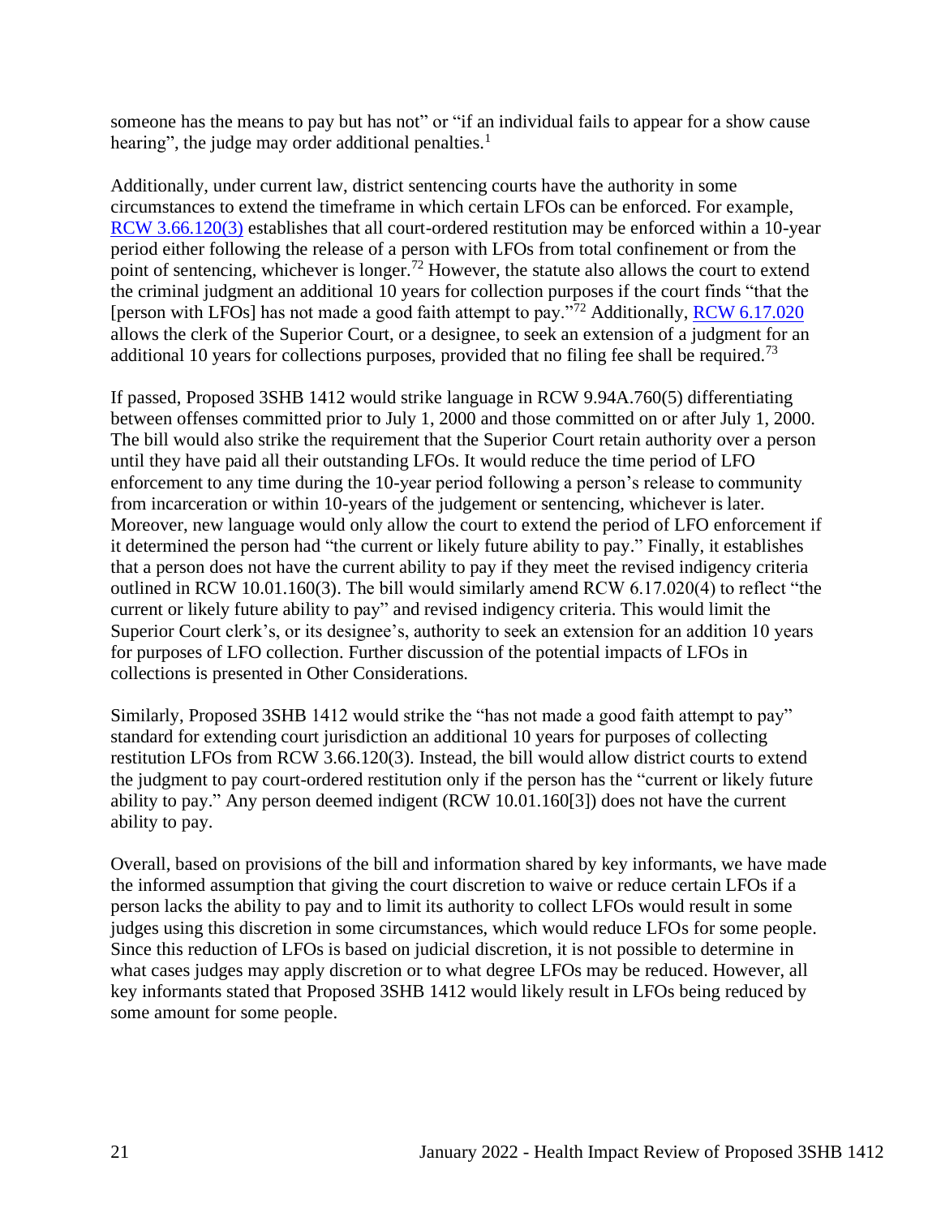someone has the means to pay but has not" or "if an individual fails to appear for a show cause hearing", the judge may order additional penalties.[1]

Additionally, under current law, district sentencing courts have the authority in some circumstances to extend the timeframe in which certain LFOs can be enforced. For example, RCW 3.66.120(3) establishes that all court-ordered restitution may be enforced within a 10-year period either following the release of a person with LFOs from total confinement or from the point of sentencing, whichever is longer.[72] However, the statute also allows the court to extend the criminal judgment an additional 10 years for collection purposes if the court finds "that the [person with LFOs] has not made a good faith attempt to pay."[72] Additionally, RCW 6.17.020 allows the clerk of the Superior Court, or a designee, to seek an extension of a judgment for an additional 10 years for collections purposes, provided that no filing fee shall be required.[73]

If passed, Proposed 3SHB 1412 would strike language in RCW 9.94A.760(5) differentiating between offenses committed prior to July 1, 2000 and those committed on or after July 1, 2000. The bill would also strike the requirement that the Superior Court retain authority over a person until they have paid all their outstanding LFOs. It would reduce the time period of LFO enforcement to any time during the 10-year period following a person's release to community from incarceration or within 10-years of the judgement or sentencing, whichever is later. Moreover, new language would only allow the court to extend the period of LFO enforcement if it determined the person had "the current or likely future ability to pay." Finally, it establishes that a person does not have the current ability to pay if they meet the revised indigency criteria outlined in RCW 10.01.160(3). The bill would similarly amend RCW 6.17.020(4) to reflect "the current or likely future ability to pay" and revised indigency criteria. This would limit the Superior Court clerk's, or its designee's, authority to seek an extension for an addition 10 years for purposes of LFO collection. Further discussion of the potential impacts of LFOs in collections is presented in Other Considerations.

Similarly, Proposed 3SHB 1412 would strike the "has not made a good faith attempt to pay" standard for extending court jurisdiction an additional 10 years for purposes of collecting restitution LFOs from RCW 3.66.120(3). Instead, the bill would allow district courts to extend the judgment to pay court-ordered restitution only if the person has the "current or likely future ability to pay." Any person deemed indigent (RCW 10.01.160[3]) does not have the current ability to pay.

Overall, based on provisions of the bill and information shared by key informants, we have made the informed assumption that giving the court discretion to waive or reduce certain LFOs if a person lacks the ability to pay and to limit its authority to collect LFOs would result in some judges using this discretion in some circumstances, which would reduce LFOs for some people. Since this reduction of LFOs is based on judicial discretion, it is not possible to determine in what cases judges may apply discretion or to what degree LFOs may be reduced. However, all key informants stated that Proposed 3SHB 1412 would likely result in LFOs being reduced by some amount for some people.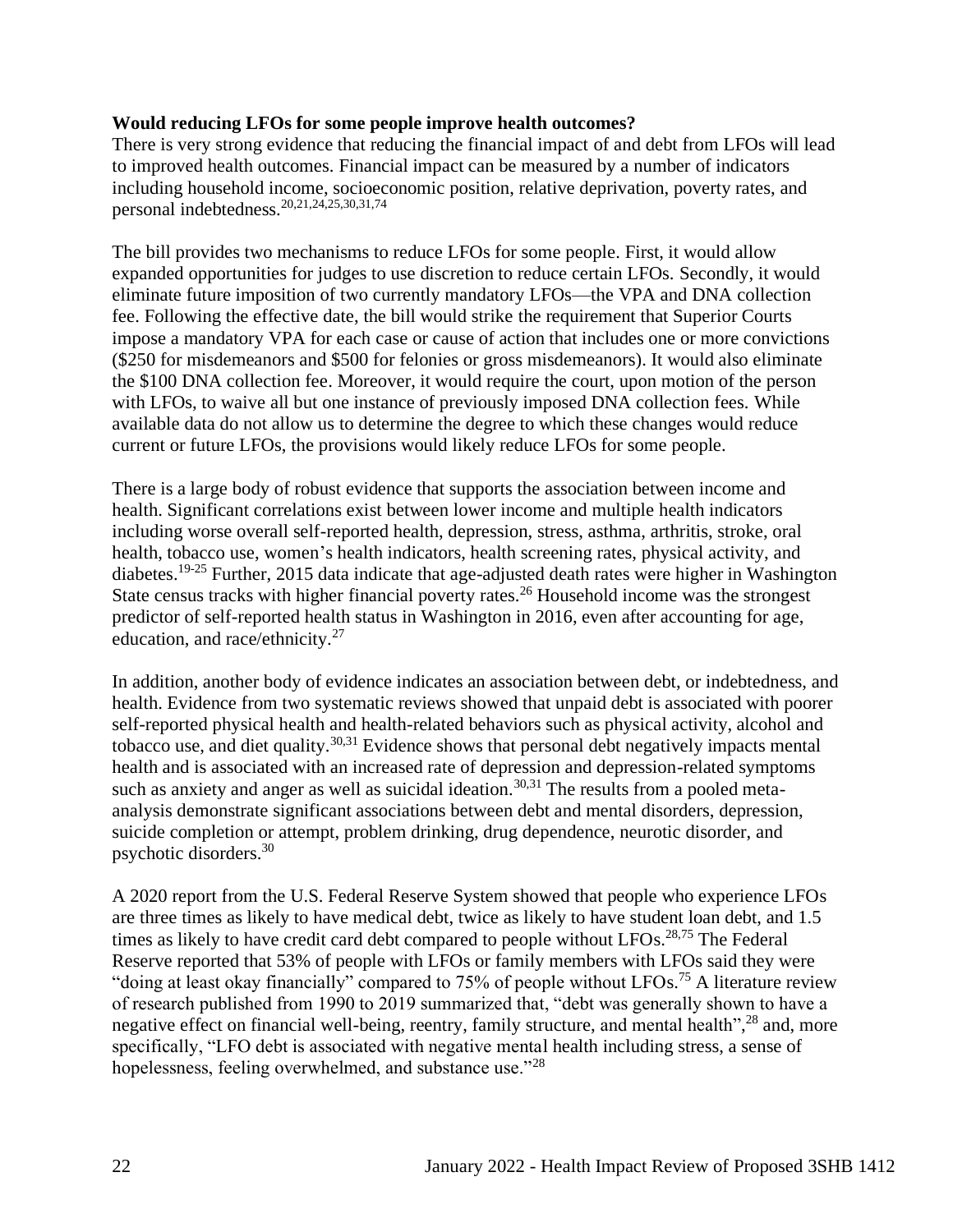**Would reducing LFOs for some people improve health outcomes?**

There is very strong evidence that reducing the financial impact of and debt from LFOs will lead to improved health outcomes. Financial impact can be measured by a number of indicators including household income, socioeconomic position, relative deprivation, poverty rates, and personal indebtedness.[20,21,24,25,30,31,74]

The bill provides two mechanisms to reduce LFOs for some people. First, it would allow expanded opportunities for judges to use discretion to reduce certain LFOs. Secondly, it would eliminate future imposition of two currently mandatory LFOs—the VPA and DNA collection fee. Following the effective date, the bill would strike the requirement that Superior Courts impose a mandatory VPA for each case or cause of action that includes one or more convictions ($250 for misdemeanors and $500 for felonies or gross misdemeanors). It would also eliminate the $100 DNA collection fee. Moreover, it would require the court, upon motion of the person with LFOs, to waive all but one instance of previously imposed DNA collection fees. While available data do not allow us to determine the degree to which these changes would reduce current or future LFOs, the provisions would likely reduce LFOs for some people.

There is a large body of robust evidence that supports the association between income and health. Significant correlations exist between lower income and multiple health indicators including worse overall self-reported health, depression, stress, asthma, arthritis, stroke, oral health, tobacco use, women's health indicators, health screening rates, physical activity, and diabetes.[19-25] Further, 2015 data indicate that age-adjusted death rates were higher in Washington State census tracks with higher financial poverty rates.[26] Household income was the strongest predictor of self-reported health status in Washington in 2016, even after accounting for age, education, and race/ethnicity.[27]

In addition, another body of evidence indicates an association between debt, or indebtedness, and health. Evidence from two systematic reviews showed that unpaid debt is associated with poorer self-reported physical health and health-related behaviors such as physical activity, alcohol and tobacco use, and diet quality.[30,31] Evidence shows that personal debt negatively impacts mental health and is associated with an increased rate of depression and depression-related symptoms such as anxiety and anger as well as suicidal ideation.[30,31] The results from a pooled meta-analysis demonstrate significant associations between debt and mental disorders, depression, suicide completion or attempt, problem drinking, drug dependence, neurotic disorder, and psychotic disorders.[30]

A 2020 report from the U.S. Federal Reserve System showed that people who experience LFOs are three times as likely to have medical debt, twice as likely to have student loan debt, and 1.5 times as likely to have credit card debt compared to people without LFOs.[28,75] The Federal Reserve reported that 53% of people with LFOs or family members with LFOs said they were "doing at least okay financially" compared to 75% of people without LFOs.[75] A literature review of research published from 1990 to 2019 summarized that, "debt was generally shown to have a negative effect on financial well-being, reentry, family structure, and mental health",[28] and, more specifically, "LFO debt is associated with negative mental health including stress, a sense of hopelessness, feeling overwhelmed, and substance use."[28]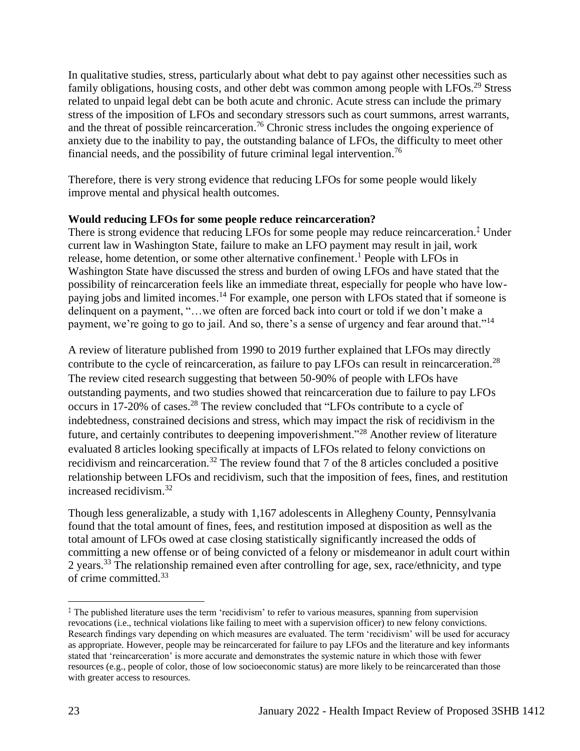In qualitative studies, stress, particularly about what debt to pay against other necessities such as family obligations, housing costs, and other debt was common among people with LFOs.[29] Stress related to unpaid legal debt can be both acute and chronic. Acute stress can include the primary stress of the imposition of LFOs and secondary stressors such as court summons, arrest warrants, and the threat of possible reincarceration.[76] Chronic stress includes the ongoing experience of anxiety due to the inability to pay, the outstanding balance of LFOs, the difficulty to meet other financial needs, and the possibility of future criminal legal intervention.[76]

Therefore, there is very strong evidence that reducing LFOs for some people would likely improve mental and physical health outcomes.

**Would reducing LFOs for some people reduce reincarceration?**

There is strong evidence that reducing LFOs for some people may reduce reincarceration.[‡] Under current law in Washington State, failure to make an LFO payment may result in jail, work release, home detention, or some other alternative confinement.[1] People with LFOs in Washington State have discussed the stress and burden of owing LFOs and have stated that the possibility of reincarceration feels like an immediate threat, especially for people who have low-paying jobs and limited incomes.[14] For example, one person with LFOs stated that if someone is delinquent on a payment, "…we often are forced back into court or told if we don't make a payment, we're going to go to jail. And so, there's a sense of urgency and fear around that."[14]

A review of literature published from 1990 to 2019 further explained that LFOs may directly contribute to the cycle of reincarceration, as failure to pay LFOs can result in reincarceration.[28] The review cited research suggesting that between 50-90% of people with LFOs have outstanding payments, and two studies showed that reincarceration due to failure to pay LFOs occurs in 17-20% of cases.[28] The review concluded that "LFOs contribute to a cycle of indebtedness, constrained decisions and stress, which may impact the risk of recidivism in the future, and certainly contributes to deepening impoverishment."[28] Another review of literature evaluated 8 articles looking specifically at impacts of LFOs related to felony convictions on recidivism and reincarceration.[32] The review found that 7 of the 8 articles concluded a positive relationship between LFOs and recidivism, such that the imposition of fees, fines, and restitution increased recidivism.[32]

Though less generalizable, a study with 1,167 adolescents in Allegheny County, Pennsylvania found that the total amount of fines, fees, and restitution imposed at disposition as well as the total amount of LFOs owed at case closing statistically significantly increased the odds of committing a new offense or of being convicted of a felony or misdemeanor in adult court within 2 years.[33] The relationship remained even after controlling for age, sex, race/ethnicity, and type of crime committed.[33]

---

[‡] The published literature uses the term 'recidivism' to refer to various measures, spanning from supervision revocations (i.e., technical violations like failing to meet with a supervision officer) to new felony convictions. Research findings vary depending on which measures are evaluated. The term 'recidivism' will be used for accuracy as appropriate. However, people may be reincarcerated for failure to pay LFOs and the literature and key informants stated that 'reincarceration' is more accurate and demonstrates the systemic nature in which those with fewer resources (e.g., people of color, those of low socioeconomic status) are more likely to be reincarcerated than those with greater access to resources.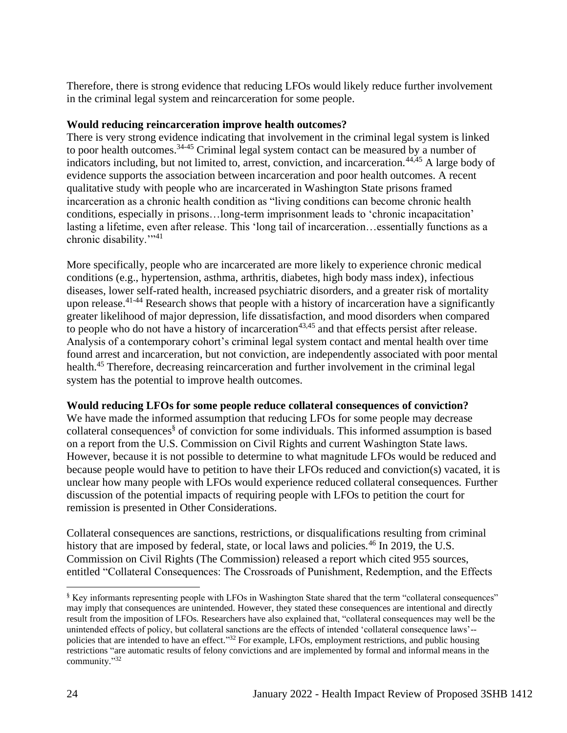Therefore, there is strong evidence that reducing LFOs would likely reduce further involvement in the criminal legal system and reincarceration for some people.

**Would reducing reincarceration improve health outcomes?**

There is very strong evidence indicating that involvement in the criminal legal system is linked to poor health outcomes.[34-45] Criminal legal system contact can be measured by a number of indicators including, but not limited to, arrest, conviction, and incarceration.[44,45] A large body of evidence supports the association between incarceration and poor health outcomes. A recent qualitative study with people who are incarcerated in Washington State prisons framed incarceration as a chronic health condition as "living conditions can become chronic health conditions, especially in prisons…long-term imprisonment leads to 'chronic incapacitation' lasting a lifetime, even after release. This 'long tail of incarceration…essentially functions as a chronic disability.'"[41]

More specifically, people who are incarcerated are more likely to experience chronic medical conditions (e.g., hypertension, asthma, arthritis, diabetes, high body mass index), infectious diseases, lower self-rated health, increased psychiatric disorders, and a greater risk of mortality upon release.[41-44] Research shows that people with a history of incarceration have a significantly greater likelihood of major depression, life dissatisfaction, and mood disorders when compared to people who do not have a history of incarceration[43,45] and that effects persist after release. Analysis of a contemporary cohort's criminal legal system contact and mental health over time found arrest and incarceration, but not conviction, are independently associated with poor mental health.[45] Therefore, decreasing reincarceration and further involvement in the criminal legal system has the potential to improve health outcomes.

**Would reducing LFOs for some people reduce collateral consequences of conviction?**

We have made the informed assumption that reducing LFOs for some people may decrease collateral consequences[§] of conviction for some individuals. This informed assumption is based on a report from the U.S. Commission on Civil Rights and current Washington State laws. However, because it is not possible to determine to what magnitude LFOs would be reduced and because people would have to petition to have their LFOs reduced and conviction(s) vacated, it is unclear how many people with LFOs would experience reduced collateral consequences. Further discussion of the potential impacts of requiring people with LFOs to petition the court for remission is presented in Other Considerations.

Collateral consequences are sanctions, restrictions, or disqualifications resulting from criminal history that are imposed by federal, state, or local laws and policies.[46] In 2019, the U.S. Commission on Civil Rights (The Commission) released a report which cited 955 sources, entitled "Collateral Consequences: The Crossroads of Punishment, Redemption, and the Effects

---

[§] Key informants representing people with LFOs in Washington State shared that the term "collateral consequences" may imply that consequences are unintended. However, they stated these consequences are intentional and directly result from the imposition of LFOs. Researchers have also explained that, "collateral consequences may well be the unintended effects of policy, but collateral sanctions are the effects of intended 'collateral consequence laws'--policies that are intended to have an effect."[32] For example, LFOs, employment restrictions, and public housing restrictions "are automatic results of felony convictions and are implemented by formal and informal means in the community."[32]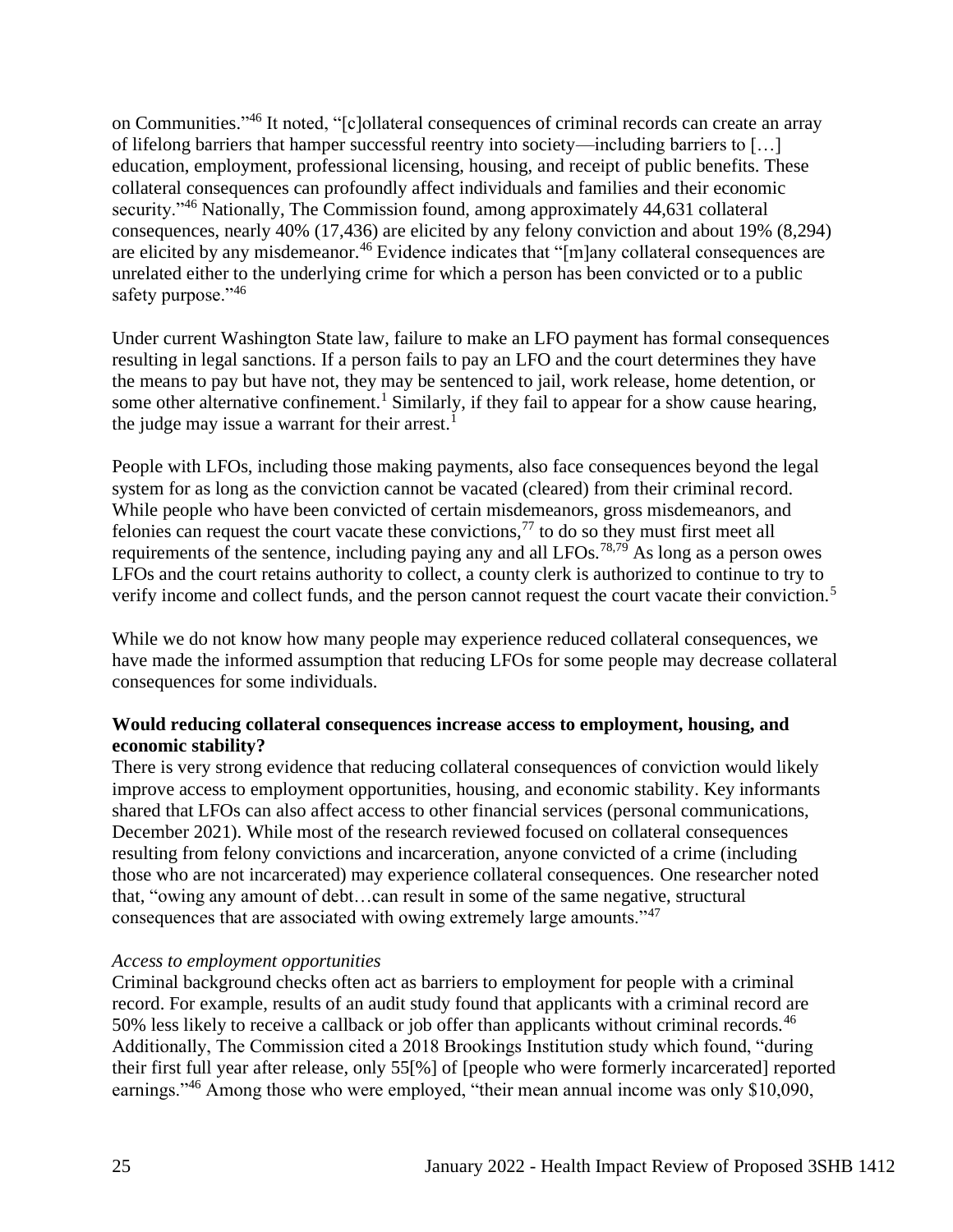on Communities."[46] It noted, "[c]ollateral consequences of criminal records can create an array of lifelong barriers that hamper successful reentry into society—including barriers to […] education, employment, professional licensing, housing, and receipt of public benefits. These collateral consequences can profoundly affect individuals and families and their economic security."[46] Nationally, The Commission found, among approximately 44,631 collateral consequences, nearly 40% (17,436) are elicited by any felony conviction and about 19% (8,294) are elicited by any misdemeanor.[46] Evidence indicates that "[m]any collateral consequences are unrelated either to the underlying crime for which a person has been convicted or to a public safety purpose."[46]

Under current Washington State law, failure to make an LFO payment has formal consequences resulting in legal sanctions. If a person fails to pay an LFO and the court determines they have the means to pay but have not, they may be sentenced to jail, work release, home detention, or some other alternative confinement.[1] Similarly, if they fail to appear for a show cause hearing, the judge may issue a warrant for their arrest.[1]

People with LFOs, including those making payments, also face consequences beyond the legal system for as long as the conviction cannot be vacated (cleared) from their criminal record. While people who have been convicted of certain misdemeanors, gross misdemeanors, and felonies can request the court vacate these convictions,[77] to do so they must first meet all requirements of the sentence, including paying any and all LFOs.[78,79] As long as a person owes LFOs and the court retains authority to collect, a county clerk is authorized to continue to try to verify income and collect funds, and the person cannot request the court vacate their conviction.[5]

While we do not know how many people may experience reduced collateral consequences, we have made the informed assumption that reducing LFOs for some people may decrease collateral consequences for some individuals.

**Would reducing collateral consequences increase access to employment, housing, and economic stability?**

There is very strong evidence that reducing collateral consequences of conviction would likely improve access to employment opportunities, housing, and economic stability. Key informants shared that LFOs can also affect access to other financial services (personal communications, December 2021). While most of the research reviewed focused on collateral consequences resulting from felony convictions and incarceration, anyone convicted of a crime (including those who are not incarcerated) may experience collateral consequences. One researcher noted that, "owing any amount of debt…can result in some of the same negative, structural consequences that are associated with owing extremely large amounts."[47]

*Access to employment opportunities*

Criminal background checks often act as barriers to employment for people with a criminal record. For example, results of an audit study found that applicants with a criminal record are 50% less likely to receive a callback or job offer than applicants without criminal records.[46] Additionally, The Commission cited a 2018 Brookings Institution study which found, "during their first full year after release, only 55[%] of [people who were formerly incarcerated] reported earnings."[46] Among those who were employed, "their mean annual income was only $10,090,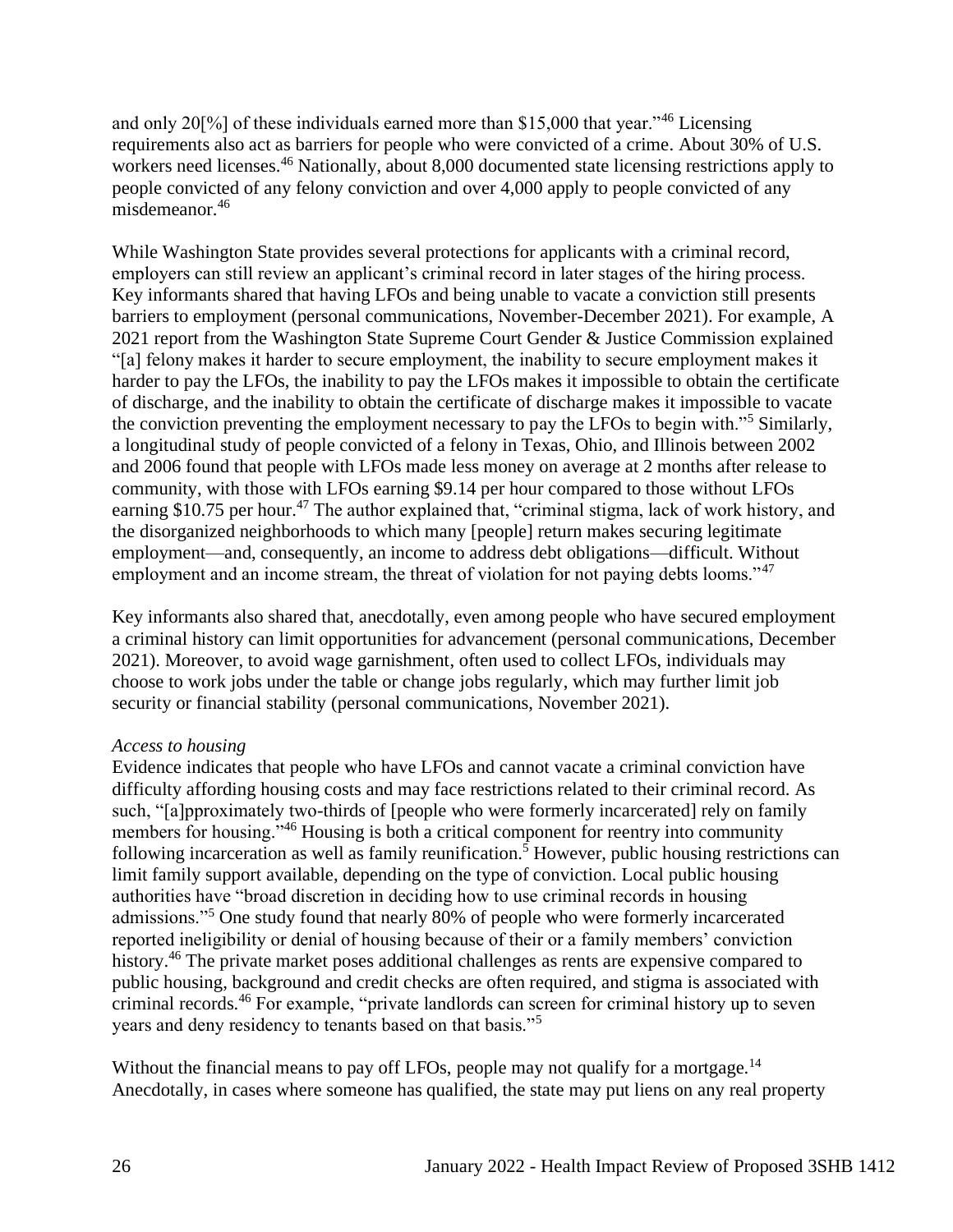and only 20[%] of these individuals earned more than $15,000 that year."[46] Licensing requirements also act as barriers for people who were convicted of a crime. About 30% of U.S. workers need licenses.[46] Nationally, about 8,000 documented state licensing restrictions apply to people convicted of any felony conviction and over 4,000 apply to people convicted of any misdemeanor.[46]

While Washington State provides several protections for applicants with a criminal record, employers can still review an applicant's criminal record in later stages of the hiring process. Key informants shared that having LFOs and being unable to vacate a conviction still presents barriers to employment (personal communications, November-December 2021). For example, A 2021 report from the Washington State Supreme Court Gender & Justice Commission explained "[a] felony makes it harder to secure employment, the inability to secure employment makes it harder to pay the LFOs, the inability to pay the LFOs makes it impossible to obtain the certificate of discharge, and the inability to obtain the certificate of discharge makes it impossible to vacate the conviction preventing the employment necessary to pay the LFOs to begin with."[5] Similarly, a longitudinal study of people convicted of a felony in Texas, Ohio, and Illinois between 2002 and 2006 found that people with LFOs made less money on average at 2 months after release to community, with those with LFOs earning $9.14 per hour compared to those without LFOs earning $10.75 per hour.[47] The author explained that, "criminal stigma, lack of work history, and the disorganized neighborhoods to which many [people] return makes securing legitimate employment—and, consequently, an income to address debt obligations—difficult. Without employment and an income stream, the threat of violation for not paying debts looms."[47]

Key informants also shared that, anecdotally, even among people who have secured employment a criminal history can limit opportunities for advancement (personal communications, December 2021). Moreover, to avoid wage garnishment, often used to collect LFOs, individuals may choose to work jobs under the table or change jobs regularly, which may further limit job security or financial stability (personal communications, November 2021).

*Access to housing*

Evidence indicates that people who have LFOs and cannot vacate a criminal conviction have difficulty affording housing costs and may face restrictions related to their criminal record. As such, "[a]pproximately two-thirds of [people who were formerly incarcerated] rely on family members for housing."[46] Housing is both a critical component for reentry into community following incarceration as well as family reunification.[5] However, public housing restrictions can limit family support available, depending on the type of conviction. Local public housing authorities have "broad discretion in deciding how to use criminal records in housing admissions."[5] One study found that nearly 80% of people who were formerly incarcerated reported ineligibility or denial of housing because of their or a family members' conviction history.[46] The private market poses additional challenges as rents are expensive compared to public housing, background and credit checks are often required, and stigma is associated with criminal records.[46] For example, "private landlords can screen for criminal history up to seven years and deny residency to tenants based on that basis."[5]

Without the financial means to pay off LFOs, people may not qualify for a mortgage.[14] Anecdotally, in cases where someone has qualified, the state may put liens on any real property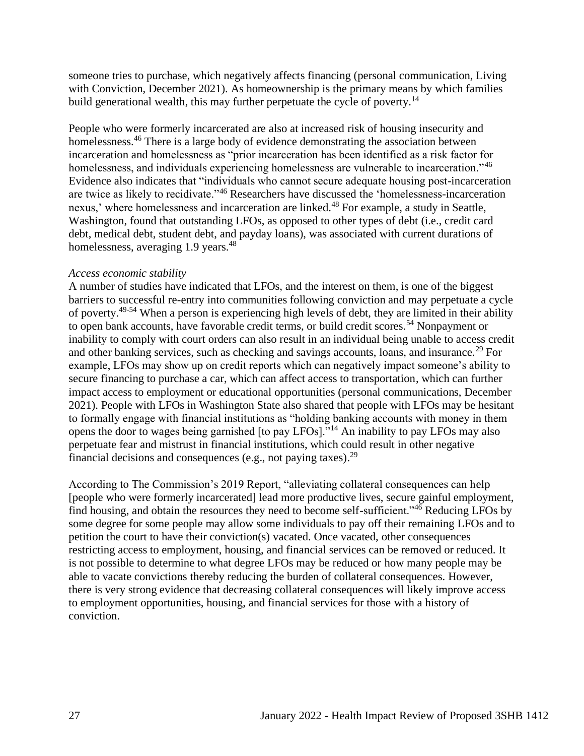someone tries to purchase, which negatively affects financing (personal communication, Living with Conviction, December 2021). As homeownership is the primary means by which families build generational wealth, this may further perpetuate the cycle of poverty.[14]

People who were formerly incarcerated are also at increased risk of housing insecurity and homelessness.[46] There is a large body of evidence demonstrating the association between incarceration and homelessness as "prior incarceration has been identified as a risk factor for homelessness, and individuals experiencing homelessness are vulnerable to incarceration."[46] Evidence also indicates that "individuals who cannot secure adequate housing post-incarceration are twice as likely to recidivate."[46] Researchers have discussed the 'homelessness-incarceration nexus,' where homelessness and incarceration are linked.[48] For example, a study in Seattle, Washington, found that outstanding LFOs, as opposed to other types of debt (i.e., credit card debt, medical debt, student debt, and payday loans), was associated with current durations of homelessness, averaging 1.9 years.[48]

*Access economic stability*

A number of studies have indicated that LFOs, and the interest on them, is one of the biggest barriers to successful re-entry into communities following conviction and may perpetuate a cycle of poverty.[49-54] When a person is experiencing high levels of debt, they are limited in their ability to open bank accounts, have favorable credit terms, or build credit scores.[54] Nonpayment or inability to comply with court orders can also result in an individual being unable to access credit and other banking services, such as checking and savings accounts, loans, and insurance.[29] For example, LFOs may show up on credit reports which can negatively impact someone's ability to secure financing to purchase a car, which can affect access to transportation, which can further impact access to employment or educational opportunities (personal communications, December 2021). People with LFOs in Washington State also shared that people with LFOs may be hesitant to formally engage with financial institutions as "holding banking accounts with money in them opens the door to wages being garnished [to pay LFOs]."[14] An inability to pay LFOs may also perpetuate fear and mistrust in financial institutions, which could result in other negative financial decisions and consequences (e.g., not paying taxes).[29]

According to The Commission's 2019 Report, "alleviating collateral consequences can help [people who were formerly incarcerated] lead more productive lives, secure gainful employment, find housing, and obtain the resources they need to become self-sufficient."[46] Reducing LFOs by some degree for some people may allow some individuals to pay off their remaining LFOs and to petition the court to have their conviction(s) vacated. Once vacated, other consequences restricting access to employment, housing, and financial services can be removed or reduced. It is not possible to determine to what degree LFOs may be reduced or how many people may be able to vacate convictions thereby reducing the burden of collateral consequences. However, there is very strong evidence that decreasing collateral consequences will likely improve access to employment opportunities, housing, and financial services for those with a history of conviction.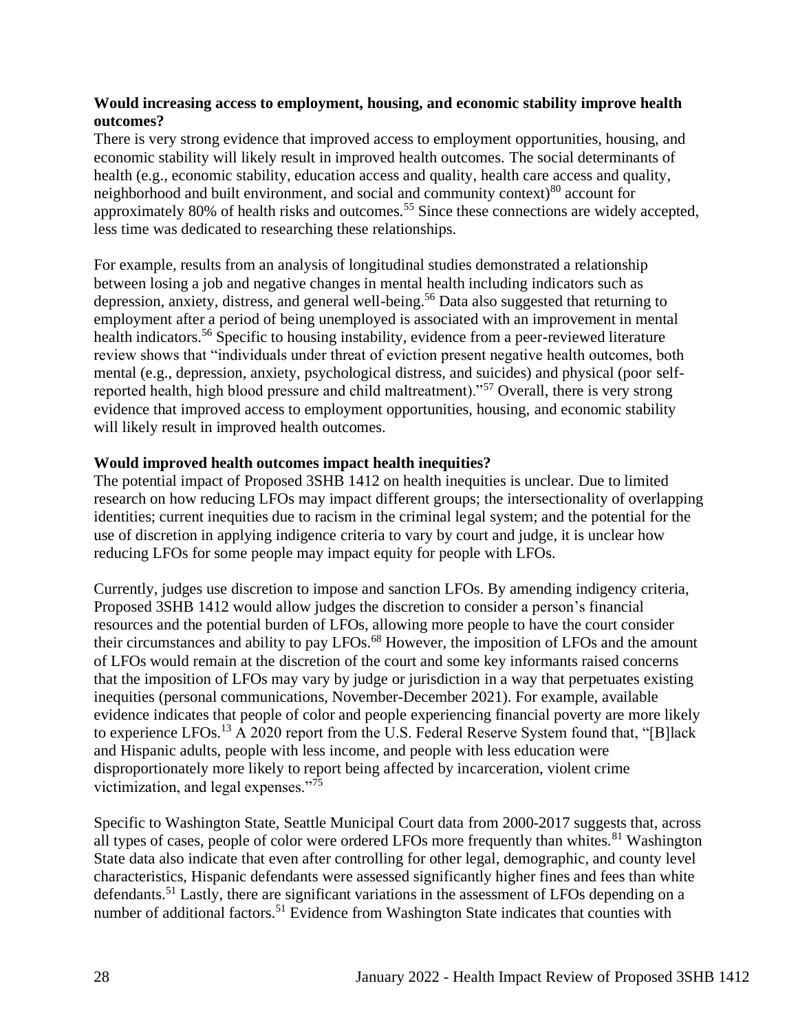**Would increasing access to employment, housing, and economic stability improve health outcomes?**

There is very strong evidence that improved access to employment opportunities, housing, and economic stability will likely result in improved health outcomes. The social determinants of health (e.g., economic stability, education access and quality, health care access and quality, neighborhood and built environment, and social and community context)[80] account for approximately 80% of health risks and outcomes.[55] Since these connections are widely accepted, less time was dedicated to researching these relationships.

For example, results from an analysis of longitudinal studies demonstrated a relationship between losing a job and negative changes in mental health including indicators such as depression, anxiety, distress, and general well-being.[56] Data also suggested that returning to employment after a period of being unemployed is associated with an improvement in mental health indicators.[56] Specific to housing instability, evidence from a peer-reviewed literature review shows that "individuals under threat of eviction present negative health outcomes, both mental (e.g., depression, anxiety, psychological distress, and suicides) and physical (poor self-reported health, high blood pressure and child maltreatment)."[57] Overall, there is very strong evidence that improved access to employment opportunities, housing, and economic stability will likely result in improved health outcomes.

**Would improved health outcomes impact health inequities?**

The potential impact of Proposed 3SHB 1412 on health inequities is unclear. Due to limited research on how reducing LFOs may impact different groups; the intersectionality of overlapping identities; current inequities due to racism in the criminal legal system; and the potential for the use of discretion in applying indigence criteria to vary by court and judge, it is unclear how reducing LFOs for some people may impact equity for people with LFOs.

Currently, judges use discretion to impose and sanction LFOs. By amending indigency criteria, Proposed 3SHB 1412 would allow judges the discretion to consider a person's financial resources and the potential burden of LFOs, allowing more people to have the court consider their circumstances and ability to pay LFOs.[68] However, the imposition of LFOs and the amount of LFOs would remain at the discretion of the court and some key informants raised concerns that the imposition of LFOs may vary by judge or jurisdiction in a way that perpetuates existing inequities (personal communications, November-December 2021). For example, available evidence indicates that people of color and people experiencing financial poverty are more likely to experience LFOs.[13] A 2020 report from the U.S. Federal Reserve System found that, "[B]lack and Hispanic adults, people with less income, and people with less education were disproportionately more likely to report being affected by incarceration, violent crime victimization, and legal expenses."[75]

Specific to Washington State, Seattle Municipal Court data from 2000-2017 suggests that, across all types of cases, people of color were ordered LFOs more frequently than whites.[81] Washington State data also indicate that even after controlling for other legal, demographic, and county level characteristics, Hispanic defendants were assessed significantly higher fines and fees than white defendants.[51] Lastly, there are significant variations in the assessment of LFOs depending on a number of additional factors.[51] Evidence from Washington State indicates that counties with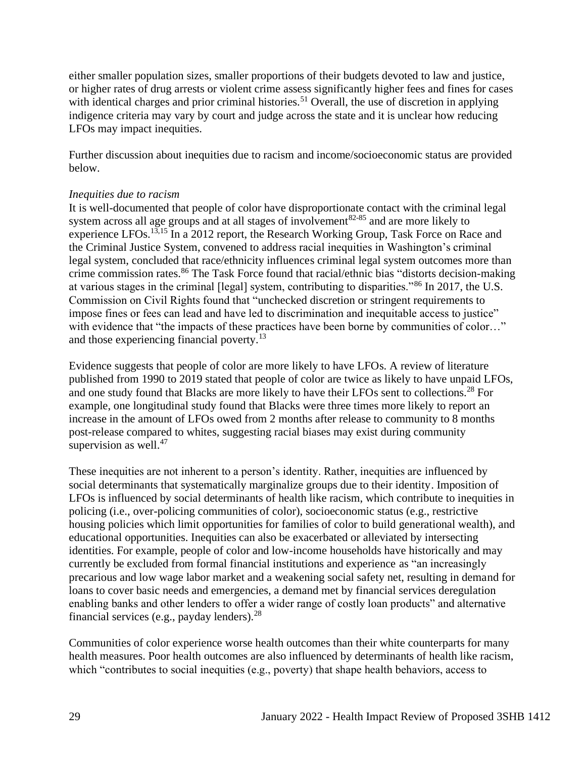either smaller population sizes, smaller proportions of their budgets devoted to law and justice, or higher rates of drug arrests or violent crime assess significantly higher fees and fines for cases with identical charges and prior criminal histories.[51] Overall, the use of discretion in applying indigence criteria may vary by court and judge across the state and it is unclear how reducing LFOs may impact inequities.

Further discussion about inequities due to racism and income/socioeconomic status are provided below.

*Inequities due to racism*

It is well-documented that people of color have disproportionate contact with the criminal legal system across all age groups and at all stages of involvement[82-85] and are more likely to experience LFOs.[13,15] In a 2012 report, the Research Working Group, Task Force on Race and the Criminal Justice System, convened to address racial inequities in Washington's criminal legal system, concluded that race/ethnicity influences criminal legal system outcomes more than crime commission rates.[86] The Task Force found that racial/ethnic bias "distorts decision-making at various stages in the criminal [legal] system, contributing to disparities."[86] In 2017, the U.S. Commission on Civil Rights found that "unchecked discretion or stringent requirements to impose fines or fees can lead and have led to discrimination and inequitable access to justice" with evidence that "the impacts of these practices have been borne by communities of color…" and those experiencing financial poverty.[13]

Evidence suggests that people of color are more likely to have LFOs. A review of literature published from 1990 to 2019 stated that people of color are twice as likely to have unpaid LFOs, and one study found that Blacks are more likely to have their LFOs sent to collections.[28] For example, one longitudinal study found that Blacks were three times more likely to report an increase in the amount of LFOs owed from 2 months after release to community to 8 months post-release compared to whites, suggesting racial biases may exist during community supervision as well.[47]

These inequities are not inherent to a person's identity. Rather, inequities are influenced by social determinants that systematically marginalize groups due to their identity. Imposition of LFOs is influenced by social determinants of health like racism, which contribute to inequities in policing (i.e., over-policing communities of color), socioeconomic status (e.g., restrictive housing policies which limit opportunities for families of color to build generational wealth), and educational opportunities. Inequities can also be exacerbated or alleviated by intersecting identities. For example, people of color and low-income households have historically and may currently be excluded from formal financial institutions and experience as "an increasingly precarious and low wage labor market and a weakening social safety net, resulting in demand for loans to cover basic needs and emergencies, a demand met by financial services deregulation enabling banks and other lenders to offer a wider range of costly loan products" and alternative financial services (e.g., payday lenders).[28]

Communities of color experience worse health outcomes than their white counterparts for many health measures. Poor health outcomes are also influenced by determinants of health like racism, which "contributes to social inequities (e.g., poverty) that shape health behaviors, access to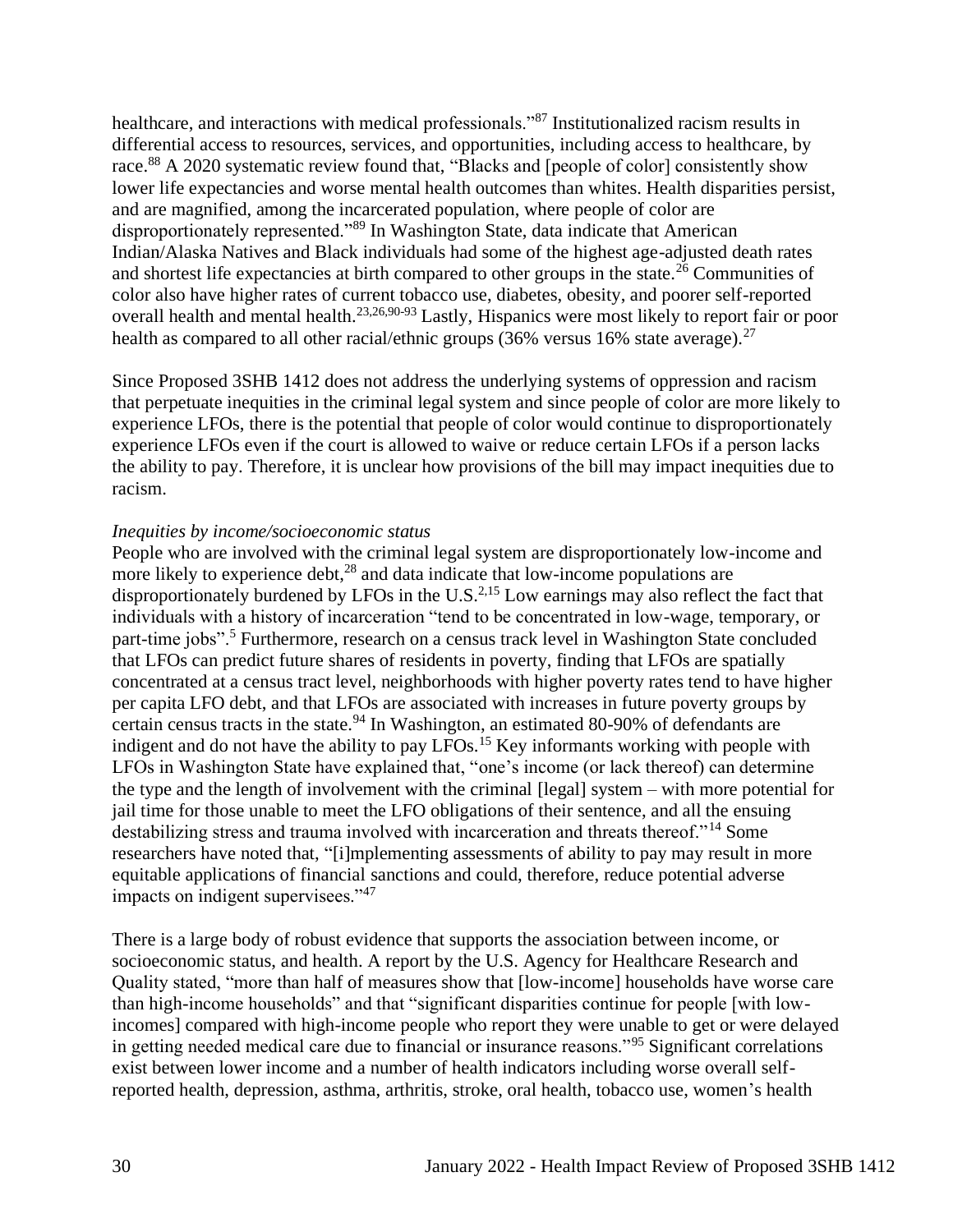healthcare, and interactions with medical professionals."[87] Institutionalized racism results in differential access to resources, services, and opportunities, including access to healthcare, by race.[88] A 2020 systematic review found that, "Blacks and [people of color] consistently show lower life expectancies and worse mental health outcomes than whites. Health disparities persist, and are magnified, among the incarcerated population, where people of color are disproportionately represented."[89] In Washington State, data indicate that American Indian/Alaska Natives and Black individuals had some of the highest age-adjusted death rates and shortest life expectancies at birth compared to other groups in the state.[26] Communities of color also have higher rates of current tobacco use, diabetes, obesity, and poorer self-reported overall health and mental health.[23,26,90-93] Lastly, Hispanics were most likely to report fair or poor health as compared to all other racial/ethnic groups (36% versus 16% state average).[27]

Since Proposed 3SHB 1412 does not address the underlying systems of oppression and racism that perpetuate inequities in the criminal legal system and since people of color are more likely to experience LFOs, there is the potential that people of color would continue to disproportionately experience LFOs even if the court is allowed to waive or reduce certain LFOs if a person lacks the ability to pay. Therefore, it is unclear how provisions of the bill may impact inequities due to racism.

*Inequities by income/socioeconomic status*

People who are involved with the criminal legal system are disproportionately low-income and more likely to experience debt,[28] and data indicate that low-income populations are disproportionately burdened by LFOs in the U.S.[2,15] Low earnings may also reflect the fact that individuals with a history of incarceration "tend to be concentrated in low-wage, temporary, or part-time jobs".[5] Furthermore, research on a census track level in Washington State concluded that LFOs can predict future shares of residents in poverty, finding that LFOs are spatially concentrated at a census tract level, neighborhoods with higher poverty rates tend to have higher per capita LFO debt, and that LFOs are associated with increases in future poverty groups by certain census tracts in the state.[94] In Washington, an estimated 80-90% of defendants are indigent and do not have the ability to pay LFOs.[15] Key informants working with people with LFOs in Washington State have explained that, "one's income (or lack thereof) can determine the type and the length of involvement with the criminal [legal] system – with more potential for jail time for those unable to meet the LFO obligations of their sentence, and all the ensuing destabilizing stress and trauma involved with incarceration and threats thereof."[14] Some researchers have noted that, "[i]mplementing assessments of ability to pay may result in more equitable applications of financial sanctions and could, therefore, reduce potential adverse impacts on indigent supervisees."[47]

There is a large body of robust evidence that supports the association between income, or socioeconomic status, and health. A report by the U.S. Agency for Healthcare Research and Quality stated, "more than half of measures show that [low-income] households have worse care than high-income households" and that "significant disparities continue for people [with low-incomes] compared with high-income people who report they were unable to get or were delayed in getting needed medical care due to financial or insurance reasons."[95] Significant correlations exist between lower income and a number of health indicators including worse overall self-reported health, depression, asthma, arthritis, stroke, oral health, tobacco use, women's health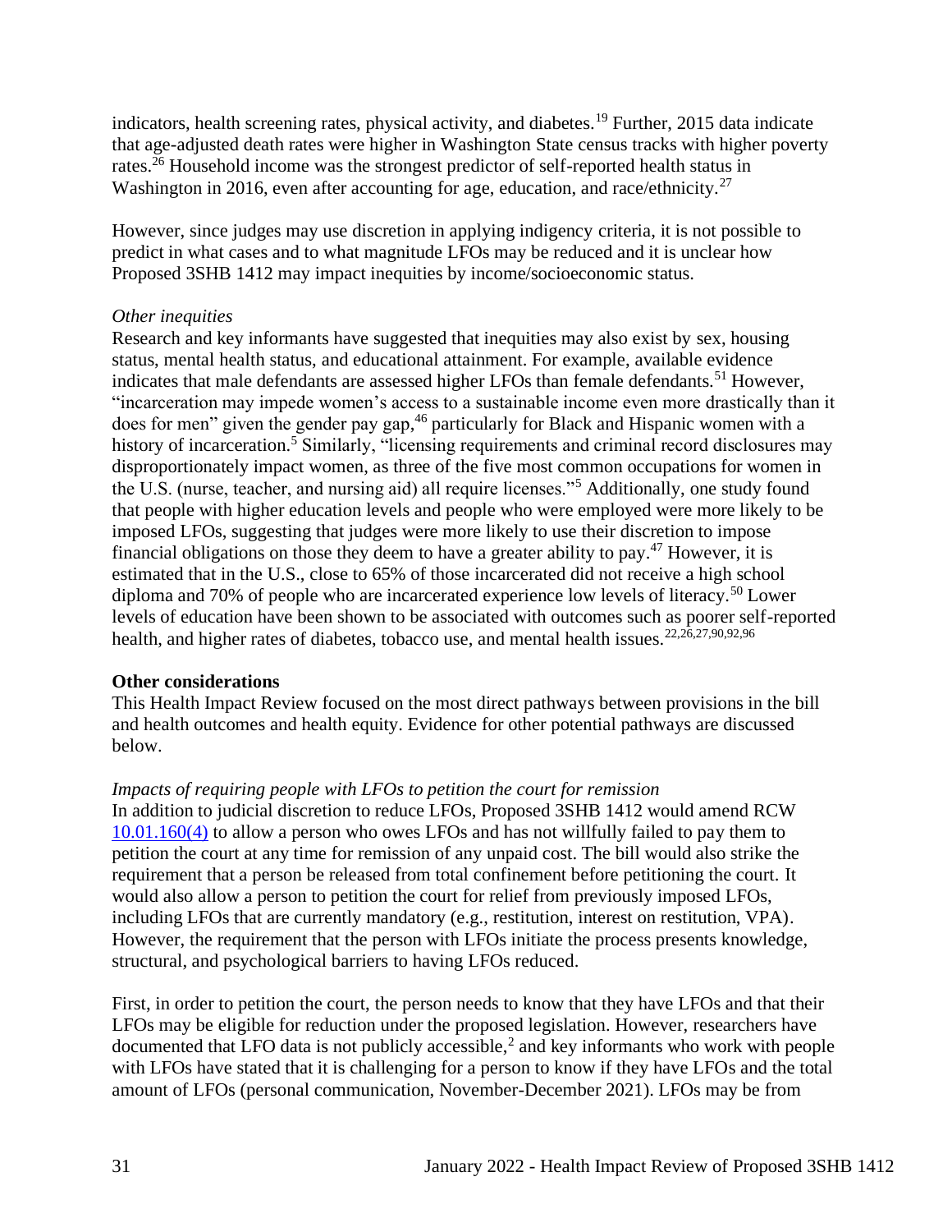indicators, health screening rates, physical activity, and diabetes.[19] Further, 2015 data indicate that age-adjusted death rates were higher in Washington State census tracks with higher poverty rates.[26] Household income was the strongest predictor of self-reported health status in Washington in 2016, even after accounting for age, education, and race/ethnicity.[27]

However, since judges may use discretion in applying indigency criteria, it is not possible to predict in what cases and to what magnitude LFOs may be reduced and it is unclear how Proposed 3SHB 1412 may impact inequities by income/socioeconomic status.

*Other inequities*

Research and key informants have suggested that inequities may also exist by sex, housing status, mental health status, and educational attainment. For example, available evidence indicates that male defendants are assessed higher LFOs than female defendants.[51] However, "incarceration may impede women's access to a sustainable income even more drastically than it does for men" given the gender pay gap,[46] particularly for Black and Hispanic women with a history of incarceration.[5] Similarly, "licensing requirements and criminal record disclosures may disproportionately impact women, as three of the five most common occupations for women in the U.S. (nurse, teacher, and nursing aid) all require licenses."[5] Additionally, one study found that people with higher education levels and people who were employed were more likely to be imposed LFOs, suggesting that judges were more likely to use their discretion to impose financial obligations on those they deem to have a greater ability to pay.[47] However, it is estimated that in the U.S., close to 65% of those incarcerated did not receive a high school diploma and 70% of people who are incarcerated experience low levels of literacy.[50] Lower levels of education have been shown to be associated with outcomes such as poorer self-reported health, and higher rates of diabetes, tobacco use, and mental health issues.[22,26,27,90,92,96]

**Other considerations**

This Health Impact Review focused on the most direct pathways between provisions in the bill and health outcomes and health equity. Evidence for other potential pathways are discussed below.

*Impacts of requiring people with LFOs to petition the court for remission*

In addition to judicial discretion to reduce LFOs, Proposed 3SHB 1412 would amend RCW 10.01.160(4) to allow a person who owes LFOs and has not willfully failed to pay them to petition the court at any time for remission of any unpaid cost. The bill would also strike the requirement that a person be released from total confinement before petitioning the court. It would also allow a person to petition the court for relief from previously imposed LFOs, including LFOs that are currently mandatory (e.g., restitution, interest on restitution, VPA). However, the requirement that the person with LFOs initiate the process presents knowledge, structural, and psychological barriers to having LFOs reduced.

First, in order to petition the court, the person needs to know that they have LFOs and that their LFOs may be eligible for reduction under the proposed legislation. However, researchers have documented that LFO data is not publicly accessible,[2] and key informants who work with people with LFOs have stated that it is challenging for a person to know if they have LFOs and the total amount of LFOs (personal communication, November-December 2021). LFOs may be from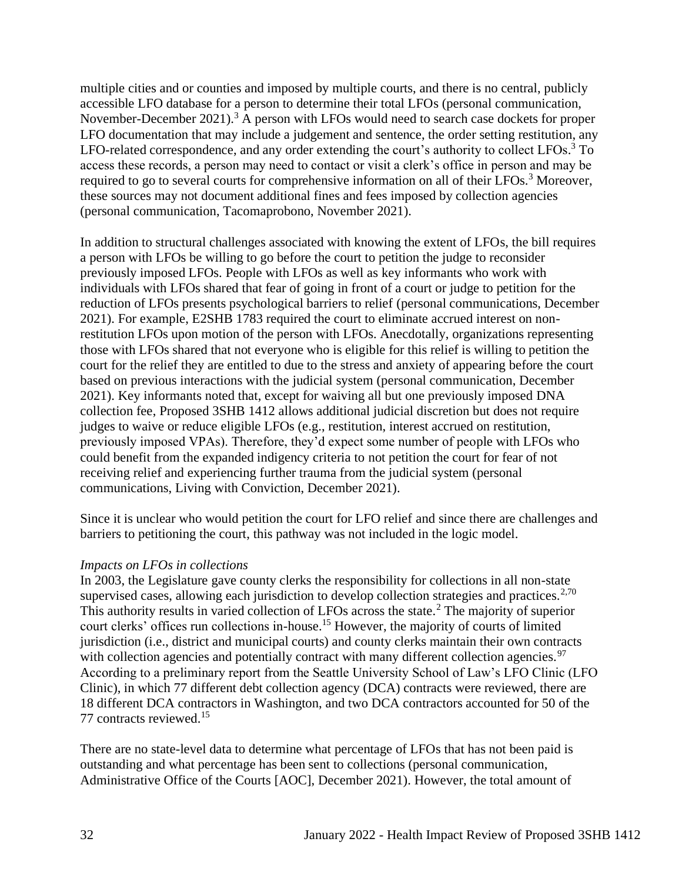multiple cities and or counties and imposed by multiple courts, and there is no central, publicly accessible LFO database for a person to determine their total LFOs (personal communication, November-December 2021).[3] A person with LFOs would need to search case dockets for proper LFO documentation that may include a judgement and sentence, the order setting restitution, any LFO-related correspondence, and any order extending the court's authority to collect LFOs.[3] To access these records, a person may need to contact or visit a clerk's office in person and may be required to go to several courts for comprehensive information on all of their LFOs.[3] Moreover, these sources may not document additional fines and fees imposed by collection agencies (personal communication, Tacomaprobono, November 2021).

In addition to structural challenges associated with knowing the extent of LFOs, the bill requires a person with LFOs be willing to go before the court to petition the judge to reconsider previously imposed LFOs. People with LFOs as well as key informants who work with individuals with LFOs shared that fear of going in front of a court or judge to petition for the reduction of LFOs presents psychological barriers to relief (personal communications, December 2021). For example, E2SHB 1783 required the court to eliminate accrued interest on non-restitution LFOs upon motion of the person with LFOs. Anecdotally, organizations representing those with LFOs shared that not everyone who is eligible for this relief is willing to petition the court for the relief they are entitled to due to the stress and anxiety of appearing before the court based on previous interactions with the judicial system (personal communication, December 2021). Key informants noted that, except for waiving all but one previously imposed DNA collection fee, Proposed 3SHB 1412 allows additional judicial discretion but does not require judges to waive or reduce eligible LFOs (e.g., restitution, interest accrued on restitution, previously imposed VPAs). Therefore, they'd expect some number of people with LFOs who could benefit from the expanded indigency criteria to not petition the court for fear of not receiving relief and experiencing further trauma from the judicial system (personal communications, Living with Conviction, December 2021).

Since it is unclear who would petition the court for LFO relief and since there are challenges and barriers to petitioning the court, this pathway was not included in the logic model.

*Impacts on LFOs in collections*

In 2003, the Legislature gave county clerks the responsibility for collections in all non-state supervised cases, allowing each jurisdiction to develop collection strategies and practices.[2,70] This authority results in varied collection of LFOs across the state.[2] The majority of superior court clerks' offices run collections in-house.[15] However, the majority of courts of limited jurisdiction (i.e., district and municipal courts) and county clerks maintain their own contracts with collection agencies and potentially contract with many different collection agencies.[97] According to a preliminary report from the Seattle University School of Law's LFO Clinic (LFO Clinic), in which 77 different debt collection agency (DCA) contracts were reviewed, there are 18 different DCA contractors in Washington, and two DCA contractors accounted for 50 of the 77 contracts reviewed.[15]

There are no state-level data to determine what percentage of LFOs that has not been paid is outstanding and what percentage has been sent to collections (personal communication, Administrative Office of the Courts [AOC], December 2021). However, the total amount of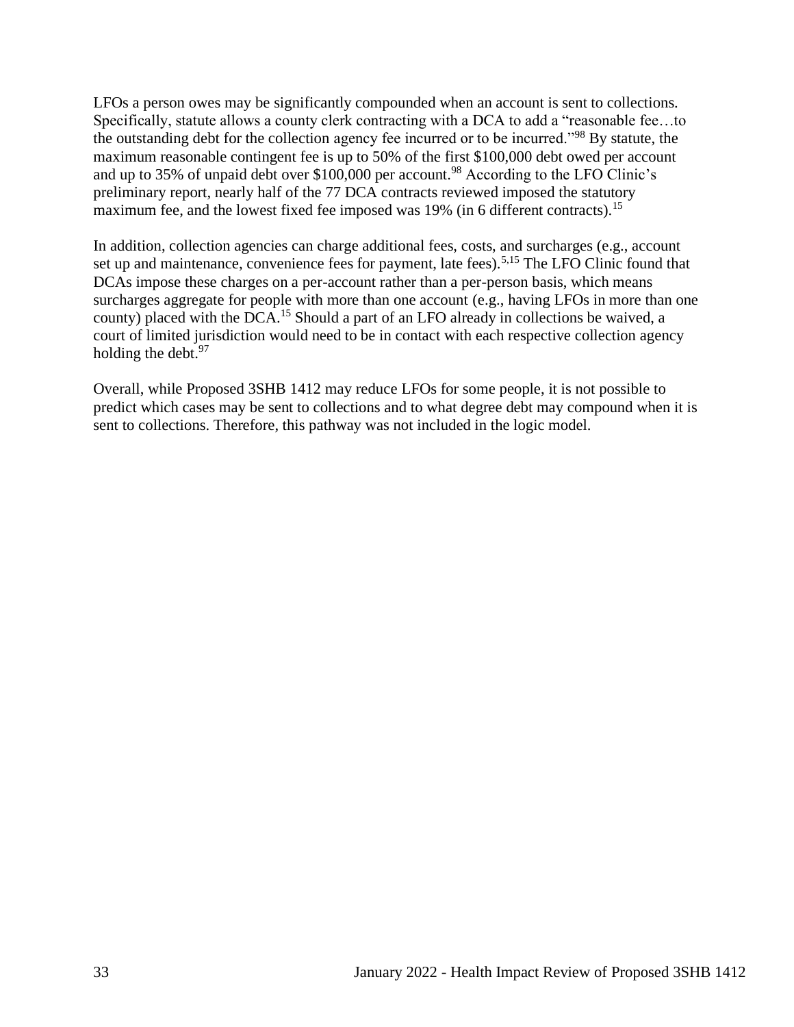LFOs a person owes may be significantly compounded when an account is sent to collections. Specifically, statute allows a county clerk contracting with a DCA to add a "reasonable fee…to the outstanding debt for the collection agency fee incurred or to be incurred."[98] By statute, the maximum reasonable contingent fee is up to 50% of the first $100,000 debt owed per account and up to 35% of unpaid debt over $100,000 per account.[98] According to the LFO Clinic's preliminary report, nearly half of the 77 DCA contracts reviewed imposed the statutory maximum fee, and the lowest fixed fee imposed was 19% (in 6 different contracts).[15]

In addition, collection agencies can charge additional fees, costs, and surcharges (e.g., account set up and maintenance, convenience fees for payment, late fees).[5,15] The LFO Clinic found that DCAs impose these charges on a per-account rather than a per-person basis, which means surcharges aggregate for people with more than one account (e.g., having LFOs in more than one county) placed with the DCA.[15] Should a part of an LFO already in collections be waived, a court of limited jurisdiction would need to be in contact with each respective collection agency holding the debt.[97]

Overall, while Proposed 3SHB 1412 may reduce LFOs for some people, it is not possible to predict which cases may be sent to collections and to what degree debt may compound when it is sent to collections. Therefore, this pathway was not included in the logic model.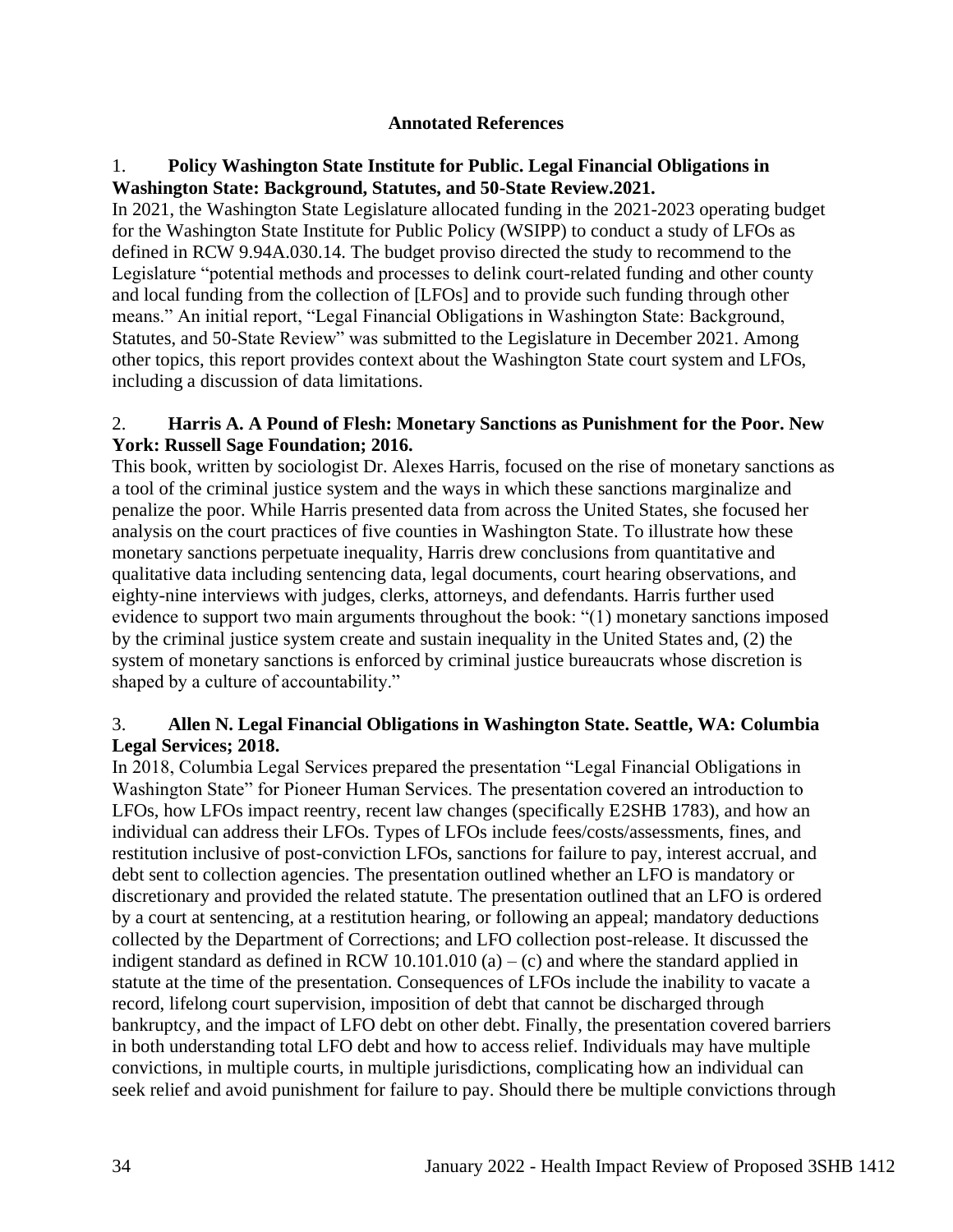**Annotated References**

1. **Policy Washington State Institute for Public. Legal Financial Obligations in Washington State: Background, Statutes, and 50-State Review.2021.**

In 2021, the Washington State Legislature allocated funding in the 2021-2023 operating budget for the Washington State Institute for Public Policy (WSIPP) to conduct a study of LFOs as defined in RCW 9.94A.030.14. The budget proviso directed the study to recommend to the Legislature "potential methods and processes to delink court-related funding and other county and local funding from the collection of [LFOs] and to provide such funding through other means." An initial report, "Legal Financial Obligations in Washington State: Background, Statutes, and 50-State Review" was submitted to the Legislature in December 2021. Among other topics, this report provides context about the Washington State court system and LFOs, including a discussion of data limitations.

2. **Harris A. A Pound of Flesh: Monetary Sanctions as Punishment for the Poor. New York: Russell Sage Foundation; 2016.**

This book, written by sociologist Dr. Alexes Harris, focused on the rise of monetary sanctions as a tool of the criminal justice system and the ways in which these sanctions marginalize and penalize the poor. While Harris presented data from across the United States, she focused her analysis on the court practices of five counties in Washington State. To illustrate how these monetary sanctions perpetuate inequality, Harris drew conclusions from quantitative and qualitative data including sentencing data, legal documents, court hearing observations, and eighty-nine interviews with judges, clerks, attorneys, and defendants. Harris further used evidence to support two main arguments throughout the book: "(1) monetary sanctions imposed by the criminal justice system create and sustain inequality in the United States and, (2) the system of monetary sanctions is enforced by criminal justice bureaucrats whose discretion is shaped by a culture of accountability."

3. **Allen N. Legal Financial Obligations in Washington State. Seattle, WA: Columbia Legal Services; 2018.**

In 2018, Columbia Legal Services prepared the presentation "Legal Financial Obligations in Washington State" for Pioneer Human Services. The presentation covered an introduction to LFOs, how LFOs impact reentry, recent law changes (specifically E2SHB 1783), and how an individual can address their LFOs. Types of LFOs include fees/costs/assessments, fines, and restitution inclusive of post-conviction LFOs, sanctions for failure to pay, interest accrual, and debt sent to collection agencies. The presentation outlined whether an LFO is mandatory or discretionary and provided the related statute. The presentation outlined that an LFO is ordered by a court at sentencing, at a restitution hearing, or following an appeal; mandatory deductions collected by the Department of Corrections; and LFO collection post-release. It discussed the indigent standard as defined in RCW 10.101.010 (a) – (c) and where the standard applied in statute at the time of the presentation. Consequences of LFOs include the inability to vacate a record, lifelong court supervision, imposition of debt that cannot be discharged through bankruptcy, and the impact of LFO debt on other debt. Finally, the presentation covered barriers in both understanding total LFO debt and how to access relief. Individuals may have multiple convictions, in multiple courts, in multiple jurisdictions, complicating how an individual can seek relief and avoid punishment for failure to pay. Should there be multiple convictions through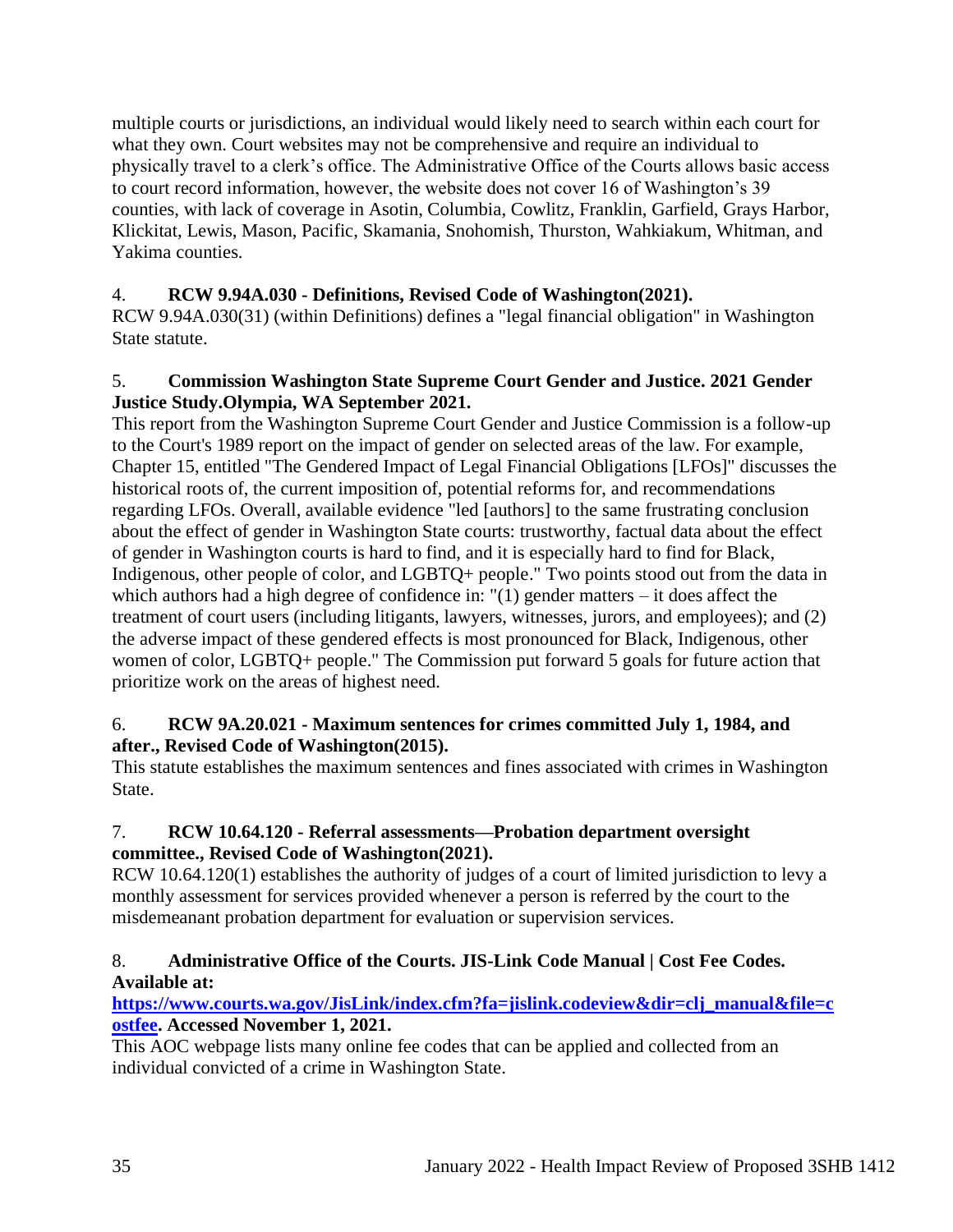multiple courts or jurisdictions, an individual would likely need to search within each court for what they own. Court websites may not be comprehensive and require an individual to physically travel to a clerk's office. The Administrative Office of the Courts allows basic access to court record information, however, the website does not cover 16 of Washington's 39 counties, with lack of coverage in Asotin, Columbia, Cowlitz, Franklin, Garfield, Grays Harbor, Klickitat, Lewis, Mason, Pacific, Skamania, Snohomish, Thurston, Wahkiakum, Whitman, and Yakima counties.

4. **RCW 9.94A.030 - Definitions, Revised Code of Washington(2021).**
RCW 9.94A.030(31) (within Definitions) defines a "legal financial obligation" in Washington State statute.

5. **Commission Washington State Supreme Court Gender and Justice. 2021 Gender Justice Study.Olympia, WA September 2021.**
This report from the Washington Supreme Court Gender and Justice Commission is a follow-up to the Court's 1989 report on the impact of gender on selected areas of the law. For example, Chapter 15, entitled "The Gendered Impact of Legal Financial Obligations [LFOs]" discusses the historical roots of, the current imposition of, potential reforms for, and recommendations regarding LFOs. Overall, available evidence "led [authors] to the same frustrating conclusion about the effect of gender in Washington State courts: trustworthy, factual data about the effect of gender in Washington courts is hard to find, and it is especially hard to find for Black, Indigenous, other people of color, and LGBTQ+ people." Two points stood out from the data in which authors had a high degree of confidence in: "(1) gender matters – it does affect the treatment of court users (including litigants, lawyers, witnesses, jurors, and employees); and (2) the adverse impact of these gendered effects is most pronounced for Black, Indigenous, other women of color, LGBTQ+ people." The Commission put forward 5 goals for future action that prioritize work on the areas of highest need.

6. **RCW 9A.20.021 - Maximum sentences for crimes committed July 1, 1984, and after., Revised Code of Washington(2015).**
This statute establishes the maximum sentences and fines associated with crimes in Washington State.

7. **RCW 10.64.120 - Referral assessments—Probation department oversight committee., Revised Code of Washington(2021).**
RCW 10.64.120(1) establishes the authority of judges of a court of limited jurisdiction to levy a monthly assessment for services provided whenever a person is referred by the court to the misdemeanant probation department for evaluation or supervision services.

8. **Administrative Office of the Courts. JIS-Link Code Manual | Cost Fee Codes. Available at: [https://www.courts.wa.gov/JisLink/index.cfm?fa=jislink.codeview&dir=clj_manual&file=costfee](https://www.courts.wa.gov/JisLink/index.cfm?fa=jislink.codeview&dir=clj_manual&file=costfee). Accessed November 1, 2021.**
This AOC webpage lists many online fee codes that can be applied and collected from an individual convicted of a crime in Washington State.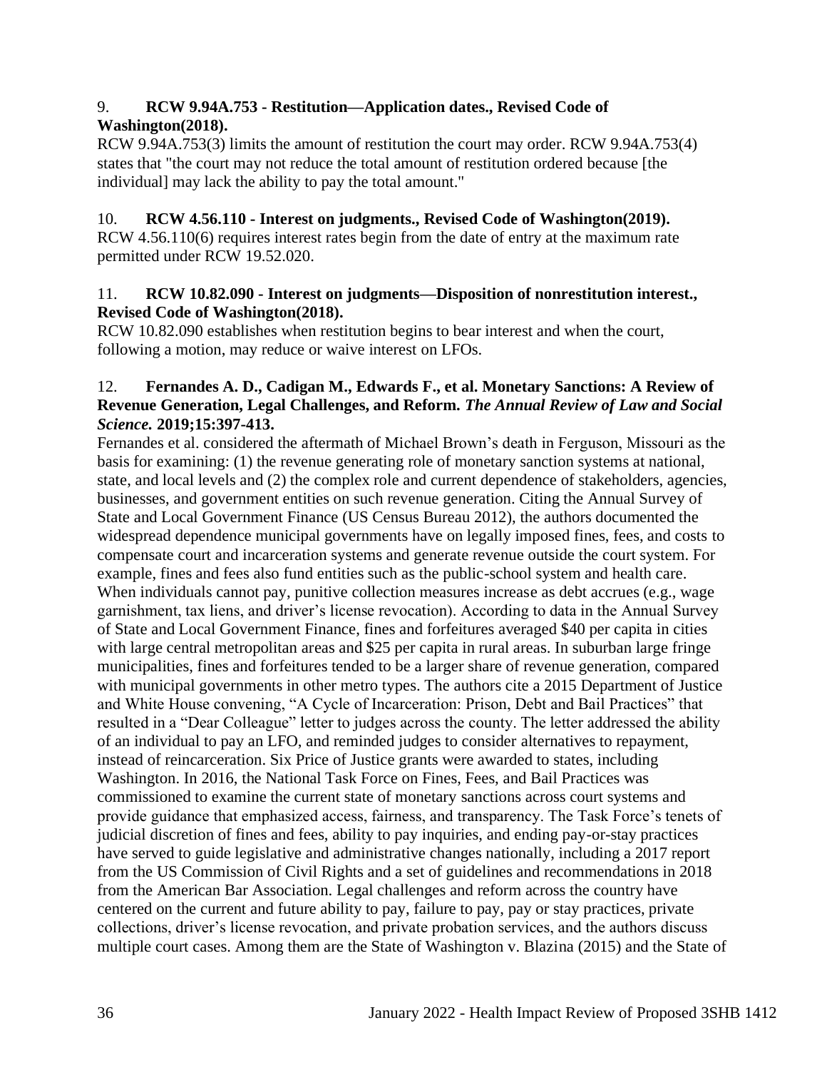9. **RCW 9.94A.753 - Restitution—Application dates., Revised Code of Washington(2018).**
RCW 9.94A.753(3) limits the amount of restitution the court may order. RCW 9.94A.753(4) states that "the court may not reduce the total amount of restitution ordered because [the individual] may lack the ability to pay the total amount."

10. **RCW 4.56.110 - Interest on judgments., Revised Code of Washington(2019).**
RCW 4.56.110(6) requires interest rates begin from the date of entry at the maximum rate permitted under RCW 19.52.020.

11. **RCW 10.82.090 - Interest on judgments—Disposition of nonrestitution interest., Revised Code of Washington(2018).**
RCW 10.82.090 establishes when restitution begins to bear interest and when the court, following a motion, may reduce or waive interest on LFOs.

12. **Fernandes A. D., Cadigan M., Edwards F., et al. Monetary Sanctions: A Review of Revenue Generation, Legal Challenges, and Reform. *The Annual Review of Law and Social Science.* 2019;15:397-413.**
Fernandes et al. considered the aftermath of Michael Brown's death in Ferguson, Missouri as the basis for examining: (1) the revenue generating role of monetary sanction systems at national, state, and local levels and (2) the complex role and current dependence of stakeholders, agencies, businesses, and government entities on such revenue generation. Citing the Annual Survey of State and Local Government Finance (US Census Bureau 2012), the authors documented the widespread dependence municipal governments have on legally imposed fines, fees, and costs to compensate court and incarceration systems and generate revenue outside the court system. For example, fines and fees also fund entities such as the public-school system and health care. When individuals cannot pay, punitive collection measures increase as debt accrues (e.g., wage garnishment, tax liens, and driver's license revocation). According to data in the Annual Survey of State and Local Government Finance, fines and forfeitures averaged $40 per capita in cities with large central metropolitan areas and $25 per capita in rural areas. In suburban large fringe municipalities, fines and forfeitures tended to be a larger share of revenue generation, compared with municipal governments in other metro types. The authors cite a 2015 Department of Justice and White House convening, "A Cycle of Incarceration: Prison, Debt and Bail Practices" that resulted in a "Dear Colleague" letter to judges across the county. The letter addressed the ability of an individual to pay an LFO, and reminded judges to consider alternatives to repayment, instead of reincarceration. Six Price of Justice grants were awarded to states, including Washington. In 2016, the National Task Force on Fines, Fees, and Bail Practices was commissioned to examine the current state of monetary sanctions across court systems and provide guidance that emphasized access, fairness, and transparency. The Task Force's tenets of judicial discretion of fines and fees, ability to pay inquiries, and ending pay-or-stay practices have served to guide legislative and administrative changes nationally, including a 2017 report from the US Commission of Civil Rights and a set of guidelines and recommendations in 2018 from the American Bar Association. Legal challenges and reform across the country have centered on the current and future ability to pay, failure to pay, pay or stay practices, private collections, driver's license revocation, and private probation services, and the authors discuss multiple court cases. Among them are the State of Washington v. Blazina (2015) and the State of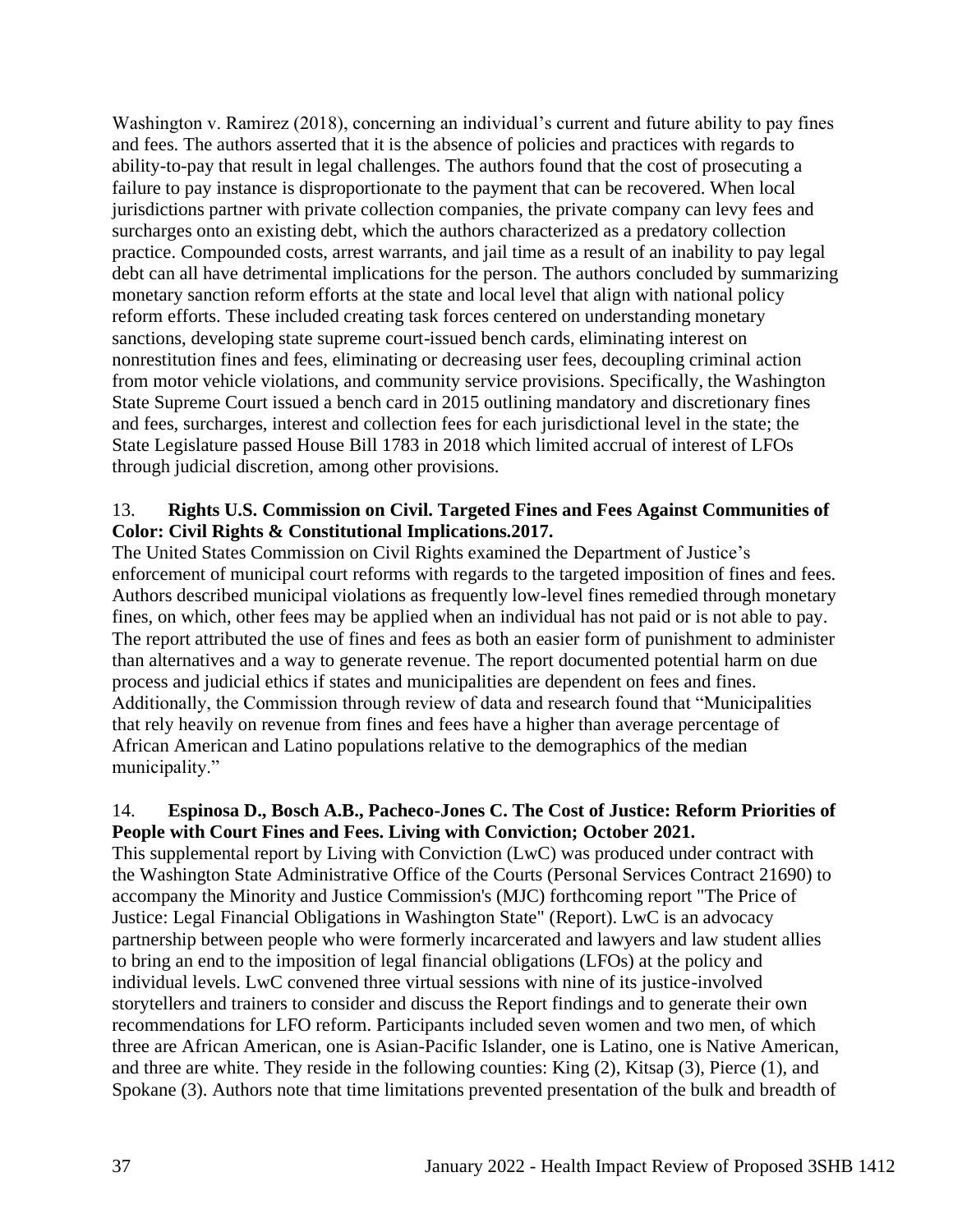Washington v. Ramirez (2018), concerning an individual's current and future ability to pay fines and fees. The authors asserted that it is the absence of policies and practices with regards to ability-to-pay that result in legal challenges. The authors found that the cost of prosecuting a failure to pay instance is disproportionate to the payment that can be recovered. When local jurisdictions partner with private collection companies, the private company can levy fees and surcharges onto an existing debt, which the authors characterized as a predatory collection practice. Compounded costs, arrest warrants, and jail time as a result of an inability to pay legal debt can all have detrimental implications for the person. The authors concluded by summarizing monetary sanction reform efforts at the state and local level that align with national policy reform efforts. These included creating task forces centered on understanding monetary sanctions, developing state supreme court-issued bench cards, eliminating interest on nonrestitution fines and fees, eliminating or decreasing user fees, decoupling criminal action from motor vehicle violations, and community service provisions. Specifically, the Washington State Supreme Court issued a bench card in 2015 outlining mandatory and discretionary fines and fees, surcharges, interest and collection fees for each jurisdictional level in the state; the State Legislature passed House Bill 1783 in 2018 which limited accrual of interest of LFOs through judicial discretion, among other provisions.

13. **Rights U.S. Commission on Civil. Targeted Fines and Fees Against Communities of Color: Civil Rights & Constitutional Implications.2017.**

The United States Commission on Civil Rights examined the Department of Justice's enforcement of municipal court reforms with regards to the targeted imposition of fines and fees. Authors described municipal violations as frequently low-level fines remedied through monetary fines, on which, other fees may be applied when an individual has not paid or is not able to pay. The report attributed the use of fines and fees as both an easier form of punishment to administer than alternatives and a way to generate revenue. The report documented potential harm on due process and judicial ethics if states and municipalities are dependent on fees and fines. Additionally, the Commission through review of data and research found that "Municipalities that rely heavily on revenue from fines and fees have a higher than average percentage of African American and Latino populations relative to the demographics of the median municipality."

14. **Espinosa D., Bosch A.B., Pacheco-Jones C. The Cost of Justice: Reform Priorities of People with Court Fines and Fees. Living with Conviction; October 2021.**

This supplemental report by Living with Conviction (LwC) was produced under contract with the Washington State Administrative Office of the Courts (Personal Services Contract 21690) to accompany the Minority and Justice Commission's (MJC) forthcoming report "The Price of Justice: Legal Financial Obligations in Washington State" (Report). LwC is an advocacy partnership between people who were formerly incarcerated and lawyers and law student allies to bring an end to the imposition of legal financial obligations (LFOs) at the policy and individual levels. LwC convened three virtual sessions with nine of its justice-involved storytellers and trainers to consider and discuss the Report findings and to generate their own recommendations for LFO reform. Participants included seven women and two men, of which three are African American, one is Asian-Pacific Islander, one is Latino, one is Native American, and three are white. They reside in the following counties: King (2), Kitsap (3), Pierce (1), and Spokane (3). Authors note that time limitations prevented presentation of the bulk and breadth of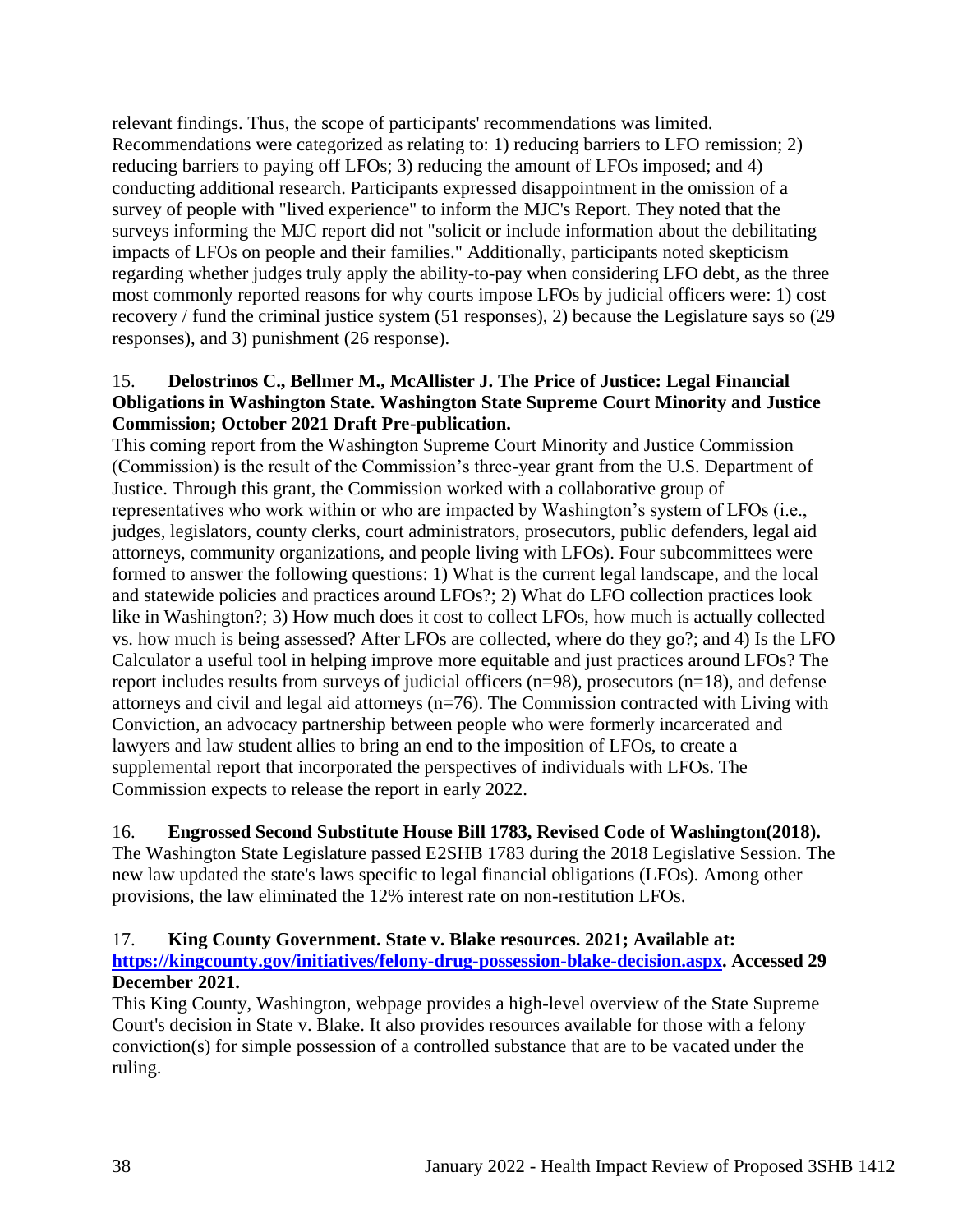relevant findings. Thus, the scope of participants' recommendations was limited. Recommendations were categorized as relating to: 1) reducing barriers to LFO remission; 2) reducing barriers to paying off LFOs; 3) reducing the amount of LFOs imposed; and 4) conducting additional research. Participants expressed disappointment in the omission of a survey of people with "lived experience" to inform the MJC's Report. They noted that the surveys informing the MJC report did not "solicit or include information about the debilitating impacts of LFOs on people and their families." Additionally, participants noted skepticism regarding whether judges truly apply the ability-to-pay when considering LFO debt, as the three most commonly reported reasons for why courts impose LFOs by judicial officers were: 1) cost recovery / fund the criminal justice system (51 responses), 2) because the Legislature says so (29 responses), and 3) punishment (26 response).

15. **Delostrinos C., Bellmer M., McAllister J. The Price of Justice: Legal Financial Obligations in Washington State. Washington State Supreme Court Minority and Justice Commission; October 2021 Draft Pre-publication.**

This coming report from the Washington Supreme Court Minority and Justice Commission (Commission) is the result of the Commission's three-year grant from the U.S. Department of Justice. Through this grant, the Commission worked with a collaborative group of representatives who work within or who are impacted by Washington's system of LFOs (i.e., judges, legislators, county clerks, court administrators, prosecutors, public defenders, legal aid attorneys, community organizations, and people living with LFOs). Four subcommittees were formed to answer the following questions: 1) What is the current legal landscape, and the local and statewide policies and practices around LFOs?; 2) What do LFO collection practices look like in Washington?; 3) How much does it cost to collect LFOs, how much is actually collected vs. how much is being assessed? After LFOs are collected, where do they go?; and 4) Is the LFO Calculator a useful tool in helping improve more equitable and just practices around LFOs? The report includes results from surveys of judicial officers (n=98), prosecutors (n=18), and defense attorneys and civil and legal aid attorneys (n=76). The Commission contracted with Living with Conviction, an advocacy partnership between people who were formerly incarcerated and lawyers and law student allies to bring an end to the imposition of LFOs, to create a supplemental report that incorporated the perspectives of individuals with LFOs. The Commission expects to release the report in early 2022.

16. **Engrossed Second Substitute House Bill 1783, Revised Code of Washington(2018).**

The Washington State Legislature passed E2SHB 1783 during the 2018 Legislative Session. The new law updated the state's laws specific to legal financial obligations (LFOs). Among other provisions, the law eliminated the 12% interest rate on non-restitution LFOs.

17. **King County Government. State v. Blake resources. 2021; Available at: [https://kingcounty.gov/initiatives/felony-drug-possession-blake-decision.aspx](https://kingcounty.gov/initiatives/felony-drug-possession-blake-decision.aspx). Accessed 29 December 2021.**

This King County, Washington, webpage provides a high-level overview of the State Supreme Court's decision in State v. Blake. It also provides resources available for those with a felony conviction(s) for simple possession of a controlled substance that are to be vacated under the ruling.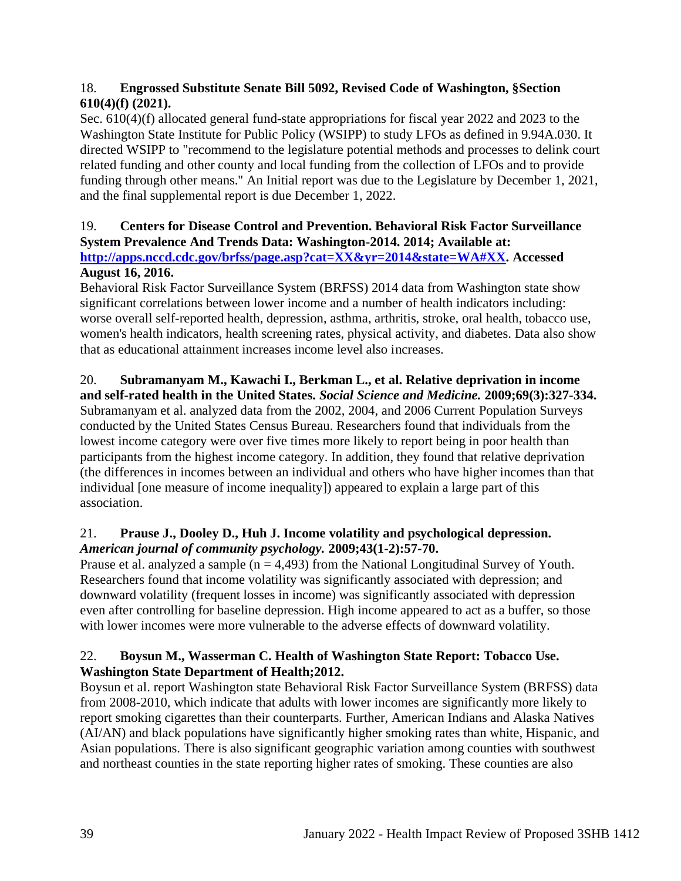18. **Engrossed Substitute Senate Bill 5092, Revised Code of Washington, §Section 610(4)(f) (2021).**
Sec. 610(4)(f) allocated general fund-state appropriations for fiscal year 2022 and 2023 to the Washington State Institute for Public Policy (WSIPP) to study LFOs as defined in 9.94A.030. It directed WSIPP to "recommend to the legislature potential methods and processes to delink court related funding and other county and local funding from the collection of LFOs and to provide funding through other means." An Initial report was due to the Legislature by December 1, 2021, and the final supplemental report is due December 1, 2022.

19. **Centers for Disease Control and Prevention. Behavioral Risk Factor Surveillance System Prevalence And Trends Data: Washington-2014. 2014; Available at: [http://apps.nccd.cdc.gov/brfss/page.asp?cat=XX&yr=2014&state=WA#XX](http://apps.nccd.cdc.gov/brfss/page.asp?cat=XX&yr=2014&state=WA#XX). Accessed August 16, 2016.**
Behavioral Risk Factor Surveillance System (BRFSS) 2014 data from Washington state show significant correlations between lower income and a number of health indicators including: worse overall self-reported health, depression, asthma, arthritis, stroke, oral health, tobacco use, women's health indicators, health screening rates, physical activity, and diabetes. Data also show that as educational attainment increases income level also increases.

20. **Subramanyam M., Kawachi I., Berkman L., et al. Relative deprivation in income and self-rated health in the United States. *Social Science and Medicine.* 2009;69(3):327-334.**
Subramanyam et al. analyzed data from the 2002, 2004, and 2006 Current Population Surveys conducted by the United States Census Bureau. Researchers found that individuals from the lowest income category were over five times more likely to report being in poor health than participants from the highest income category. In addition, they found that relative deprivation (the differences in incomes between an individual and others who have higher incomes than that individual [one measure of income inequality]) appeared to explain a large part of this association.

21. **Prause J., Dooley D., Huh J. Income volatility and psychological depression. *American journal of community psychology.* 2009;43(1-2):57-70.**
Prause et al. analyzed a sample (n = 4,493) from the National Longitudinal Survey of Youth. Researchers found that income volatility was significantly associated with depression; and downward volatility (frequent losses in income) was significantly associated with depression even after controlling for baseline depression. High income appeared to act as a buffer, so those with lower incomes were more vulnerable to the adverse effects of downward volatility.

22. **Boysun M., Wasserman C. Health of Washington State Report: Tobacco Use. Washington State Department of Health;2012.**
Boysun et al. report Washington state Behavioral Risk Factor Surveillance System (BRFSS) data from 2008-2010, which indicate that adults with lower incomes are significantly more likely to report smoking cigarettes than their counterparts. Further, American Indians and Alaska Natives (AI/AN) and black populations have significantly higher smoking rates than white, Hispanic, and Asian populations. There is also significant geographic variation among counties with southwest and northeast counties in the state reporting higher rates of smoking. These counties are also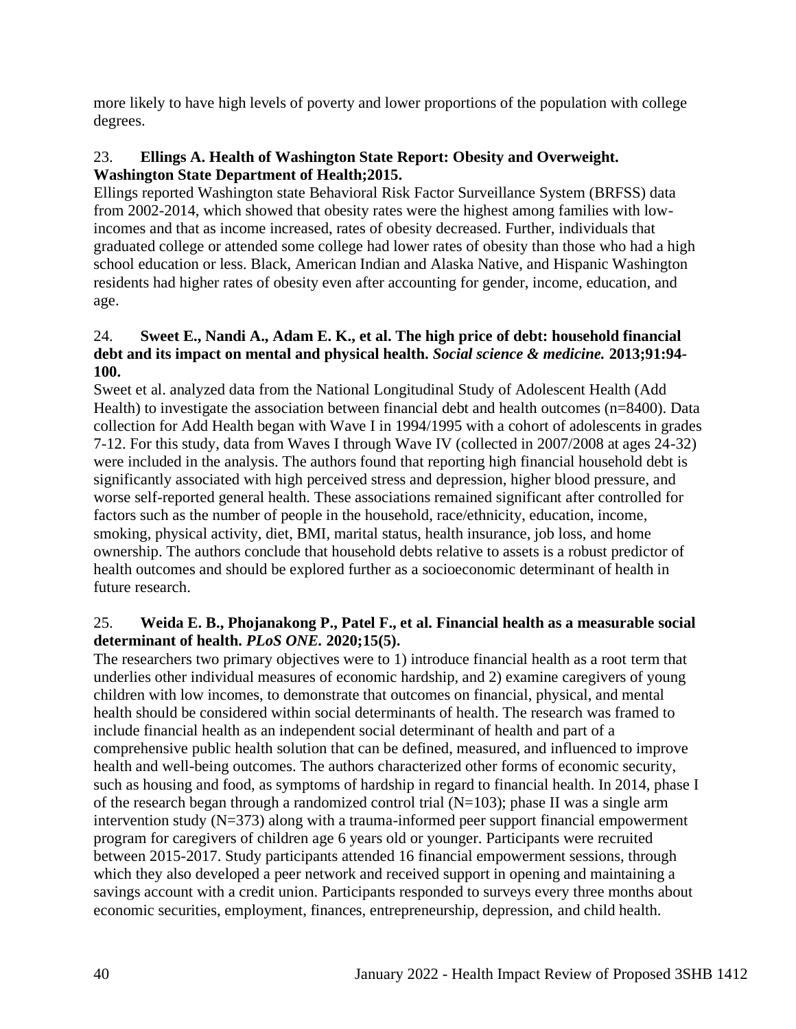more likely to have high levels of poverty and lower proportions of the population with college degrees.

23. **Ellings A. Health of Washington State Report: Obesity and Overweight. Washington State Department of Health;2015.**
Ellings reported Washington state Behavioral Risk Factor Surveillance System (BRFSS) data from 2002-2014, which showed that obesity rates were the highest among families with low-incomes and that as income increased, rates of obesity decreased. Further, individuals that graduated college or attended some college had lower rates of obesity than those who had a high school education or less. Black, American Indian and Alaska Native, and Hispanic Washington residents had higher rates of obesity even after accounting for gender, income, education, and age.

24. **Sweet E., Nandi A., Adam E. K., et al. The high price of debt: household financial debt and its impact on mental and physical health. *Social science & medicine.* 2013;91:94-100.**
Sweet et al. analyzed data from the National Longitudinal Study of Adolescent Health (Add Health) to investigate the association between financial debt and health outcomes (n=8400). Data collection for Add Health began with Wave I in 1994/1995 with a cohort of adolescents in grades 7-12. For this study, data from Waves I through Wave IV (collected in 2007/2008 at ages 24-32) were included in the analysis. The authors found that reporting high financial household debt is significantly associated with high perceived stress and depression, higher blood pressure, and worse self-reported general health. These associations remained significant after controlled for factors such as the number of people in the household, race/ethnicity, education, income, smoking, physical activity, diet, BMI, marital status, health insurance, job loss, and home ownership. The authors conclude that household debts relative to assets is a robust predictor of health outcomes and should be explored further as a socioeconomic determinant of health in future research.

25. **Weida E. B., Phojanakong P., Patel F., et al. Financial health as a measurable social determinant of health. *PLoS ONE.* 2020;15(5).**
The researchers two primary objectives were to 1) introduce financial health as a root term that underlies other individual measures of economic hardship, and 2) examine caregivers of young children with low incomes, to demonstrate that outcomes on financial, physical, and mental health should be considered within social determinants of health. The research was framed to include financial health as an independent social determinant of health and part of a comprehensive public health solution that can be defined, measured, and influenced to improve health and well-being outcomes. The authors characterized other forms of economic security, such as housing and food, as symptoms of hardship in regard to financial health. In 2014, phase I of the research began through a randomized control trial (N=103); phase II was a single arm intervention study (N=373) along with a trauma-informed peer support financial empowerment program for caregivers of children age 6 years old or younger. Participants were recruited between 2015-2017. Study participants attended 16 financial empowerment sessions, through which they also developed a peer network and received support in opening and maintaining a savings account with a credit union. Participants responded to surveys every three months about economic securities, employment, finances, entrepreneurship, depression, and child health.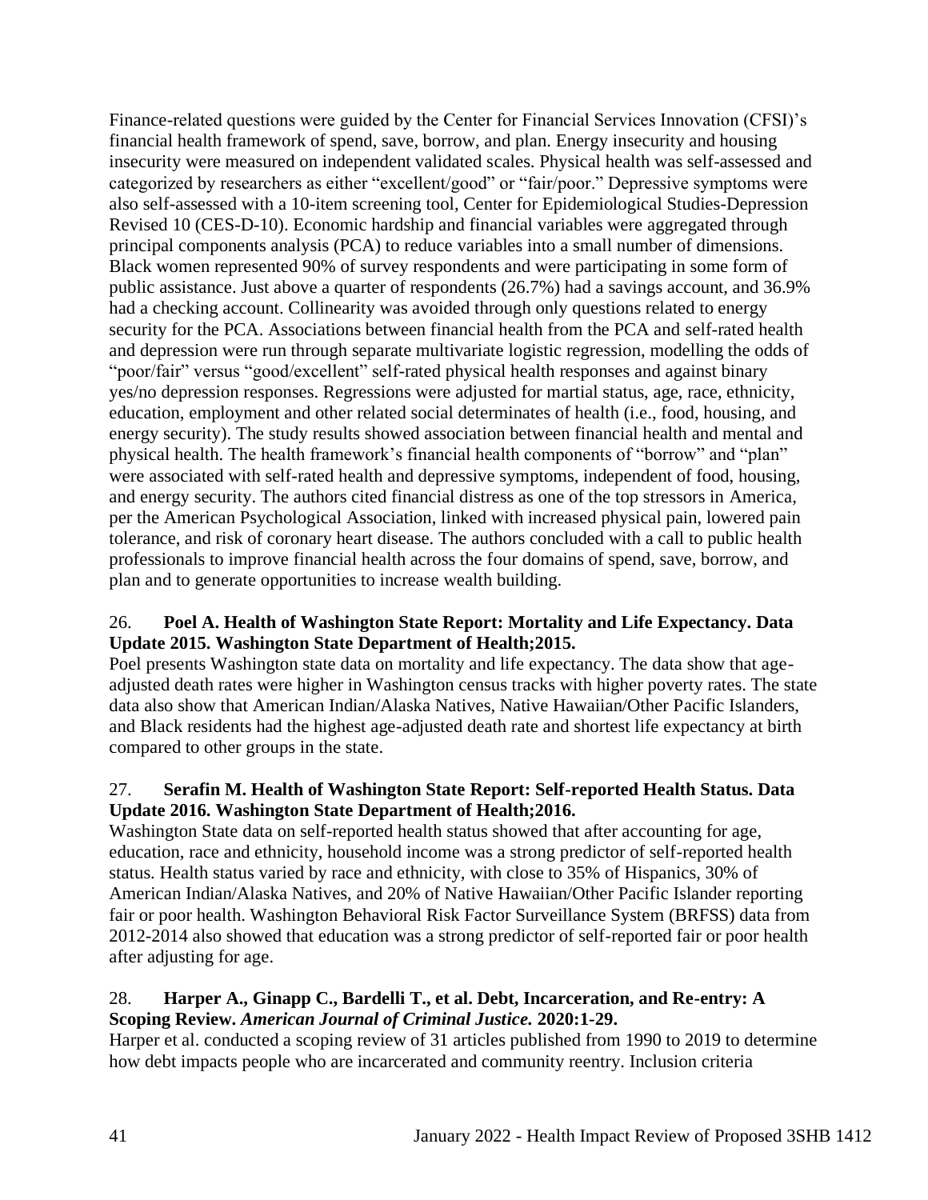Finance-related questions were guided by the Center for Financial Services Innovation (CFSI)'s financial health framework of spend, save, borrow, and plan. Energy insecurity and housing insecurity were measured on independent validated scales. Physical health was self-assessed and categorized by researchers as either "excellent/good" or "fair/poor." Depressive symptoms were also self-assessed with a 10-item screening tool, Center for Epidemiological Studies-Depression Revised 10 (CES-D-10). Economic hardship and financial variables were aggregated through principal components analysis (PCA) to reduce variables into a small number of dimensions. Black women represented 90% of survey respondents and were participating in some form of public assistance. Just above a quarter of respondents (26.7%) had a savings account, and 36.9% had a checking account. Collinearity was avoided through only questions related to energy security for the PCA. Associations between financial health from the PCA and self-rated health and depression were run through separate multivariate logistic regression, modelling the odds of "poor/fair" versus "good/excellent" self-rated physical health responses and against binary yes/no depression responses. Regressions were adjusted for martial status, age, race, ethnicity, education, employment and other related social determinates of health (i.e., food, housing, and energy security). The study results showed association between financial health and mental and physical health. The health framework's financial health components of "borrow" and "plan" were associated with self-rated health and depressive symptoms, independent of food, housing, and energy security. The authors cited financial distress as one of the top stressors in America, per the American Psychological Association, linked with increased physical pain, lowered pain tolerance, and risk of coronary heart disease. The authors concluded with a call to public health professionals to improve financial health across the four domains of spend, save, borrow, and plan and to generate opportunities to increase wealth building.

26. **Poel A. Health of Washington State Report: Mortality and Life Expectancy. Data Update 2015. Washington State Department of Health;2015.**

Poel presents Washington state data on mortality and life expectancy. The data show that age-adjusted death rates were higher in Washington census tracks with higher poverty rates. The state data also show that American Indian/Alaska Natives, Native Hawaiian/Other Pacific Islanders, and Black residents had the highest age-adjusted death rate and shortest life expectancy at birth compared to other groups in the state.

27. **Serafin M. Health of Washington State Report: Self-reported Health Status. Data Update 2016. Washington State Department of Health;2016.**

Washington State data on self-reported health status showed that after accounting for age, education, race and ethnicity, household income was a strong predictor of self-reported health status. Health status varied by race and ethnicity, with close to 35% of Hispanics, 30% of American Indian/Alaska Natives, and 20% of Native Hawaiian/Other Pacific Islander reporting fair or poor health. Washington Behavioral Risk Factor Surveillance System (BRFSS) data from 2012-2014 also showed that education was a strong predictor of self-reported fair or poor health after adjusting for age.

28. **Harper A., Ginapp C., Bardelli T., et al. Debt, Incarceration, and Re-entry: A Scoping Review. *American Journal of Criminal Justice.* 2020:1-29.**

Harper et al. conducted a scoping review of 31 articles published from 1990 to 2019 to determine how debt impacts people who are incarcerated and community reentry. Inclusion criteria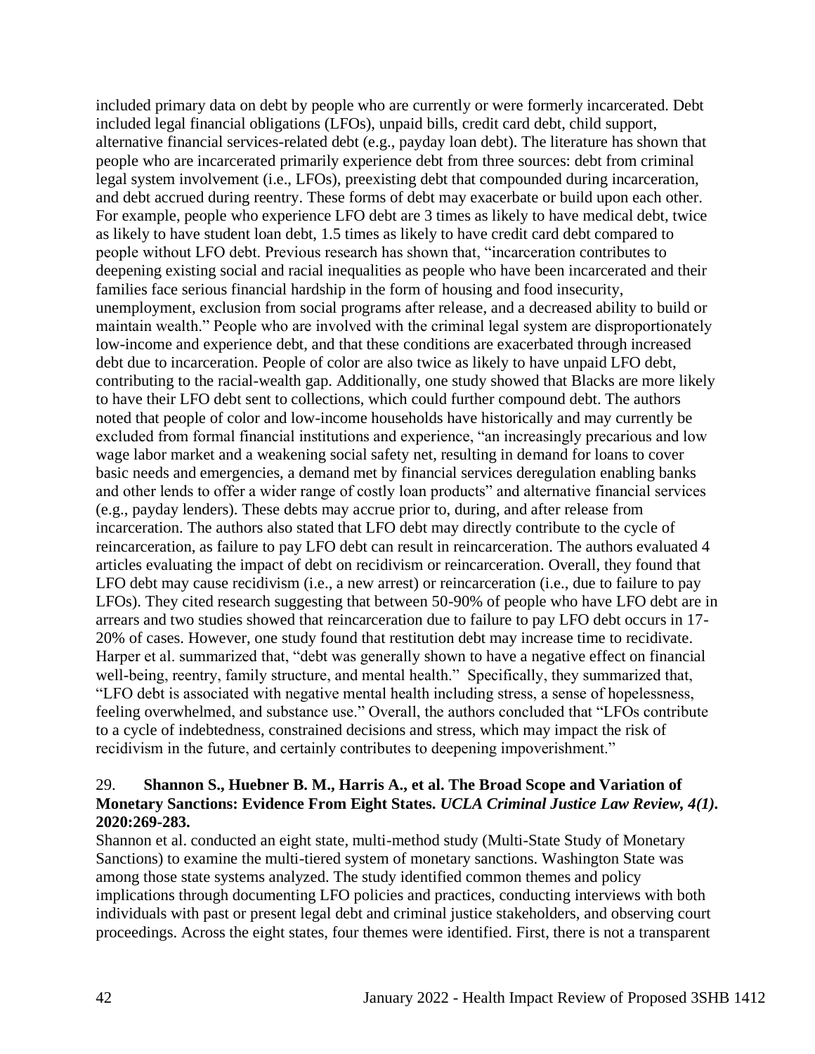included primary data on debt by people who are currently or were formerly incarcerated. Debt included legal financial obligations (LFOs), unpaid bills, credit card debt, child support, alternative financial services-related debt (e.g., payday loan debt). The literature has shown that people who are incarcerated primarily experience debt from three sources: debt from criminal legal system involvement (i.e., LFOs), preexisting debt that compounded during incarceration, and debt accrued during reentry. These forms of debt may exacerbate or build upon each other. For example, people who experience LFO debt are 3 times as likely to have medical debt, twice as likely to have student loan debt, 1.5 times as likely to have credit card debt compared to people without LFO debt. Previous research has shown that, "incarceration contributes to deepening existing social and racial inequalities as people who have been incarcerated and their families face serious financial hardship in the form of housing and food insecurity, unemployment, exclusion from social programs after release, and a decreased ability to build or maintain wealth." People who are involved with the criminal legal system are disproportionately low-income and experience debt, and that these conditions are exacerbated through increased debt due to incarceration. People of color are also twice as likely to have unpaid LFO debt, contributing to the racial-wealth gap. Additionally, one study showed that Blacks are more likely to have their LFO debt sent to collections, which could further compound debt. The authors noted that people of color and low-income households have historically and may currently be excluded from formal financial institutions and experience, "an increasingly precarious and low wage labor market and a weakening social safety net, resulting in demand for loans to cover basic needs and emergencies, a demand met by financial services deregulation enabling banks and other lends to offer a wider range of costly loan products" and alternative financial services (e.g., payday lenders). These debts may accrue prior to, during, and after release from incarceration. The authors also stated that LFO debt may directly contribute to the cycle of reincarceration, as failure to pay LFO debt can result in reincarceration. The authors evaluated 4 articles evaluating the impact of debt on recidivism or reincarceration. Overall, they found that LFO debt may cause recidivism (i.e., a new arrest) or reincarceration (i.e., due to failure to pay LFOs). They cited research suggesting that between 50-90% of people who have LFO debt are in arrears and two studies showed that reincarceration due to failure to pay LFO debt occurs in 17-20% of cases. However, one study found that restitution debt may increase time to recidivate. Harper et al. summarized that, "debt was generally shown to have a negative effect on financial well-being, reentry, family structure, and mental health." Specifically, they summarized that, "LFO debt is associated with negative mental health including stress, a sense of hopelessness, feeling overwhelmed, and substance use." Overall, the authors concluded that "LFOs contribute to a cycle of indebtedness, constrained decisions and stress, which may impact the risk of recidivism in the future, and certainly contributes to deepening impoverishment."

29. **Shannon S., Huebner B. M., Harris A., et al. The Broad Scope and Variation of Monetary Sanctions: Evidence From Eight States. *UCLA Criminal Justice Law Review, 4(1)*. 2020:269-283.**

Shannon et al. conducted an eight state, multi-method study (Multi-State Study of Monetary Sanctions) to examine the multi-tiered system of monetary sanctions. Washington State was among those state systems analyzed. The study identified common themes and policy implications through documenting LFO policies and practices, conducting interviews with both individuals with past or present legal debt and criminal justice stakeholders, and observing court proceedings. Across the eight states, four themes were identified. First, there is not a transparent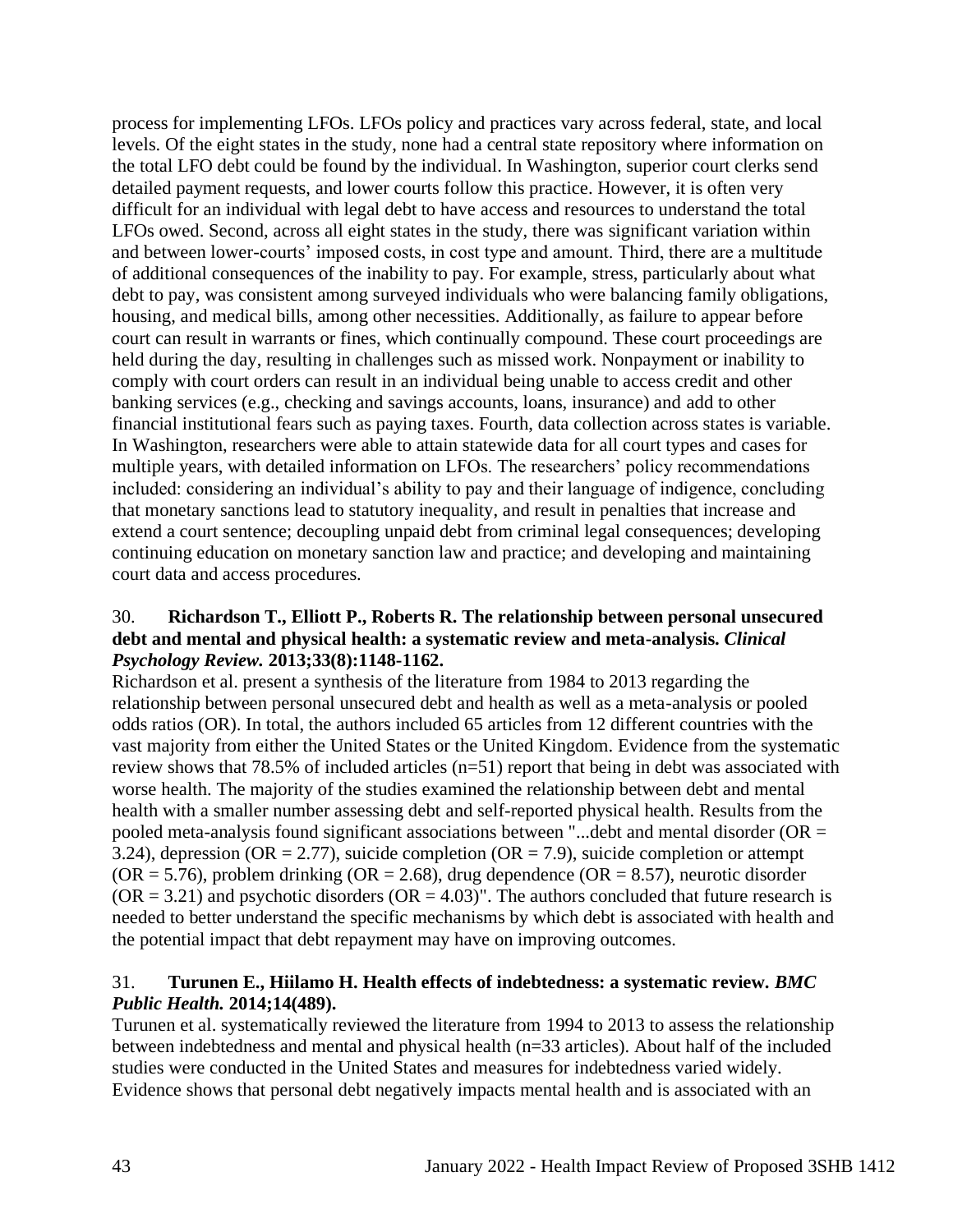process for implementing LFOs. LFOs policy and practices vary across federal, state, and local levels. Of the eight states in the study, none had a central state repository where information on the total LFO debt could be found by the individual. In Washington, superior court clerks send detailed payment requests, and lower courts follow this practice. However, it is often very difficult for an individual with legal debt to have access and resources to understand the total LFOs owed. Second, across all eight states in the study, there was significant variation within and between lower-courts' imposed costs, in cost type and amount. Third, there are a multitude of additional consequences of the inability to pay. For example, stress, particularly about what debt to pay, was consistent among surveyed individuals who were balancing family obligations, housing, and medical bills, among other necessities. Additionally, as failure to appear before court can result in warrants or fines, which continually compound. These court proceedings are held during the day, resulting in challenges such as missed work. Nonpayment or inability to comply with court orders can result in an individual being unable to access credit and other banking services (e.g., checking and savings accounts, loans, insurance) and add to other financial institutional fears such as paying taxes. Fourth, data collection across states is variable. In Washington, researchers were able to attain statewide data for all court types and cases for multiple years, with detailed information on LFOs. The researchers' policy recommendations included: considering an individual's ability to pay and their language of indigence, concluding that monetary sanctions lead to statutory inequality, and result in penalties that increase and extend a court sentence; decoupling unpaid debt from criminal legal consequences; developing continuing education on monetary sanction law and practice; and developing and maintaining court data and access procedures.

30. **Richardson T., Elliott P., Roberts R. The relationship between personal unsecured debt and mental and physical health: a systematic review and meta-analysis. *Clinical Psychology Review.* 2013;33(8):1148-1162.**

Richardson et al. present a synthesis of the literature from 1984 to 2013 regarding the relationship between personal unsecured debt and health as well as a meta-analysis or pooled odds ratios (OR). In total, the authors included 65 articles from 12 different countries with the vast majority from either the United States or the United Kingdom. Evidence from the systematic review shows that 78.5% of included articles (n=51) report that being in debt was associated with worse health. The majority of the studies examined the relationship between debt and mental health with a smaller number assessing debt and self-reported physical health. Results from the pooled meta-analysis found significant associations between "...debt and mental disorder (OR = 3.24), depression (OR = 2.77), suicide completion (OR = 7.9), suicide completion or attempt (OR = 5.76), problem drinking (OR = 2.68), drug dependence (OR = 8.57), neurotic disorder (OR = 3.21) and psychotic disorders (OR = 4.03)". The authors concluded that future research is needed to better understand the specific mechanisms by which debt is associated with health and the potential impact that debt repayment may have on improving outcomes.

31. **Turunen E., Hiilamo H. Health effects of indebtedness: a systematic review. *BMC Public Health.* 2014;14(489).**

Turunen et al. systematically reviewed the literature from 1994 to 2013 to assess the relationship between indebtedness and mental and physical health (n=33 articles). About half of the included studies were conducted in the United States and measures for indebtedness varied widely. Evidence shows that personal debt negatively impacts mental health and is associated with an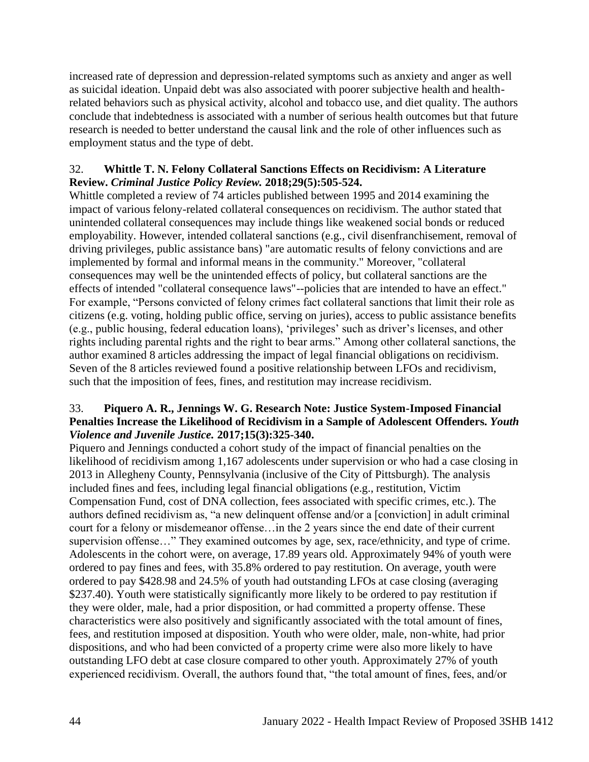increased rate of depression and depression-related symptoms such as anxiety and anger as well as suicidal ideation. Unpaid debt was also associated with poorer subjective health and health-related behaviors such as physical activity, alcohol and tobacco use, and diet quality. The authors conclude that indebtedness is associated with a number of serious health outcomes but that future research is needed to better understand the causal link and the role of other influences such as employment status and the type of debt.

32. **Whittle T. N. Felony Collateral Sanctions Effects on Recidivism: A Literature Review. *Criminal Justice Policy Review.* 2018;29(5):505-524.**

Whittle completed a review of 74 articles published between 1995 and 2014 examining the impact of various felony-related collateral consequences on recidivism. The author stated that unintended collateral consequences may include things like weakened social bonds or reduced employability. However, intended collateral sanctions (e.g., civil disenfranchisement, removal of driving privileges, public assistance bans) "are automatic results of felony convictions and are implemented by formal and informal means in the community." Moreover, "collateral consequences may well be the unintended effects of policy, but collateral sanctions are the effects of intended "collateral consequence laws"--policies that are intended to have an effect." For example, "Persons convicted of felony crimes fact collateral sanctions that limit their role as citizens (e.g. voting, holding public office, serving on juries), access to public assistance benefits (e.g., public housing, federal education loans), 'privileges' such as driver's licenses, and other rights including parental rights and the right to bear arms." Among other collateral sanctions, the author examined 8 articles addressing the impact of legal financial obligations on recidivism. Seven of the 8 articles reviewed found a positive relationship between LFOs and recidivism, such that the imposition of fees, fines, and restitution may increase recidivism.

33. **Piquero A. R., Jennings W. G. Research Note: Justice System-Imposed Financial Penalties Increase the Likelihood of Recidivism in a Sample of Adolescent Offenders. *Youth Violence and Juvenile Justice.* 2017;15(3):325-340.**

Piquero and Jennings conducted a cohort study of the impact of financial penalties on the likelihood of recidivism among 1,167 adolescents under supervision or who had a case closing in 2013 in Allegheny County, Pennsylvania (inclusive of the City of Pittsburgh). The analysis included fines and fees, including legal financial obligations (e.g., restitution, Victim Compensation Fund, cost of DNA collection, fees associated with specific crimes, etc.). The authors defined recidivism as, "a new delinquent offense and/or a [conviction] in adult criminal court for a felony or misdemeanor offense…in the 2 years since the end date of their current supervision offense…" They examined outcomes by age, sex, race/ethnicity, and type of crime. Adolescents in the cohort were, on average, 17.89 years old. Approximately 94% of youth were ordered to pay fines and fees, with 35.8% ordered to pay restitution. On average, youth were ordered to pay $428.98 and 24.5% of youth had outstanding LFOs at case closing (averaging $237.40). Youth were statistically significantly more likely to be ordered to pay restitution if they were older, male, had a prior disposition, or had committed a property offense. These characteristics were also positively and significantly associated with the total amount of fines, fees, and restitution imposed at disposition. Youth who were older, male, non-white, had prior dispositions, and who had been convicted of a property crime were also more likely to have outstanding LFO debt at case closure compared to other youth. Approximately 27% of youth experienced recidivism. Overall, the authors found that, "the total amount of fines, fees, and/or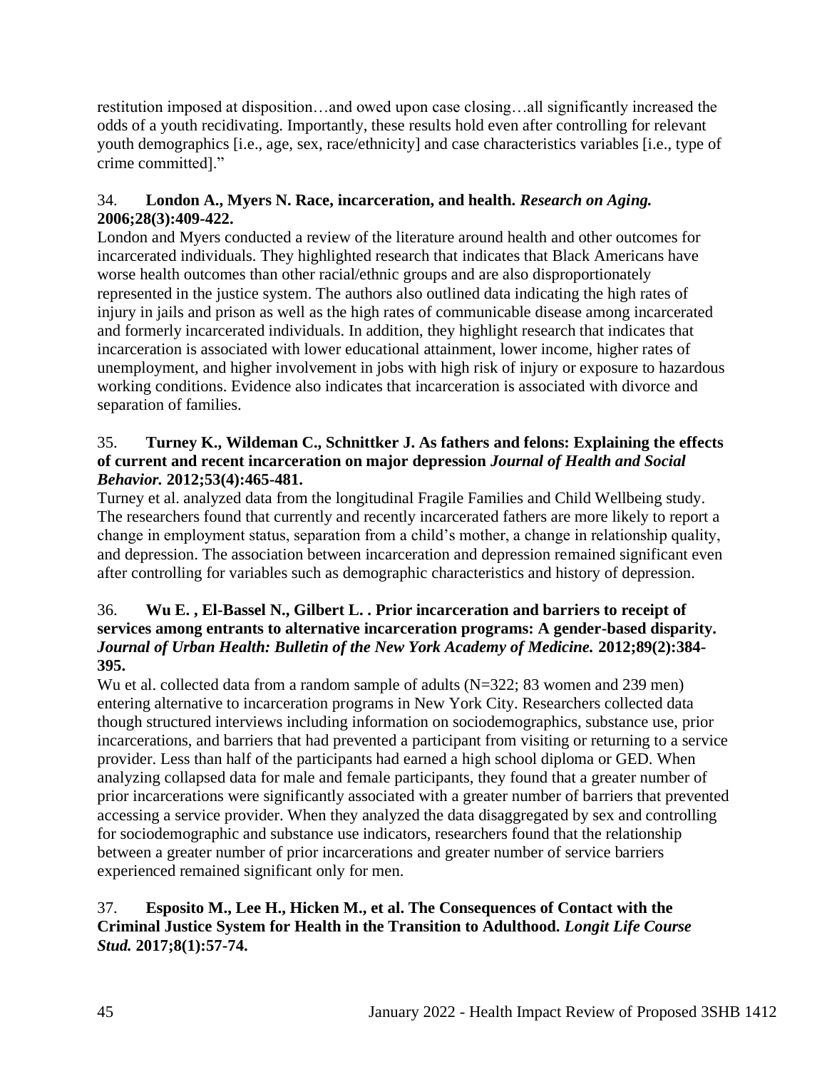restitution imposed at disposition…and owed upon case closing…all significantly increased the odds of a youth recidivating. Importantly, these results hold even after controlling for relevant youth demographics [i.e., age, sex, race/ethnicity] and case characteristics variables [i.e., type of crime committed]."

34. **London A., Myers N. Race, incarceration, and health.** ***Research on Aging.*** **2006;28(3):409-422.**
London and Myers conducted a review of the literature around health and other outcomes for incarcerated individuals. They highlighted research that indicates that Black Americans have worse health outcomes than other racial/ethnic groups and are also disproportionately represented in the justice system. The authors also outlined data indicating the high rates of injury in jails and prison as well as the high rates of communicable disease among incarcerated and formerly incarcerated individuals. In addition, they highlight research that indicates that incarceration is associated with lower educational attainment, lower income, higher rates of unemployment, and higher involvement in jobs with high risk of injury or exposure to hazardous working conditions. Evidence also indicates that incarceration is associated with divorce and separation of families.

35. **Turney K., Wildeman C., Schnittker J. As fathers and felons: Explaining the effects of current and recent incarceration on major depression** ***Journal of Health and Social Behavior.*** **2012;53(4):465-481.**
Turney et al. analyzed data from the longitudinal Fragile Families and Child Wellbeing study. The researchers found that currently and recently incarcerated fathers are more likely to report a change in employment status, separation from a child's mother, a change in relationship quality, and depression. The association between incarceration and depression remained significant even after controlling for variables such as demographic characteristics and history of depression.

36. **Wu E. , El-Bassel N., Gilbert L. . Prior incarceration and barriers to receipt of services among entrants to alternative incarceration programs: A gender-based disparity.** ***Journal of Urban Health: Bulletin of the New York Academy of Medicine.*** **2012;89(2):384-395.**
Wu et al. collected data from a random sample of adults (N=322; 83 women and 239 men) entering alternative to incarceration programs in New York City. Researchers collected data though structured interviews including information on sociodemographics, substance use, prior incarcerations, and barriers that had prevented a participant from visiting or returning to a service provider. Less than half of the participants had earned a high school diploma or GED. When analyzing collapsed data for male and female participants, they found that a greater number of prior incarcerations were significantly associated with a greater number of barriers that prevented accessing a service provider. When they analyzed the data disaggregated by sex and controlling for sociodemographic and substance use indicators, researchers found that the relationship between a greater number of prior incarcerations and greater number of service barriers experienced remained significant only for men.

37. **Esposito M., Lee H., Hicken M., et al. The Consequences of Contact with the Criminal Justice System for Health in the Transition to Adulthood.** ***Longit Life Course Stud.*** **2017;8(1):57-74.**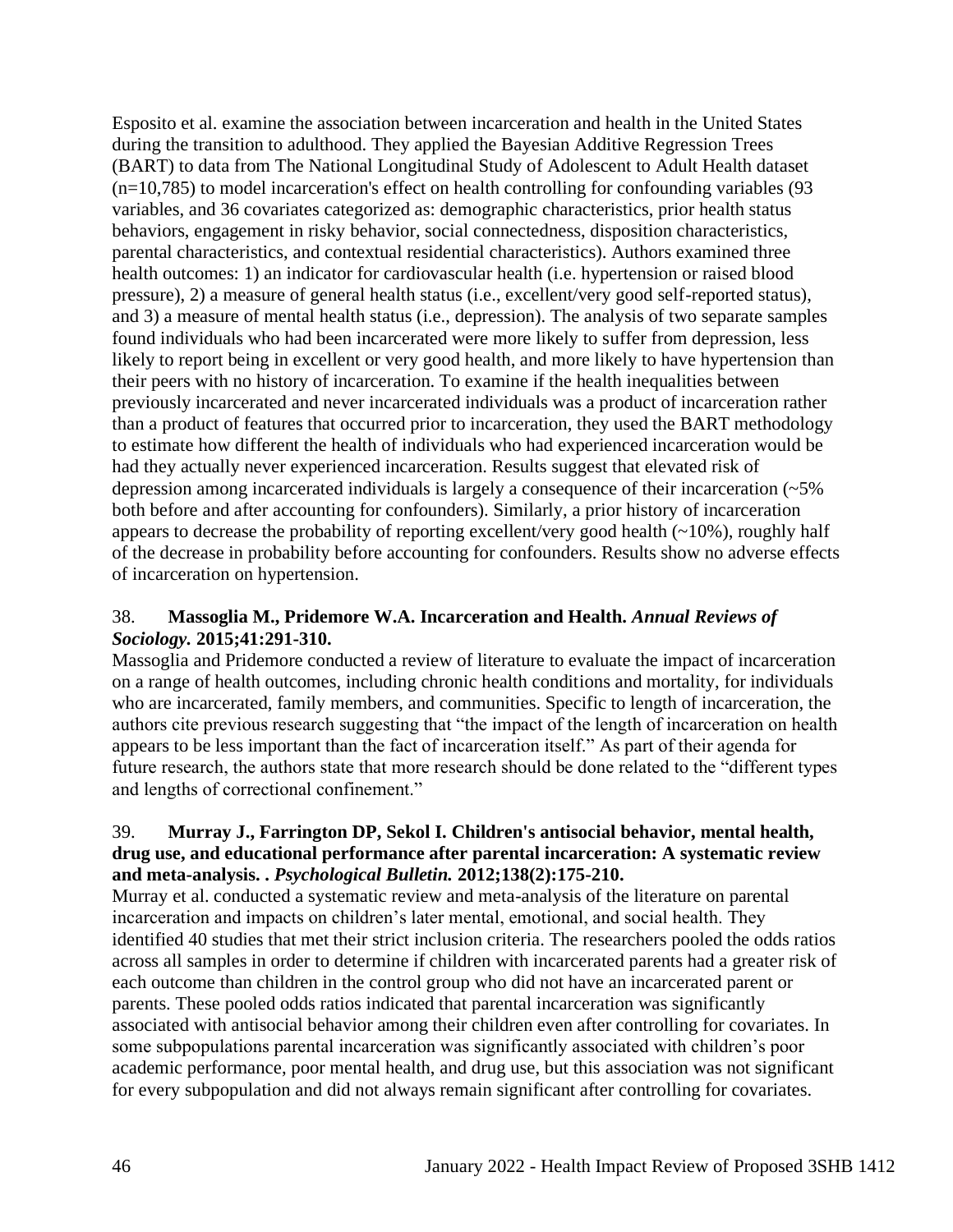Esposito et al. examine the association between incarceration and health in the United States during the transition to adulthood. They applied the Bayesian Additive Regression Trees (BART) to data from The National Longitudinal Study of Adolescent to Adult Health dataset (n=10,785) to model incarceration's effect on health controlling for confounding variables (93 variables, and 36 covariates categorized as: demographic characteristics, prior health status behaviors, engagement in risky behavior, social connectedness, disposition characteristics, parental characteristics, and contextual residential characteristics). Authors examined three health outcomes: 1) an indicator for cardiovascular health (i.e. hypertension or raised blood pressure), 2) a measure of general health status (i.e., excellent/very good self-reported status), and 3) a measure of mental health status (i.e., depression). The analysis of two separate samples found individuals who had been incarcerated were more likely to suffer from depression, less likely to report being in excellent or very good health, and more likely to have hypertension than their peers with no history of incarceration. To examine if the health inequalities between previously incarcerated and never incarcerated individuals was a product of incarceration rather than a product of features that occurred prior to incarceration, they used the BART methodology to estimate how different the health of individuals who had experienced incarceration would be had they actually never experienced incarceration. Results suggest that elevated risk of depression among incarcerated individuals is largely a consequence of their incarceration (~5% both before and after accounting for confounders). Similarly, a prior history of incarceration appears to decrease the probability of reporting excellent/very good health (~10%), roughly half of the decrease in probability before accounting for confounders. Results show no adverse effects of incarceration on hypertension.

38. **Massoglia M., Pridemore W.A. Incarceration and Health. *Annual Reviews of Sociology.* 2015;41:291-310.**

Massoglia and Pridemore conducted a review of literature to evaluate the impact of incarceration on a range of health outcomes, including chronic health conditions and mortality, for individuals who are incarcerated, family members, and communities. Specific to length of incarceration, the authors cite previous research suggesting that "the impact of the length of incarceration on health appears to be less important than the fact of incarceration itself." As part of their agenda for future research, the authors state that more research should be done related to the "different types and lengths of correctional confinement."

39. **Murray J., Farrington DP, Sekol I. Children's antisocial behavior, mental health, drug use, and educational performance after parental incarceration: A systematic review and meta-analysis. . *Psychological Bulletin.* 2012;138(2):175-210.**

Murray et al. conducted a systematic review and meta-analysis of the literature on parental incarceration and impacts on children's later mental, emotional, and social health. They identified 40 studies that met their strict inclusion criteria. The researchers pooled the odds ratios across all samples in order to determine if children with incarcerated parents had a greater risk of each outcome than children in the control group who did not have an incarcerated parent or parents. These pooled odds ratios indicated that parental incarceration was significantly associated with antisocial behavior among their children even after controlling for covariates. In some subpopulations parental incarceration was significantly associated with children's poor academic performance, poor mental health, and drug use, but this association was not significant for every subpopulation and did not always remain significant after controlling for covariates.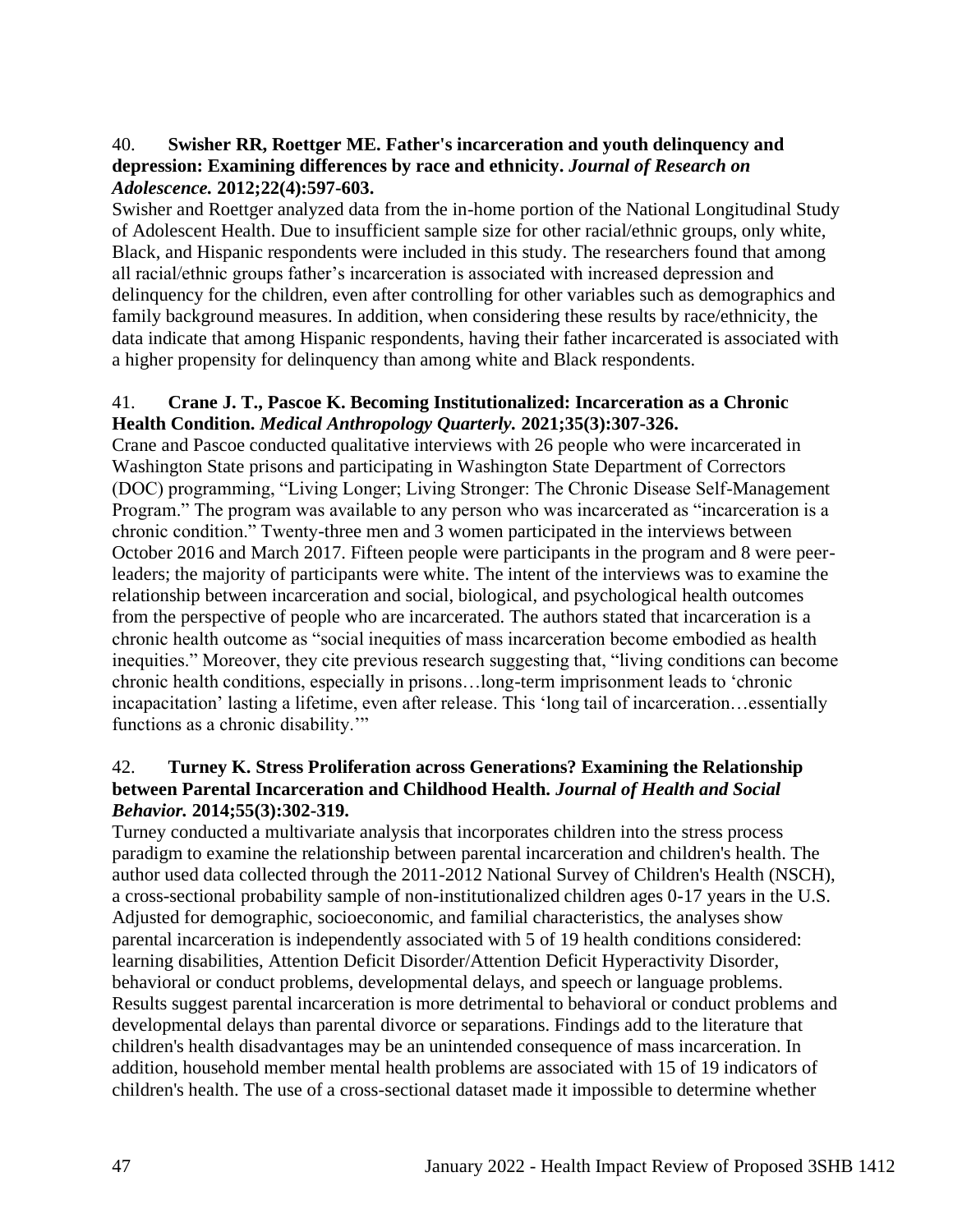40. **Swisher RR, Roettger ME. Father's incarceration and youth delinquency and depression: Examining differences by race and ethnicity.** ***Journal of Research on Adolescence.*** **2012;22(4):597-603.**

Swisher and Roettger analyzed data from the in-home portion of the National Longitudinal Study of Adolescent Health. Due to insufficient sample size for other racial/ethnic groups, only white, Black, and Hispanic respondents were included in this study. The researchers found that among all racial/ethnic groups father's incarceration is associated with increased depression and delinquency for the children, even after controlling for other variables such as demographics and family background measures. In addition, when considering these results by race/ethnicity, the data indicate that among Hispanic respondents, having their father incarcerated is associated with a higher propensity for delinquency than among white and Black respondents.

41. **Crane J. T., Pascoe K. Becoming Institutionalized: Incarceration as a Chronic Health Condition.** ***Medical Anthropology Quarterly.*** **2021;35(3):307-326.**

Crane and Pascoe conducted qualitative interviews with 26 people who were incarcerated in Washington State prisons and participating in Washington State Department of Correctors (DOC) programming, "Living Longer; Living Stronger: The Chronic Disease Self-Management Program." The program was available to any person who was incarcerated as "incarceration is a chronic condition." Twenty-three men and 3 women participated in the interviews between October 2016 and March 2017. Fifteen people were participants in the program and 8 were peer-leaders; the majority of participants were white. The intent of the interviews was to examine the relationship between incarceration and social, biological, and psychological health outcomes from the perspective of people who are incarcerated. The authors stated that incarceration is a chronic health outcome as "social inequities of mass incarceration become embodied as health inequities." Moreover, they cite previous research suggesting that, "living conditions can become chronic health conditions, especially in prisons…long-term imprisonment leads to 'chronic incapacitation' lasting a lifetime, even after release. This 'long tail of incarceration…essentially functions as a chronic disability.'"

42. **Turney K. Stress Proliferation across Generations? Examining the Relationship between Parental Incarceration and Childhood Health.** ***Journal of Health and Social Behavior.*** **2014;55(3):302-319.**

Turney conducted a multivariate analysis that incorporates children into the stress process paradigm to examine the relationship between parental incarceration and children's health. The author used data collected through the 2011-2012 National Survey of Children's Health (NSCH), a cross-sectional probability sample of non-institutionalized children ages 0-17 years in the U.S. Adjusted for demographic, socioeconomic, and familial characteristics, the analyses show parental incarceration is independently associated with 5 of 19 health conditions considered: learning disabilities, Attention Deficit Disorder/Attention Deficit Hyperactivity Disorder, behavioral or conduct problems, developmental delays, and speech or language problems. Results suggest parental incarceration is more detrimental to behavioral or conduct problems and developmental delays than parental divorce or separations. Findings add to the literature that children's health disadvantages may be an unintended consequence of mass incarceration. In addition, household member mental health problems are associated with 15 of 19 indicators of children's health. The use of a cross-sectional dataset made it impossible to determine whether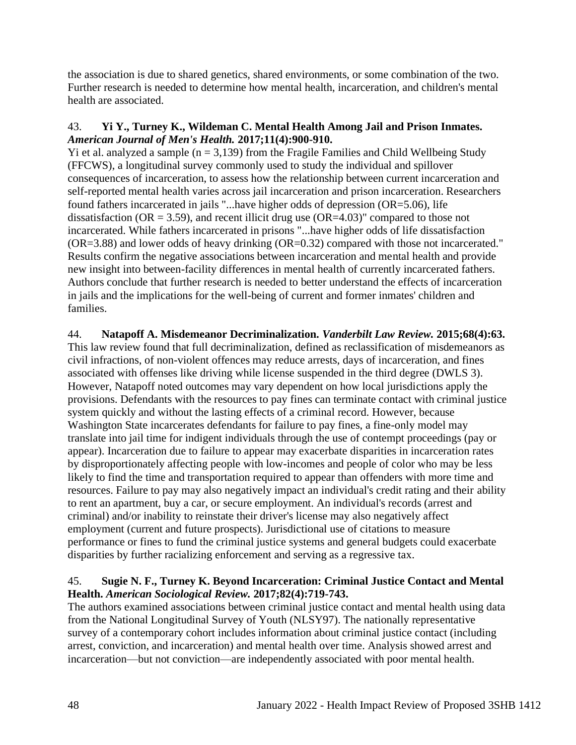the association is due to shared genetics, shared environments, or some combination of the two. Further research is needed to determine how mental health, incarceration, and children's mental health are associated.

43. **Yi Y., Turney K., Wildeman C. Mental Health Among Jail and Prison Inmates.** ***American Journal of Men's Health.*** **2017;11(4):900-910.**
Yi et al. analyzed a sample (n = 3,139) from the Fragile Families and Child Wellbeing Study (FFCWS), a longitudinal survey commonly used to study the individual and spillover consequences of incarceration, to assess how the relationship between current incarceration and self-reported mental health varies across jail incarceration and prison incarceration. Researchers found fathers incarcerated in jails "...have higher odds of depression (OR=5.06), life dissatisfaction (OR = 3.59), and recent illicit drug use (OR=4.03)" compared to those not incarcerated. While fathers incarcerated in prisons "...have higher odds of life dissatisfaction (OR=3.88) and lower odds of heavy drinking (OR=0.32) compared with those not incarcerated." Results confirm the negative associations between incarceration and mental health and provide new insight into between-facility differences in mental health of currently incarcerated fathers. Authors conclude that further research is needed to better understand the effects of incarceration in jails and the implications for the well-being of current and former inmates' children and families.

44. **Natapoff A. Misdemeanor Decriminalization.** ***Vanderbilt Law Review.*** **2015;68(4):63.**
This law review found that full decriminalization, defined as reclassification of misdemeanors as civil infractions, of non-violent offences may reduce arrests, days of incarceration, and fines associated with offenses like driving while license suspended in the third degree (DWLS 3). However, Natapoff noted outcomes may vary dependent on how local jurisdictions apply the provisions. Defendants with the resources to pay fines can terminate contact with criminal justice system quickly and without the lasting effects of a criminal record. However, because Washington State incarcerates defendants for failure to pay fines, a fine-only model may translate into jail time for indigent individuals through the use of contempt proceedings (pay or appear). Incarceration due to failure to appear may exacerbate disparities in incarceration rates by disproportionately affecting people with low-incomes and people of color who may be less likely to find the time and transportation required to appear than offenders with more time and resources. Failure to pay may also negatively impact an individual's credit rating and their ability to rent an apartment, buy a car, or secure employment. An individual's records (arrest and criminal) and/or inability to reinstate their driver's license may also negatively affect employment (current and future prospects). Jurisdictional use of citations to measure performance or fines to fund the criminal justice systems and general budgets could exacerbate disparities by further racializing enforcement and serving as a regressive tax.

45. **Sugie N. F., Turney K. Beyond Incarceration: Criminal Justice Contact and Mental Health.** ***American Sociological Review.*** **2017;82(4):719-743.**
The authors examined associations between criminal justice contact and mental health using data from the National Longitudinal Survey of Youth (NLSY97). The nationally representative survey of a contemporary cohort includes information about criminal justice contact (including arrest, conviction, and incarceration) and mental health over time. Analysis showed arrest and incarceration—but not conviction—are independently associated with poor mental health.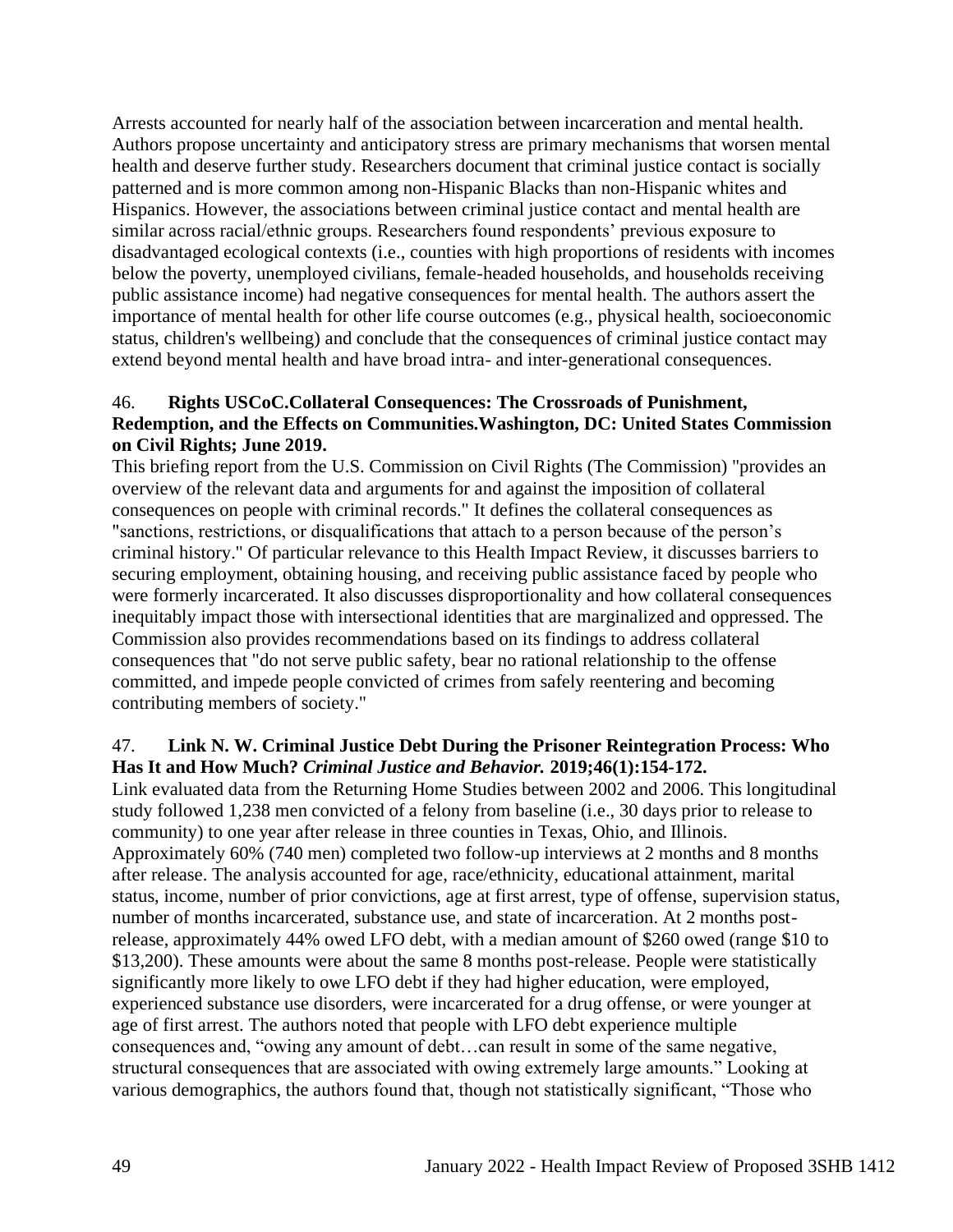Arrests accounted for nearly half of the association between incarceration and mental health. Authors propose uncertainty and anticipatory stress are primary mechanisms that worsen mental health and deserve further study. Researchers document that criminal justice contact is socially patterned and is more common among non-Hispanic Blacks than non-Hispanic whites and Hispanics. However, the associations between criminal justice contact and mental health are similar across racial/ethnic groups. Researchers found respondents' previous exposure to disadvantaged ecological contexts (i.e., counties with high proportions of residents with incomes below the poverty, unemployed civilians, female-headed households, and households receiving public assistance income) had negative consequences for mental health. The authors assert the importance of mental health for other life course outcomes (e.g., physical health, socioeconomic status, children's wellbeing) and conclude that the consequences of criminal justice contact may extend beyond mental health and have broad intra- and inter-generational consequences.

46. **Rights USCoC.Collateral Consequences: The Crossroads of Punishment, Redemption, and the Effects on Communities.Washington, DC: United States Commission on Civil Rights; June 2019.**

This briefing report from the U.S. Commission on Civil Rights (The Commission) "provides an overview of the relevant data and arguments for and against the imposition of collateral consequences on people with criminal records." It defines the collateral consequences as "sanctions, restrictions, or disqualifications that attach to a person because of the person's criminal history." Of particular relevance to this Health Impact Review, it discusses barriers to securing employment, obtaining housing, and receiving public assistance faced by people who were formerly incarcerated. It also discusses disproportionality and how collateral consequences inequitably impact those with intersectional identities that are marginalized and oppressed. The Commission also provides recommendations based on its findings to address collateral consequences that "do not serve public safety, bear no rational relationship to the offense committed, and impede people convicted of crimes from safely reentering and becoming contributing members of society."

47. **Link N. W. Criminal Justice Debt During the Prisoner Reintegration Process: Who Has It and How Much? *Criminal Justice and Behavior.* 2019;46(1):154-172.**

Link evaluated data from the Returning Home Studies between 2002 and 2006. This longitudinal study followed 1,238 men convicted of a felony from baseline (i.e., 30 days prior to release to community) to one year after release in three counties in Texas, Ohio, and Illinois. Approximately 60% (740 men) completed two follow-up interviews at 2 months and 8 months after release. The analysis accounted for age, race/ethnicity, educational attainment, marital status, income, number of prior convictions, age at first arrest, type of offense, supervision status, number of months incarcerated, substance use, and state of incarceration. At 2 months post-release, approximately 44% owed LFO debt, with a median amount of $260 owed (range $10 to $13,200). These amounts were about the same 8 months post-release. People were statistically significantly more likely to owe LFO debt if they had higher education, were employed, experienced substance use disorders, were incarcerated for a drug offense, or were younger at age of first arrest. The authors noted that people with LFO debt experience multiple consequences and, "owing any amount of debt…can result in some of the same negative, structural consequences that are associated with owing extremely large amounts." Looking at various demographics, the authors found that, though not statistically significant, "Those who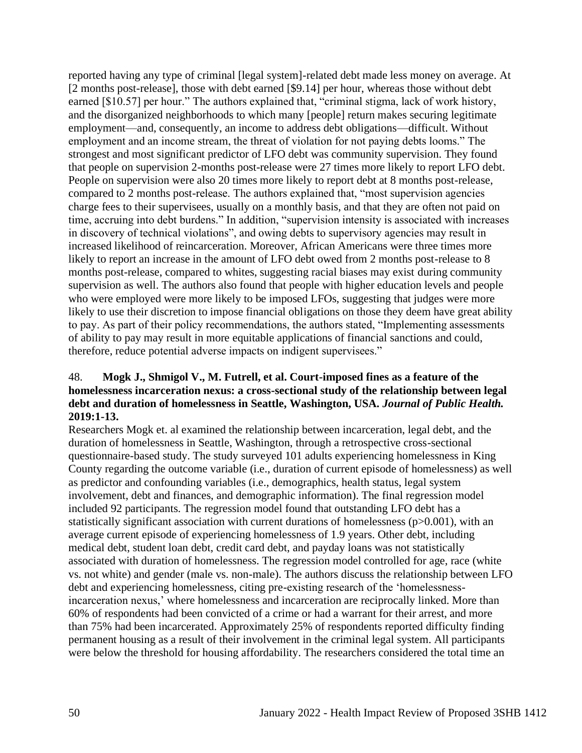reported having any type of criminal [legal system]-related debt made less money on average. At [2 months post-release], those with debt earned [$9.14] per hour, whereas those without debt earned [$10.57] per hour." The authors explained that, "criminal stigma, lack of work history, and the disorganized neighborhoods to which many [people] return makes securing legitimate employment—and, consequently, an income to address debt obligations—difficult. Without employment and an income stream, the threat of violation for not paying debts looms." The strongest and most significant predictor of LFO debt was community supervision. They found that people on supervision 2-months post-release were 27 times more likely to report LFO debt. People on supervision were also 20 times more likely to report debt at 8 months post-release, compared to 2 months post-release. The authors explained that, "most supervision agencies charge fees to their supervisees, usually on a monthly basis, and that they are often not paid on time, accruing into debt burdens." In addition, "supervision intensity is associated with increases in discovery of technical violations", and owing debts to supervisory agencies may result in increased likelihood of reincarceration. Moreover, African Americans were three times more likely to report an increase in the amount of LFO debt owed from 2 months post-release to 8 months post-release, compared to whites, suggesting racial biases may exist during community supervision as well. The authors also found that people with higher education levels and people who were employed were more likely to be imposed LFOs, suggesting that judges were more likely to use their discretion to impose financial obligations on those they deem have great ability to pay. As part of their policy recommendations, the authors stated, "Implementing assessments of ability to pay may result in more equitable applications of financial sanctions and could, therefore, reduce potential adverse impacts on indigent supervisees."

48. **Mogk J., Shmigol V., M. Futrell, et al. Court-imposed fines as a feature of the homelessness incarceration nexus: a cross-sectional study of the relationship between legal debt and duration of homelessness in Seattle, Washington, USA. *Journal of Public Health.* 2019:1-13.**

Researchers Mogk et. al examined the relationship between incarceration, legal debt, and the duration of homelessness in Seattle, Washington, through a retrospective cross-sectional questionnaire-based study. The study surveyed 101 adults experiencing homelessness in King County regarding the outcome variable (i.e., duration of current episode of homelessness) as well as predictor and confounding variables (i.e., demographics, health status, legal system involvement, debt and finances, and demographic information). The final regression model included 92 participants. The regression model found that outstanding LFO debt has a statistically significant association with current durations of homelessness ($p>0.001$), with an average current episode of experiencing homelessness of 1.9 years. Other debt, including medical debt, student loan debt, credit card debt, and payday loans was not statistically associated with duration of homelessness. The regression model controlled for age, race (white vs. not white) and gender (male vs. non-male). The authors discuss the relationship between LFO debt and experiencing homelessness, citing pre-existing research of the 'homelessness-incarceration nexus,' where homelessness and incarceration are reciprocally linked. More than 60% of respondents had been convicted of a crime or had a warrant for their arrest, and more than 75% had been incarcerated. Approximately 25% of respondents reported difficulty finding permanent housing as a result of their involvement in the criminal legal system. All participants were below the threshold for housing affordability. The researchers considered the total time an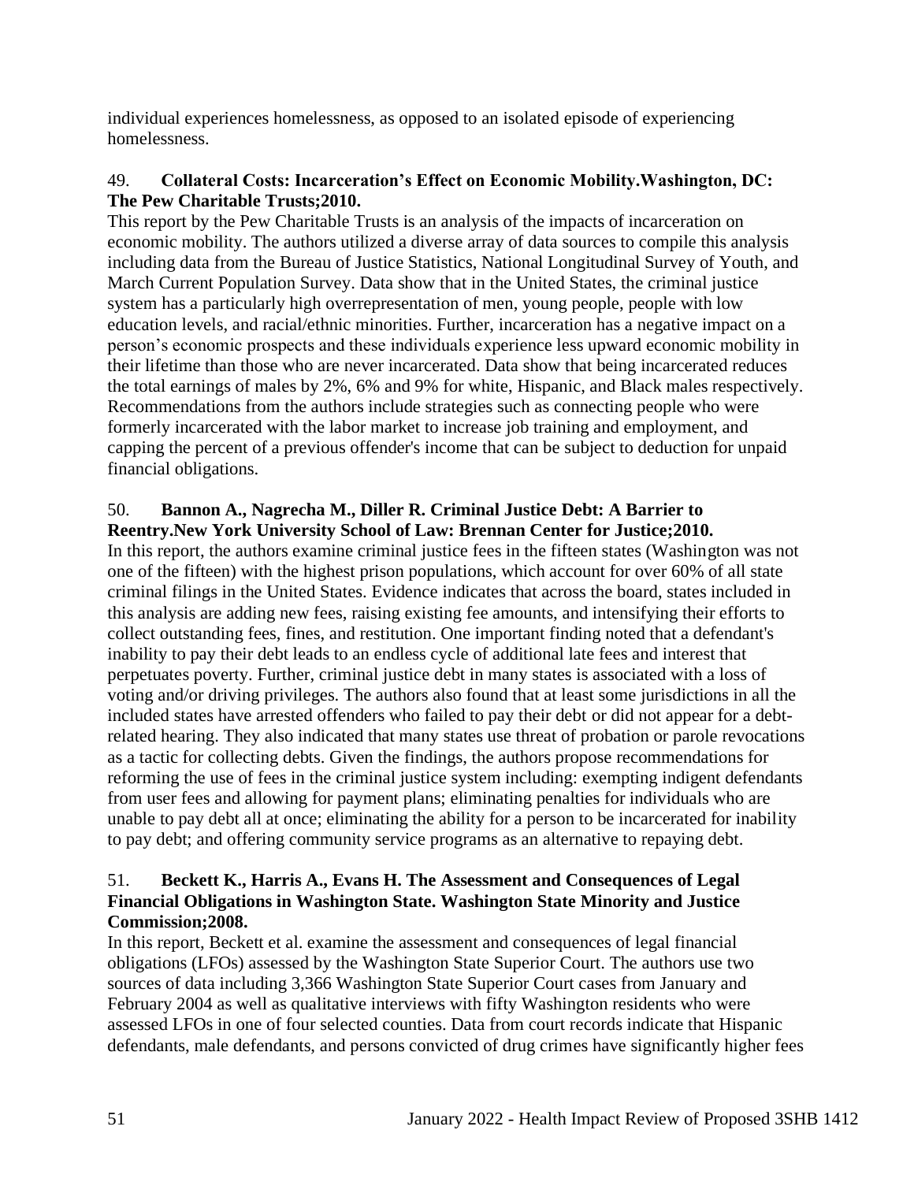individual experiences homelessness, as opposed to an isolated episode of experiencing homelessness.

49. **Collateral Costs: Incarceration's Effect on Economic Mobility.Washington, DC: The Pew Charitable Trusts;2010.**

This report by the Pew Charitable Trusts is an analysis of the impacts of incarceration on economic mobility. The authors utilized a diverse array of data sources to compile this analysis including data from the Bureau of Justice Statistics, National Longitudinal Survey of Youth, and March Current Population Survey. Data show that in the United States, the criminal justice system has a particularly high overrepresentation of men, young people, people with low education levels, and racial/ethnic minorities. Further, incarceration has a negative impact on a person's economic prospects and these individuals experience less upward economic mobility in their lifetime than those who are never incarcerated. Data show that being incarcerated reduces the total earnings of males by 2%, 6% and 9% for white, Hispanic, and Black males respectively. Recommendations from the authors include strategies such as connecting people who were formerly incarcerated with the labor market to increase job training and employment, and capping the percent of a previous offender's income that can be subject to deduction for unpaid financial obligations.

50. **Bannon A., Nagrecha M., Diller R. Criminal Justice Debt: A Barrier to Reentry.New York University School of Law: Brennan Center for Justice;2010.**

In this report, the authors examine criminal justice fees in the fifteen states (Washington was not one of the fifteen) with the highest prison populations, which account for over 60% of all state criminal filings in the United States. Evidence indicates that across the board, states included in this analysis are adding new fees, raising existing fee amounts, and intensifying their efforts to collect outstanding fees, fines, and restitution. One important finding noted that a defendant's inability to pay their debt leads to an endless cycle of additional late fees and interest that perpetuates poverty. Further, criminal justice debt in many states is associated with a loss of voting and/or driving privileges. The authors also found that at least some jurisdictions in all the included states have arrested offenders who failed to pay their debt or did not appear for a debt-related hearing. They also indicated that many states use threat of probation or parole revocations as a tactic for collecting debts. Given the findings, the authors propose recommendations for reforming the use of fees in the criminal justice system including: exempting indigent defendants from user fees and allowing for payment plans; eliminating penalties for individuals who are unable to pay debt all at once; eliminating the ability for a person to be incarcerated for inability to pay debt; and offering community service programs as an alternative to repaying debt.

51. **Beckett K., Harris A., Evans H. The Assessment and Consequences of Legal Financial Obligations in Washington State. Washington State Minority and Justice Commission;2008.**

In this report, Beckett et al. examine the assessment and consequences of legal financial obligations (LFOs) assessed by the Washington State Superior Court. The authors use two sources of data including 3,366 Washington State Superior Court cases from January and February 2004 as well as qualitative interviews with fifty Washington residents who were assessed LFOs in one of four selected counties. Data from court records indicate that Hispanic defendants, male defendants, and persons convicted of drug crimes have significantly higher fees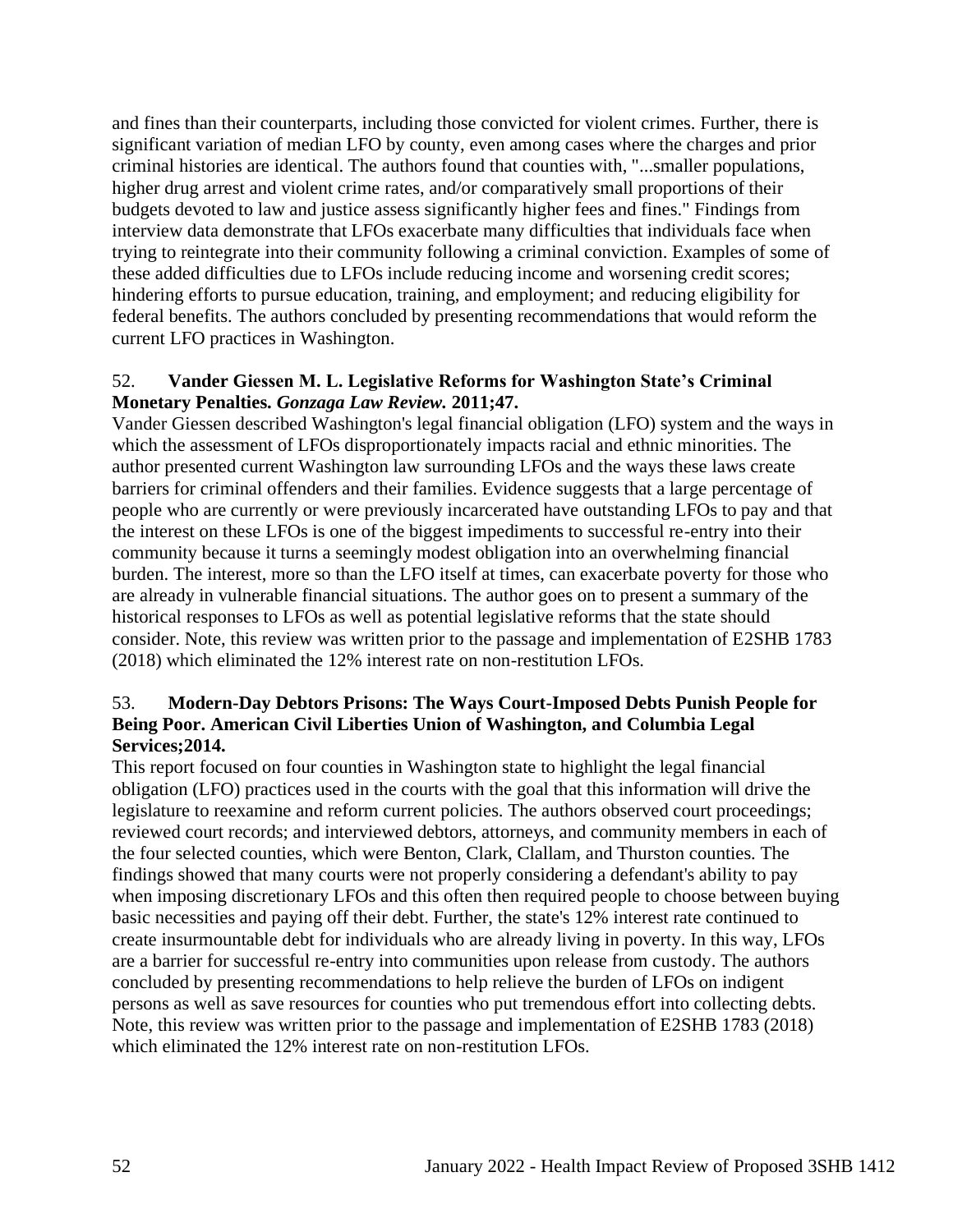and fines than their counterparts, including those convicted for violent crimes. Further, there is significant variation of median LFO by county, even among cases where the charges and prior criminal histories are identical. The authors found that counties with, "...smaller populations, higher drug arrest and violent crime rates, and/or comparatively small proportions of their budgets devoted to law and justice assess significantly higher fees and fines." Findings from interview data demonstrate that LFOs exacerbate many difficulties that individuals face when trying to reintegrate into their community following a criminal conviction. Examples of some of these added difficulties due to LFOs include reducing income and worsening credit scores; hindering efforts to pursue education, training, and employment; and reducing eligibility for federal benefits. The authors concluded by presenting recommendations that would reform the current LFO practices in Washington.

52. **Vander Giessen M. L. Legislative Reforms for Washington State's Criminal Monetary Penalties.** ***Gonzaga Law Review.*** **2011;47.**
Vander Giessen described Washington's legal financial obligation (LFO) system and the ways in which the assessment of LFOs disproportionately impacts racial and ethnic minorities. The author presented current Washington law surrounding LFOs and the ways these laws create barriers for criminal offenders and their families. Evidence suggests that a large percentage of people who are currently or were previously incarcerated have outstanding LFOs to pay and that the interest on these LFOs is one of the biggest impediments to successful re-entry into their community because it turns a seemingly modest obligation into an overwhelming financial burden. The interest, more so than the LFO itself at times, can exacerbate poverty for those who are already in vulnerable financial situations. The author goes on to present a summary of the historical responses to LFOs as well as potential legislative reforms that the state should consider. Note, this review was written prior to the passage and implementation of E2SHB 1783 (2018) which eliminated the 12% interest rate on non-restitution LFOs.

53. **Modern-Day Debtors Prisons: The Ways Court-Imposed Debts Punish People for Being Poor. American Civil Liberties Union of Washington, and Columbia Legal Services;2014.**
This report focused on four counties in Washington state to highlight the legal financial obligation (LFO) practices used in the courts with the goal that this information will drive the legislature to reexamine and reform current policies. The authors observed court proceedings; reviewed court records; and interviewed debtors, attorneys, and community members in each of the four selected counties, which were Benton, Clark, Clallam, and Thurston counties. The findings showed that many courts were not properly considering a defendant's ability to pay when imposing discretionary LFOs and this often then required people to choose between buying basic necessities and paying off their debt. Further, the state's 12% interest rate continued to create insurmountable debt for individuals who are already living in poverty. In this way, LFOs are a barrier for successful re-entry into communities upon release from custody. The authors concluded by presenting recommendations to help relieve the burden of LFOs on indigent persons as well as save resources for counties who put tremendous effort into collecting debts. Note, this review was written prior to the passage and implementation of E2SHB 1783 (2018) which eliminated the 12% interest rate on non-restitution LFOs.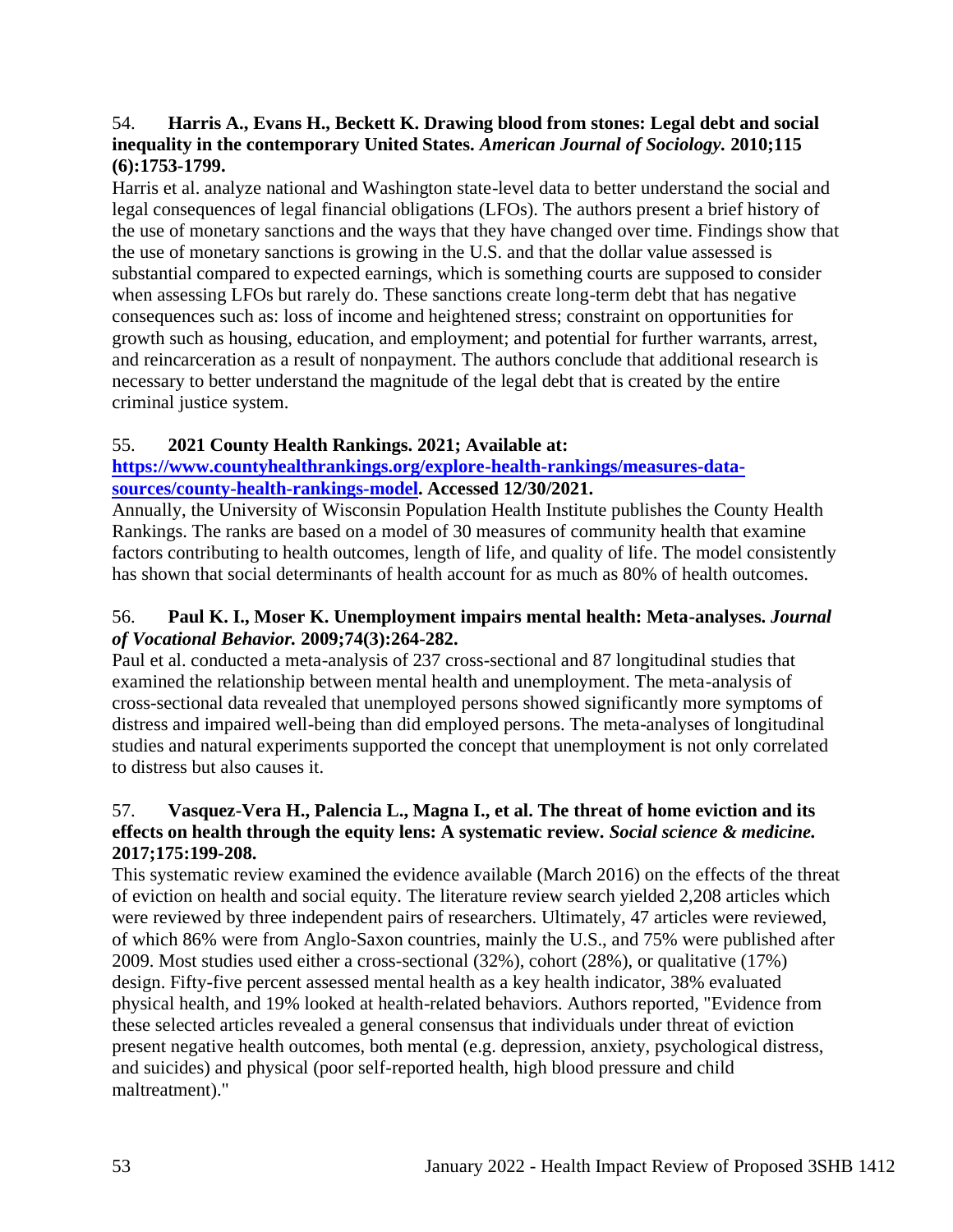54. **Harris A., Evans H., Beckett K. Drawing blood from stones: Legal debt and social inequality in the contemporary United States. *American Journal of Sociology.* 2010;115 (6):1753-1799.**

Harris et al. analyze national and Washington state-level data to better understand the social and legal consequences of legal financial obligations (LFOs). The authors present a brief history of the use of monetary sanctions and the ways that they have changed over time. Findings show that the use of monetary sanctions is growing in the U.S. and that the dollar value assessed is substantial compared to expected earnings, which is something courts are supposed to consider when assessing LFOs but rarely do. These sanctions create long-term debt that has negative consequences such as: loss of income and heightened stress; constraint on opportunities for growth such as housing, education, and employment; and potential for further warrants, arrest, and reincarceration as a result of nonpayment. The authors conclude that additional research is necessary to better understand the magnitude of the legal debt that is created by the entire criminal justice system.

55. **2021 County Health Rankings. 2021; Available at: [https://www.countyhealthrankings.org/explore-health-rankings/measures-data-sources/county-health-rankings-model](https://www.countyhealthrankings.org/explore-health-rankings/measures-data-sources/county-health-rankings-model). Accessed 12/30/2021.**

Annually, the University of Wisconsin Population Health Institute publishes the County Health Rankings. The ranks are based on a model of 30 measures of community health that examine factors contributing to health outcomes, length of life, and quality of life. The model consistently has shown that social determinants of health account for as much as 80% of health outcomes.

56. **Paul K. I., Moser K. Unemployment impairs mental health: Meta-analyses. *Journal of Vocational Behavior.* 2009;74(3):264-282.**

Paul et al. conducted a meta-analysis of 237 cross-sectional and 87 longitudinal studies that examined the relationship between mental health and unemployment. The meta-analysis of cross-sectional data revealed that unemployed persons showed significantly more symptoms of distress and impaired well-being than did employed persons. The meta-analyses of longitudinal studies and natural experiments supported the concept that unemployment is not only correlated to distress but also causes it.

57. **Vasquez-Vera H., Palencia L., Magna I., et al. The threat of home eviction and its effects on health through the equity lens: A systematic review. *Social science & medicine.* 2017;175:199-208.**

This systematic review examined the evidence available (March 2016) on the effects of the threat of eviction on health and social equity. The literature review search yielded 2,208 articles which were reviewed by three independent pairs of researchers. Ultimately, 47 articles were reviewed, of which 86% were from Anglo-Saxon countries, mainly the U.S., and 75% were published after 2009. Most studies used either a cross-sectional (32%), cohort (28%), or qualitative (17%) design. Fifty-five percent assessed mental health as a key health indicator, 38% evaluated physical health, and 19% looked at health-related behaviors. Authors reported, "Evidence from these selected articles revealed a general consensus that individuals under threat of eviction present negative health outcomes, both mental (e.g. depression, anxiety, psychological distress, and suicides) and physical (poor self-reported health, high blood pressure and child maltreatment)."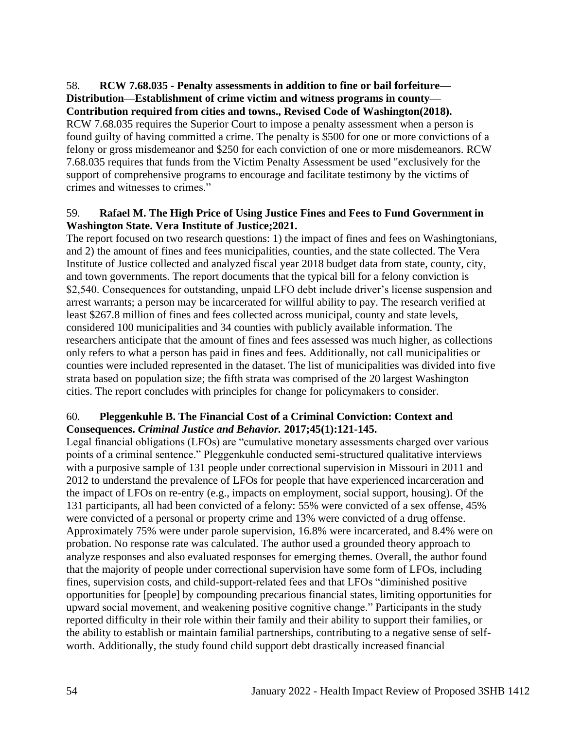58. **RCW 7.68.035 - Penalty assessments in addition to fine or bail forfeiture—Distribution—Establishment of crime victim and witness programs in county—Contribution required from cities and towns., Revised Code of Washington(2018).**
RCW 7.68.035 requires the Superior Court to impose a penalty assessment when a person is found guilty of having committed a crime. The penalty is $500 for one or more convictions of a felony or gross misdemeanor and $250 for each conviction of one or more misdemeanors. RCW 7.68.035 requires that funds from the Victim Penalty Assessment be used "exclusively for the support of comprehensive programs to encourage and facilitate testimony by the victims of crimes and witnesses to crimes."

59. **Rafael M. The High Price of Using Justice Fines and Fees to Fund Government in Washington State. Vera Institute of Justice;2021.**
The report focused on two research questions: 1) the impact of fines and fees on Washingtonians, and 2) the amount of fines and fees municipalities, counties, and the state collected. The Vera Institute of Justice collected and analyzed fiscal year 2018 budget data from state, county, city, and town governments. The report documents that the typical bill for a felony conviction is $2,540. Consequences for outstanding, unpaid LFO debt include driver's license suspension and arrest warrants; a person may be incarcerated for willful ability to pay. The research verified at least $267.8 million of fines and fees collected across municipal, county and state levels, considered 100 municipalities and 34 counties with publicly available information. The researchers anticipate that the amount of fines and fees assessed was much higher, as collections only refers to what a person has paid in fines and fees. Additionally, not call municipalities or counties were included represented in the dataset. The list of municipalities was divided into five strata based on population size; the fifth strata was comprised of the 20 largest Washington cities. The report concludes with principles for change for policymakers to consider.

60. **Pleggenkuhle B. The Financial Cost of a Criminal Conviction: Context and Consequences. *Criminal Justice and Behavior.* 2017;45(1):121-145.**
Legal financial obligations (LFOs) are "cumulative monetary assessments charged over various points of a criminal sentence." Pleggenkuhle conducted semi-structured qualitative interviews with a purposive sample of 131 people under correctional supervision in Missouri in 2011 and 2012 to understand the prevalence of LFOs for people that have experienced incarceration and the impact of LFOs on re-entry (e.g., impacts on employment, social support, housing). Of the 131 participants, all had been convicted of a felony: 55% were convicted of a sex offense, 45% were convicted of a personal or property crime and 13% were convicted of a drug offense. Approximately 75% were under parole supervision, 16.8% were incarcerated, and 8.4% were on probation. No response rate was calculated. The author used a grounded theory approach to analyze responses and also evaluated responses for emerging themes. Overall, the author found that the majority of people under correctional supervision have some form of LFOs, including fines, supervision costs, and child-support-related fees and that LFOs "diminished positive opportunities for [people] by compounding precarious financial states, limiting opportunities for upward social movement, and weakening positive cognitive change." Participants in the study reported difficulty in their role within their family and their ability to support their families, or the ability to establish or maintain familial partnerships, contributing to a negative sense of self-worth. Additionally, the study found child support debt drastically increased financial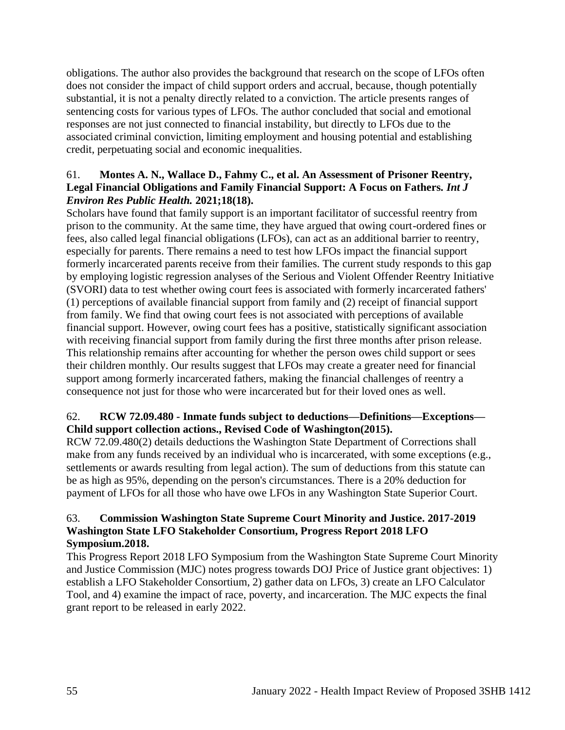obligations. The author also provides the background that research on the scope of LFOs often does not consider the impact of child support orders and accrual, because, though potentially substantial, it is not a penalty directly related to a conviction. The article presents ranges of sentencing costs for various types of LFOs. The author concluded that social and emotional responses are not just connected to financial instability, but directly to LFOs due to the associated criminal conviction, limiting employment and housing potential and establishing credit, perpetuating social and economic inequalities.

61. **Montes A. N., Wallace D., Fahmy C., et al. An Assessment of Prisoner Reentry, Legal Financial Obligations and Family Financial Support: A Focus on Fathers.** ***Int J Environ Res Public Health.*** **2021;18(18).**

Scholars have found that family support is an important facilitator of successful reentry from prison to the community. At the same time, they have argued that owing court-ordered fines or fees, also called legal financial obligations (LFOs), can act as an additional barrier to reentry, especially for parents. There remains a need to test how LFOs impact the financial support formerly incarcerated parents receive from their families. The current study responds to this gap by employing logistic regression analyses of the Serious and Violent Offender Reentry Initiative (SVORI) data to test whether owing court fees is associated with formerly incarcerated fathers' (1) perceptions of available financial support from family and (2) receipt of financial support from family. We find that owing court fees is not associated with perceptions of available financial support. However, owing court fees has a positive, statistically significant association with receiving financial support from family during the first three months after prison release. This relationship remains after accounting for whether the person owes child support or sees their children monthly. Our results suggest that LFOs may create a greater need for financial support among formerly incarcerated fathers, making the financial challenges of reentry a consequence not just for those who were incarcerated but for their loved ones as well.

62. **RCW 72.09.480 - Inmate funds subject to deductions—Definitions—Exceptions—Child support collection actions., Revised Code of Washington(2015).**

RCW 72.09.480(2) details deductions the Washington State Department of Corrections shall make from any funds received by an individual who is incarcerated, with some exceptions (e.g., settlements or awards resulting from legal action). The sum of deductions from this statute can be as high as 95%, depending on the person's circumstances. There is a 20% deduction for payment of LFOs for all those who have owe LFOs in any Washington State Superior Court.

63. **Commission Washington State Supreme Court Minority and Justice. 2017-2019 Washington State LFO Stakeholder Consortium, Progress Report 2018 LFO Symposium.2018.**

This Progress Report 2018 LFO Symposium from the Washington State Supreme Court Minority and Justice Commission (MJC) notes progress towards DOJ Price of Justice grant objectives: 1) establish a LFO Stakeholder Consortium, 2) gather data on LFOs, 3) create an LFO Calculator Tool, and 4) examine the impact of race, poverty, and incarceration. The MJC expects the final grant report to be released in early 2022.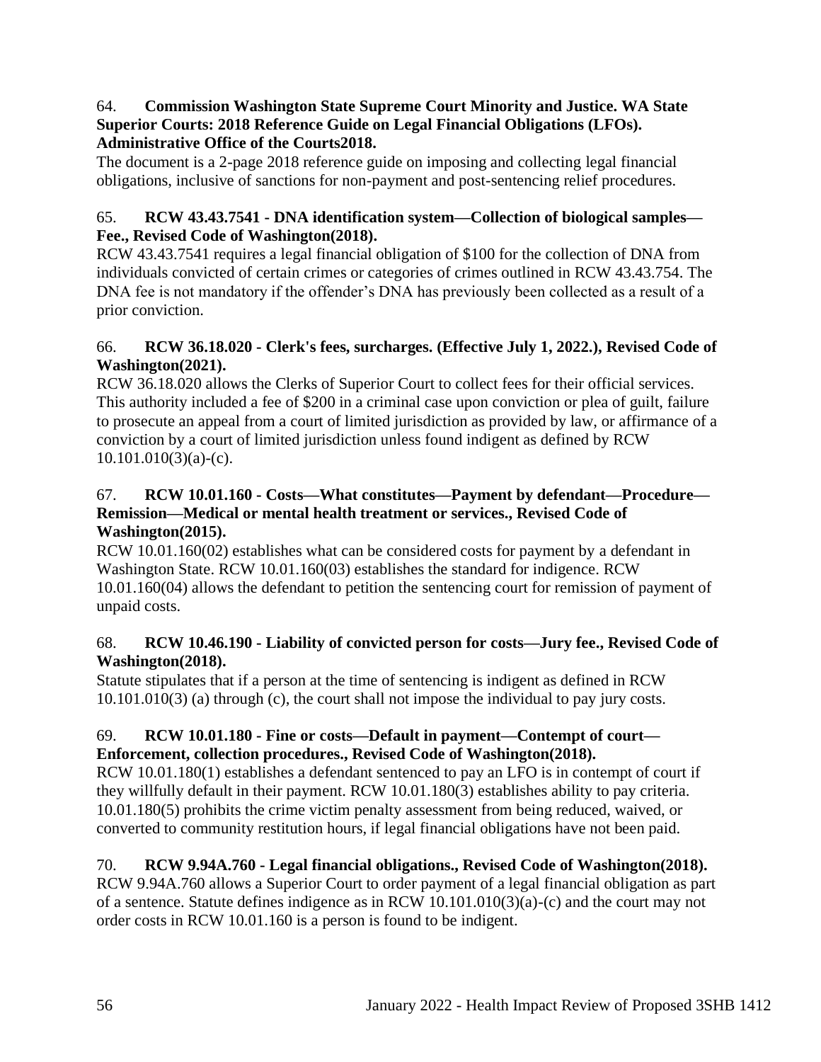64. **Commission Washington State Supreme Court Minority and Justice. WA State Superior Courts: 2018 Reference Guide on Legal Financial Obligations (LFOs). Administrative Office of the Courts2018.**

The document is a 2-page 2018 reference guide on imposing and collecting legal financial obligations, inclusive of sanctions for non-payment and post-sentencing relief procedures.

65. **RCW 43.43.7541 - DNA identification system—Collection of biological samples—Fee., Revised Code of Washington(2018).**

RCW 43.43.7541 requires a legal financial obligation of $100 for the collection of DNA from individuals convicted of certain crimes or categories of crimes outlined in RCW 43.43.754. The DNA fee is not mandatory if the offender's DNA has previously been collected as a result of a prior conviction.

66. **RCW 36.18.020 - Clerk's fees, surcharges. (Effective July 1, 2022.), Revised Code of Washington(2021).**

RCW 36.18.020 allows the Clerks of Superior Court to collect fees for their official services. This authority included a fee of $200 in a criminal case upon conviction or plea of guilt, failure to prosecute an appeal from a court of limited jurisdiction as provided by law, or affirmance of a conviction by a court of limited jurisdiction unless found indigent as defined by RCW 10.101.010(3)(a)-(c).

67. **RCW 10.01.160 - Costs—What constitutes—Payment by defendant—Procedure—Remission—Medical or mental health treatment or services., Revised Code of Washington(2015).**

RCW 10.01.160(02) establishes what can be considered costs for payment by a defendant in Washington State. RCW 10.01.160(03) establishes the standard for indigence. RCW 10.01.160(04) allows the defendant to petition the sentencing court for remission of payment of unpaid costs.

68. **RCW 10.46.190 - Liability of convicted person for costs—Jury fee., Revised Code of Washington(2018).**

Statute stipulates that if a person at the time of sentencing is indigent as defined in RCW 10.101.010(3) (a) through (c), the court shall not impose the individual to pay jury costs.

69. **RCW 10.01.180 - Fine or costs—Default in payment—Contempt of court—Enforcement, collection procedures., Revised Code of Washington(2018).**

RCW 10.01.180(1) establishes a defendant sentenced to pay an LFO is in contempt of court if they willfully default in their payment. RCW 10.01.180(3) establishes ability to pay criteria. 10.01.180(5) prohibits the crime victim penalty assessment from being reduced, waived, or converted to community restitution hours, if legal financial obligations have not been paid.

70. **RCW 9.94A.760 - Legal financial obligations., Revised Code of Washington(2018).**

RCW 9.94A.760 allows a Superior Court to order payment of a legal financial obligation as part of a sentence. Statute defines indigence as in RCW 10.101.010(3)(a)-(c) and the court may not order costs in RCW 10.01.160 is a person is found to be indigent.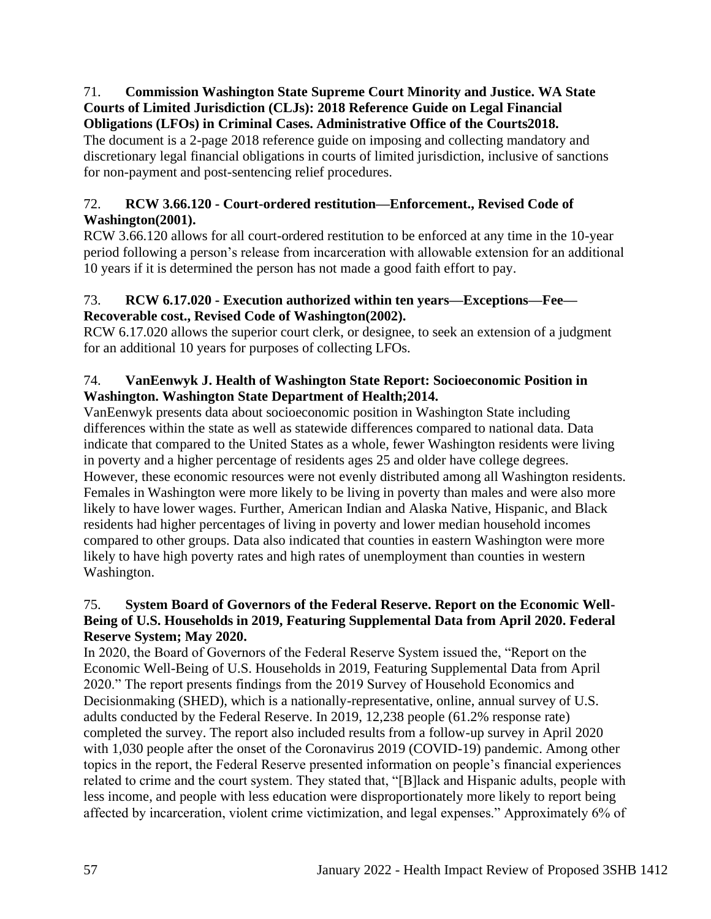71. **Commission Washington State Supreme Court Minority and Justice. WA State Courts of Limited Jurisdiction (CLJs): 2018 Reference Guide on Legal Financial Obligations (LFOs) in Criminal Cases. Administrative Office of the Courts2018.**
The document is a 2-page 2018 reference guide on imposing and collecting mandatory and discretionary legal financial obligations in courts of limited jurisdiction, inclusive of sanctions for non-payment and post-sentencing relief procedures.

72. **RCW 3.66.120 - Court-ordered restitution—Enforcement., Revised Code of Washington(2001).**
RCW 3.66.120 allows for all court-ordered restitution to be enforced at any time in the 10-year period following a person's release from incarceration with allowable extension for an additional 10 years if it is determined the person has not made a good faith effort to pay.

73. **RCW 6.17.020 - Execution authorized within ten years—Exceptions—Fee—Recoverable cost., Revised Code of Washington(2002).**
RCW 6.17.020 allows the superior court clerk, or designee, to seek an extension of a judgment for an additional 10 years for purposes of collecting LFOs.

74. **VanEenwyk J. Health of Washington State Report: Socioeconomic Position in Washington. Washington State Department of Health;2014.**
VanEenwyk presents data about socioeconomic position in Washington State including differences within the state as well as statewide differences compared to national data. Data indicate that compared to the United States as a whole, fewer Washington residents were living in poverty and a higher percentage of residents ages 25 and older have college degrees. However, these economic resources were not evenly distributed among all Washington residents. Females in Washington were more likely to be living in poverty than males and were also more likely to have lower wages. Further, American Indian and Alaska Native, Hispanic, and Black residents had higher percentages of living in poverty and lower median household incomes compared to other groups. Data also indicated that counties in eastern Washington were more likely to have high poverty rates and high rates of unemployment than counties in western Washington.

75. **System Board of Governors of the Federal Reserve. Report on the Economic Well-Being of U.S. Households in 2019, Featuring Supplemental Data from April 2020. Federal Reserve System; May 2020.**
In 2020, the Board of Governors of the Federal Reserve System issued the, "Report on the Economic Well-Being of U.S. Households in 2019, Featuring Supplemental Data from April 2020." The report presents findings from the 2019 Survey of Household Economics and Decisionmaking (SHED), which is a nationally-representative, online, annual survey of U.S. adults conducted by the Federal Reserve. In 2019, 12,238 people (61.2% response rate) completed the survey. The report also included results from a follow-up survey in April 2020 with 1,030 people after the onset of the Coronavirus 2019 (COVID-19) pandemic. Among other topics in the report, the Federal Reserve presented information on people's financial experiences related to crime and the court system. They stated that, "[B]lack and Hispanic adults, people with less income, and people with less education were disproportionately more likely to report being affected by incarceration, violent crime victimization, and legal expenses." Approximately 6% of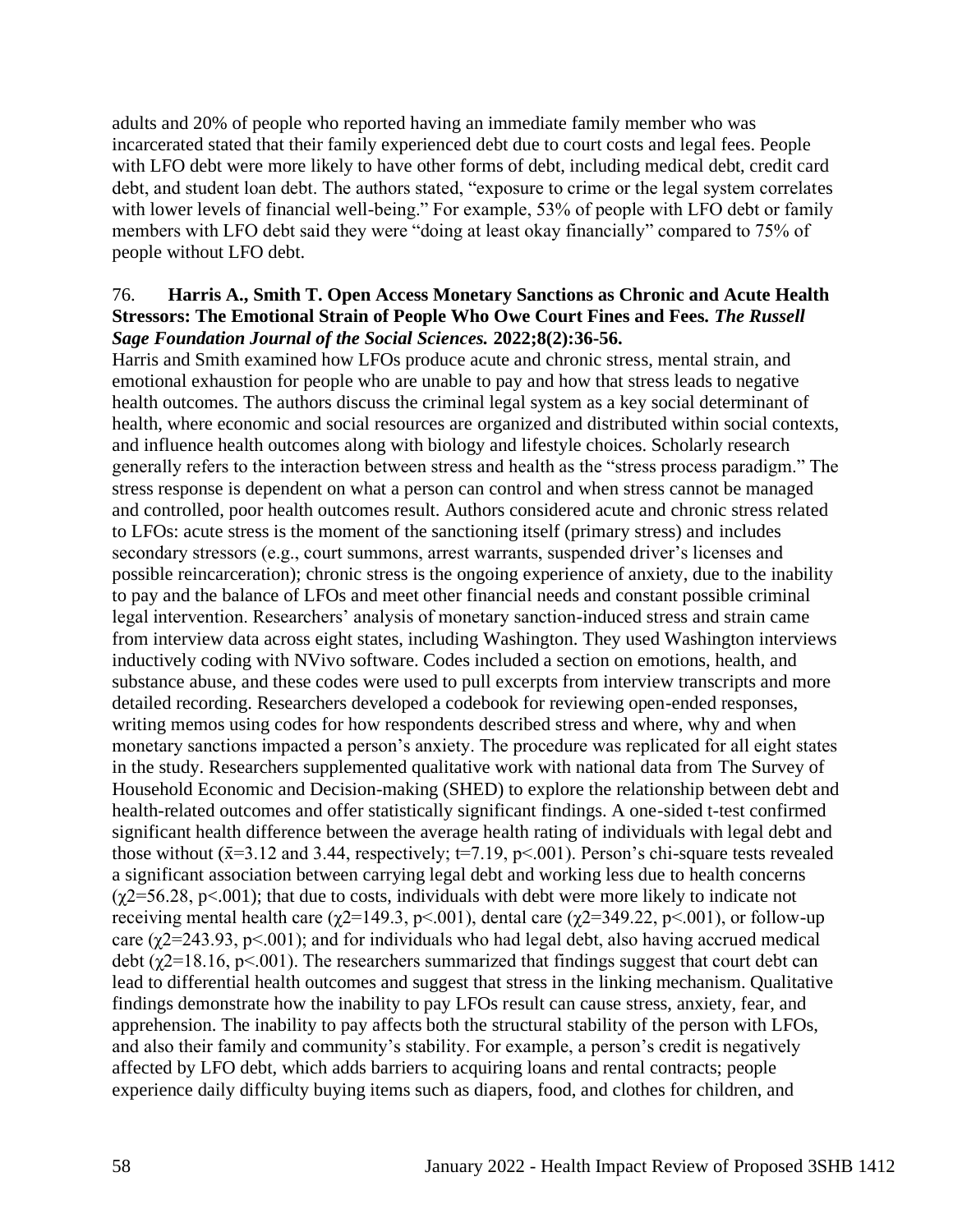adults and 20% of people who reported having an immediate family member who was incarcerated stated that their family experienced debt due to court costs and legal fees. People with LFO debt were more likely to have other forms of debt, including medical debt, credit card debt, and student loan debt. The authors stated, "exposure to crime or the legal system correlates with lower levels of financial well-being." For example, 53% of people with LFO debt or family members with LFO debt said they were "doing at least okay financially" compared to 75% of people without LFO debt.

76. **Harris A., Smith T. Open Access Monetary Sanctions as Chronic and Acute Health Stressors: The Emotional Strain of People Who Owe Court Fines and Fees. *The Russell Sage Foundation Journal of the Social Sciences.* 2022;8(2):36-56.**

Harris and Smith examined how LFOs produce acute and chronic stress, mental strain, and emotional exhaustion for people who are unable to pay and how that stress leads to negative health outcomes. The authors discuss the criminal legal system as a key social determinant of health, where economic and social resources are organized and distributed within social contexts, and influence health outcomes along with biology and lifestyle choices. Scholarly research generally refers to the interaction between stress and health as the "stress process paradigm." The stress response is dependent on what a person can control and when stress cannot be managed and controlled, poor health outcomes result. Authors considered acute and chronic stress related to LFOs: acute stress is the moment of the sanctioning itself (primary stress) and includes secondary stressors (e.g., court summons, arrest warrants, suspended driver's licenses and possible reincarceration); chronic stress is the ongoing experience of anxiety, due to the inability to pay and the balance of LFOs and meet other financial needs and constant possible criminal legal intervention. Researchers' analysis of monetary sanction-induced stress and strain came from interview data across eight states, including Washington. They used Washington interviews inductively coding with NVivo software. Codes included a section on emotions, health, and substance abuse, and these codes were used to pull excerpts from interview transcripts and more detailed recording. Researchers developed a codebook for reviewing open-ended responses, writing memos using codes for how respondents described stress and where, why and when monetary sanctions impacted a person's anxiety. The procedure was replicated for all eight states in the study. Researchers supplemented qualitative work with national data from The Survey of Household Economic and Decision-making (SHED) to explore the relationship between debt and health-related outcomes and offer statistically significant findings. A one-sided t-test confirmed significant health difference between the average health rating of individuals with legal debt and those without ($\bar{x}=3.12$ and 3.44, respectively; $t=7.19$, $p<.001$). Person's chi-square tests revealed a significant association between carrying legal debt and working less due to health concerns ($\chi2=56.28$, $p<.001$); that due to costs, individuals with debt were more likely to indicate not receiving mental health care ($\chi2=149.3$, $p<.001$), dental care ($\chi2=349.22$, $p<.001$), or follow-up care ($\chi2=243.93$, $p<.001$); and for individuals who had legal debt, also having accrued medical debt ($\chi2=18.16$, $p<.001$). The researchers summarized that findings suggest that court debt can lead to differential health outcomes and suggest that stress in the linking mechanism. Qualitative findings demonstrate how the inability to pay LFOs result can cause stress, anxiety, fear, and apprehension. The inability to pay affects both the structural stability of the person with LFOs, and also their family and community's stability. For example, a person's credit is negatively affected by LFO debt, which adds barriers to acquiring loans and rental contracts; people experience daily difficulty buying items such as diapers, food, and clothes for children, and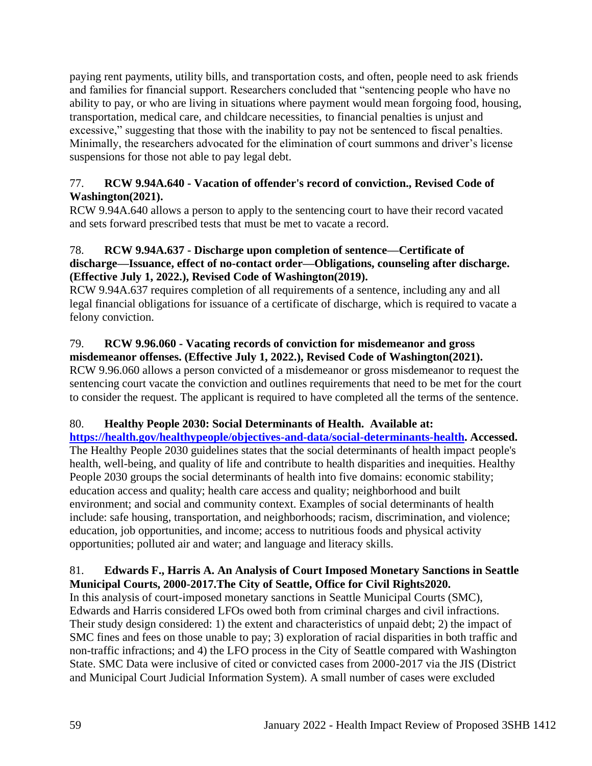paying rent payments, utility bills, and transportation costs, and often, people need to ask friends and families for financial support. Researchers concluded that "sentencing people who have no ability to pay, or who are living in situations where payment would mean forgoing food, housing, transportation, medical care, and childcare necessities, to financial penalties is unjust and excessive," suggesting that those with the inability to pay not be sentenced to fiscal penalties. Minimally, the researchers advocated for the elimination of court summons and driver's license suspensions for those not able to pay legal debt.

77. **RCW 9.94A.640 - Vacation of offender's record of conviction., Revised Code of Washington(2021).**
RCW 9.94A.640 allows a person to apply to the sentencing court to have their record vacated and sets forward prescribed tests that must be met to vacate a record.

78. **RCW 9.94A.637 - Discharge upon completion of sentence—Certificate of discharge—Issuance, effect of no-contact order—Obligations, counseling after discharge. (Effective July 1, 2022.), Revised Code of Washington(2019).**
RCW 9.94A.637 requires completion of all requirements of a sentence, including any and all legal financial obligations for issuance of a certificate of discharge, which is required to vacate a felony conviction.

79. **RCW 9.96.060 - Vacating records of conviction for misdemeanor and gross misdemeanor offenses. (Effective July 1, 2022.), Revised Code of Washington(2021).**
RCW 9.96.060 allows a person convicted of a misdemeanor or gross misdemeanor to request the sentencing court vacate the conviction and outlines requirements that need to be met for the court to consider the request. The applicant is required to have completed all the terms of the sentence.

80. **Healthy People 2030: Social Determinants of Health. Available at: [https://health.gov/healthypeople/objectives-and-data/social-determinants-health](https://health.gov/healthypeople/objectives-and-data/social-determinants-health). Accessed.**
The Healthy People 2030 guidelines states that the social determinants of health impact people's health, well-being, and quality of life and contribute to health disparities and inequities. Healthy People 2030 groups the social determinants of health into five domains: economic stability; education access and quality; health care access and quality; neighborhood and built environment; and social and community context. Examples of social determinants of health include: safe housing, transportation, and neighborhoods; racism, discrimination, and violence; education, job opportunities, and income; access to nutritious foods and physical activity opportunities; polluted air and water; and language and literacy skills.

81. **Edwards F., Harris A. An Analysis of Court Imposed Monetary Sanctions in Seattle Municipal Courts, 2000-2017.The City of Seattle, Office for Civil Rights2020.**
In this analysis of court-imposed monetary sanctions in Seattle Municipal Courts (SMC), Edwards and Harris considered LFOs owed both from criminal charges and civil infractions. Their study design considered: 1) the extent and characteristics of unpaid debt; 2) the impact of SMC fines and fees on those unable to pay; 3) exploration of racial disparities in both traffic and non-traffic infractions; and 4) the LFO process in the City of Seattle compared with Washington State. SMC Data were inclusive of cited or convicted cases from 2000-2017 via the JIS (District and Municipal Court Judicial Information System). A small number of cases were excluded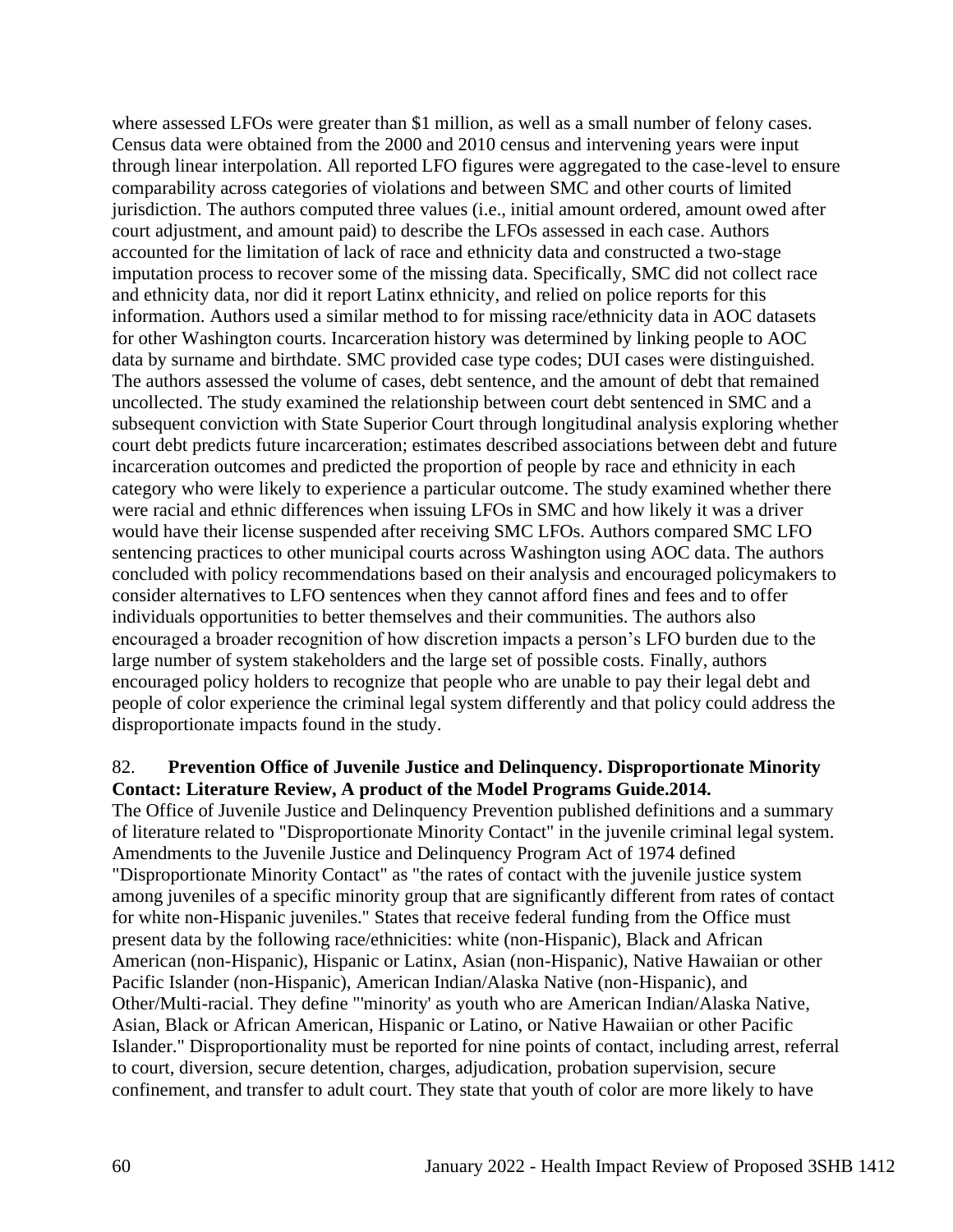where assessed LFOs were greater than $1 million, as well as a small number of felony cases. Census data were obtained from the 2000 and 2010 census and intervening years were input through linear interpolation. All reported LFO figures were aggregated to the case-level to ensure comparability across categories of violations and between SMC and other courts of limited jurisdiction. The authors computed three values (i.e., initial amount ordered, amount owed after court adjustment, and amount paid) to describe the LFOs assessed in each case. Authors accounted for the limitation of lack of race and ethnicity data and constructed a two-stage imputation process to recover some of the missing data. Specifically, SMC did not collect race and ethnicity data, nor did it report Latinx ethnicity, and relied on police reports for this information. Authors used a similar method to for missing race/ethnicity data in AOC datasets for other Washington courts. Incarceration history was determined by linking people to AOC data by surname and birthdate. SMC provided case type codes; DUI cases were distinguished. The authors assessed the volume of cases, debt sentence, and the amount of debt that remained uncollected. The study examined the relationship between court debt sentenced in SMC and a subsequent conviction with State Superior Court through longitudinal analysis exploring whether court debt predicts future incarceration; estimates described associations between debt and future incarceration outcomes and predicted the proportion of people by race and ethnicity in each category who were likely to experience a particular outcome. The study examined whether there were racial and ethnic differences when issuing LFOs in SMC and how likely it was a driver would have their license suspended after receiving SMC LFOs. Authors compared SMC LFO sentencing practices to other municipal courts across Washington using AOC data. The authors concluded with policy recommendations based on their analysis and encouraged policymakers to consider alternatives to LFO sentences when they cannot afford fines and fees and to offer individuals opportunities to better themselves and their communities. The authors also encouraged a broader recognition of how discretion impacts a person's LFO burden due to the large number of system stakeholders and the large set of possible costs. Finally, authors encouraged policy holders to recognize that people who are unable to pay their legal debt and people of color experience the criminal legal system differently and that policy could address the disproportionate impacts found in the study.

82. **Prevention Office of Juvenile Justice and Delinquency. Disproportionate Minority Contact: Literature Review, A product of the Model Programs Guide.2014.**

The Office of Juvenile Justice and Delinquency Prevention published definitions and a summary of literature related to "Disproportionate Minority Contact" in the juvenile criminal legal system. Amendments to the Juvenile Justice and Delinquency Program Act of 1974 defined "Disproportionate Minority Contact" as "the rates of contact with the juvenile justice system among juveniles of a specific minority group that are significantly different from rates of contact for white non-Hispanic juveniles." States that receive federal funding from the Office must present data by the following race/ethnicities: white (non-Hispanic), Black and African American (non-Hispanic), Hispanic or Latinx, Asian (non-Hispanic), Native Hawaiian or other Pacific Islander (non-Hispanic), American Indian/Alaska Native (non-Hispanic), and Other/Multi-racial. They define "'minority' as youth who are American Indian/Alaska Native, Asian, Black or African American, Hispanic or Latino, or Native Hawaiian or other Pacific Islander." Disproportionality must be reported for nine points of contact, including arrest, referral to court, diversion, secure detention, charges, adjudication, probation supervision, secure confinement, and transfer to adult court. They state that youth of color are more likely to have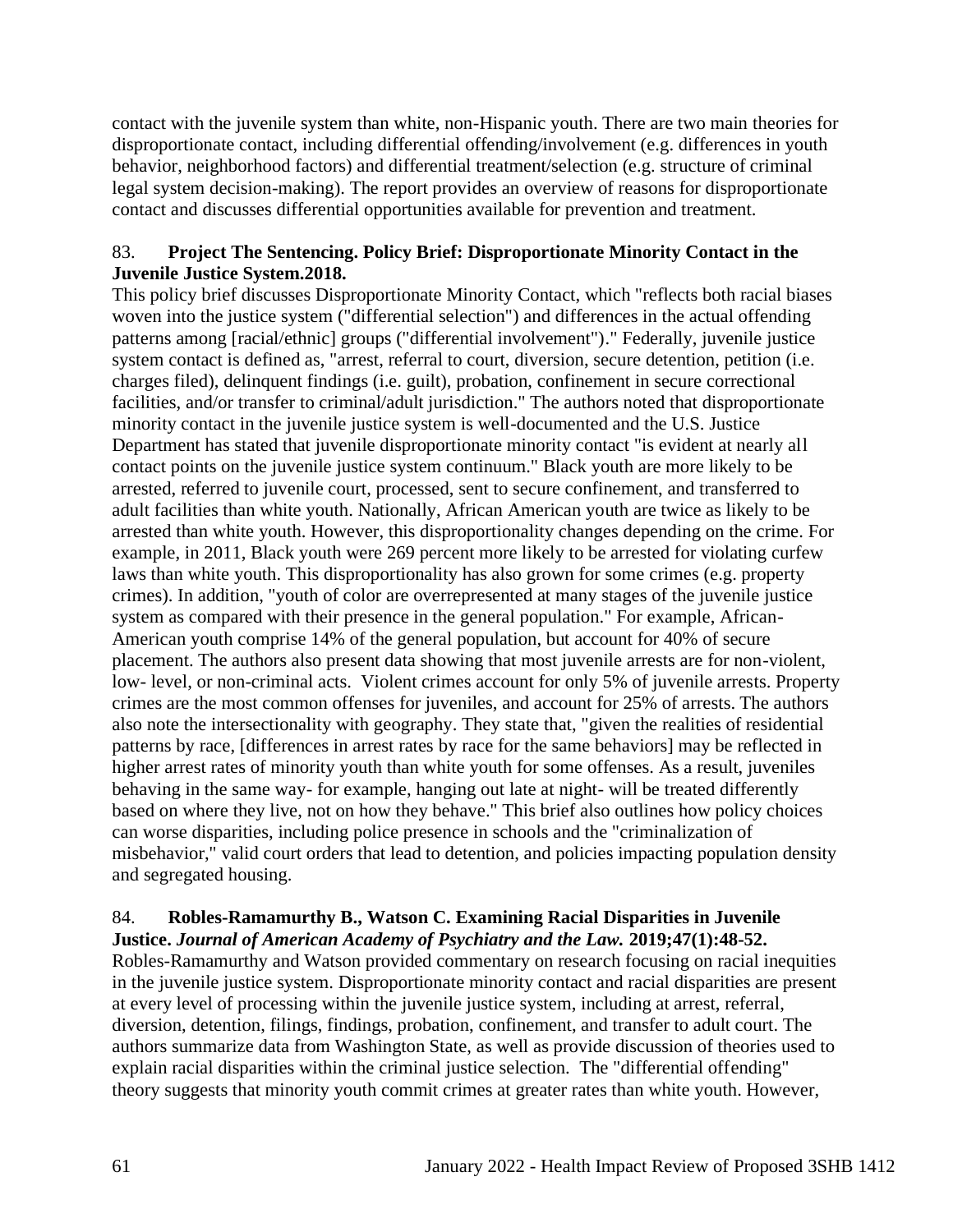contact with the juvenile system than white, non-Hispanic youth. There are two main theories for disproportionate contact, including differential offending/involvement (e.g. differences in youth behavior, neighborhood factors) and differential treatment/selection (e.g. structure of criminal legal system decision-making). The report provides an overview of reasons for disproportionate contact and discusses differential opportunities available for prevention and treatment.

83. **Project The Sentencing. Policy Brief: Disproportionate Minority Contact in the Juvenile Justice System.2018.**

This policy brief discusses Disproportionate Minority Contact, which "reflects both racial biases woven into the justice system ("differential selection") and differences in the actual offending patterns among [racial/ethnic] groups ("differential involvement")." Federally, juvenile justice system contact is defined as, "arrest, referral to court, diversion, secure detention, petition (i.e. charges filed), delinquent findings (i.e. guilt), probation, confinement in secure correctional facilities, and/or transfer to criminal/adult jurisdiction." The authors noted that disproportionate minority contact in the juvenile justice system is well-documented and the U.S. Justice Department has stated that juvenile disproportionate minority contact "is evident at nearly all contact points on the juvenile justice system continuum." Black youth are more likely to be arrested, referred to juvenile court, processed, sent to secure confinement, and transferred to adult facilities than white youth. Nationally, African American youth are twice as likely to be arrested than white youth. However, this disproportionality changes depending on the crime. For example, in 2011, Black youth were 269 percent more likely to be arrested for violating curfew laws than white youth. This disproportionality has also grown for some crimes (e.g. property crimes). In addition, "youth of color are overrepresented at many stages of the juvenile justice system as compared with their presence in the general population." For example, African-American youth comprise 14% of the general population, but account for 40% of secure placement. The authors also present data showing that most juvenile arrests are for non-violent, low- level, or non-criminal acts. Violent crimes account for only 5% of juvenile arrests. Property crimes are the most common offenses for juveniles, and account for 25% of arrests. The authors also note the intersectionality with geography. They state that, "given the realities of residential patterns by race, [differences in arrest rates by race for the same behaviors] may be reflected in higher arrest rates of minority youth than white youth for some offenses. As a result, juveniles behaving in the same way- for example, hanging out late at night- will be treated differently based on where they live, not on how they behave." This brief also outlines how policy choices can worse disparities, including police presence in schools and the "criminalization of misbehavior," valid court orders that lead to detention, and policies impacting population density and segregated housing.

84. **Robles-Ramamurthy B., Watson C. Examining Racial Disparities in Juvenile Justice. *Journal of American Academy of Psychiatry and the Law.* 2019;47(1):48-52.**

Robles-Ramamurthy and Watson provided commentary on research focusing on racial inequities in the juvenile justice system. Disproportionate minority contact and racial disparities are present at every level of processing within the juvenile justice system, including at arrest, referral, diversion, detention, filings, findings, probation, confinement, and transfer to adult court. The authors summarize data from Washington State, as well as provide discussion of theories used to explain racial disparities within the criminal justice selection. The "differential offending" theory suggests that minority youth commit crimes at greater rates than white youth. However,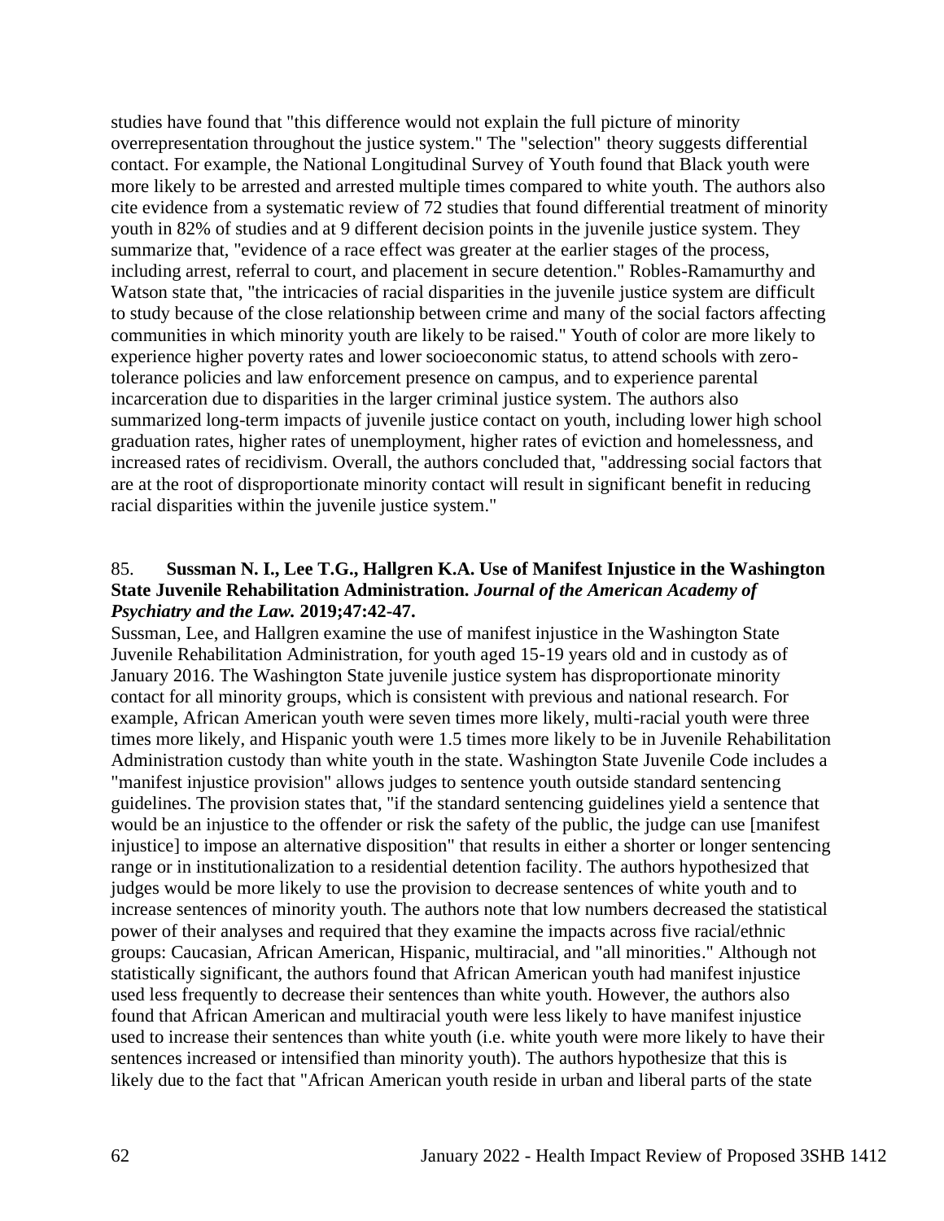studies have found that "this difference would not explain the full picture of minority overrepresentation throughout the justice system." The "selection" theory suggests differential contact. For example, the National Longitudinal Survey of Youth found that Black youth were more likely to be arrested and arrested multiple times compared to white youth. The authors also cite evidence from a systematic review of 72 studies that found differential treatment of minority youth in 82% of studies and at 9 different decision points in the juvenile justice system. They summarize that, "evidence of a race effect was greater at the earlier stages of the process, including arrest, referral to court, and placement in secure detention." Robles-Ramamurthy and Watson state that, "the intricacies of racial disparities in the juvenile justice system are difficult to study because of the close relationship between crime and many of the social factors affecting communities in which minority youth are likely to be raised." Youth of color are more likely to experience higher poverty rates and lower socioeconomic status, to attend schools with zero-tolerance policies and law enforcement presence on campus, and to experience parental incarceration due to disparities in the larger criminal justice system. The authors also summarized long-term impacts of juvenile justice contact on youth, including lower high school graduation rates, higher rates of unemployment, higher rates of eviction and homelessness, and increased rates of recidivism. Overall, the authors concluded that, "addressing social factors that are at the root of disproportionate minority contact will result in significant benefit in reducing racial disparities within the juvenile justice system."

85. **Sussman N. I., Lee T.G., Hallgren K.A. Use of Manifest Injustice in the Washington State Juvenile Rehabilitation Administration. *Journal of the American Academy of Psychiatry and the Law.* 2019;47:42-47.**

Sussman, Lee, and Hallgren examine the use of manifest injustice in the Washington State Juvenile Rehabilitation Administration, for youth aged 15-19 years old and in custody as of January 2016. The Washington State juvenile justice system has disproportionate minority contact for all minority groups, which is consistent with previous and national research. For example, African American youth were seven times more likely, multi-racial youth were three times more likely, and Hispanic youth were 1.5 times more likely to be in Juvenile Rehabilitation Administration custody than white youth in the state. Washington State Juvenile Code includes a "manifest injustice provision" allows judges to sentence youth outside standard sentencing guidelines. The provision states that, "if the standard sentencing guidelines yield a sentence that would be an injustice to the offender or risk the safety of the public, the judge can use [manifest injustice] to impose an alternative disposition" that results in either a shorter or longer sentencing range or in institutionalization to a residential detention facility. The authors hypothesized that judges would be more likely to use the provision to decrease sentences of white youth and to increase sentences of minority youth. The authors note that low numbers decreased the statistical power of their analyses and required that they examine the impacts across five racial/ethnic groups: Caucasian, African American, Hispanic, multiracial, and "all minorities." Although not statistically significant, the authors found that African American youth had manifest injustice used less frequently to decrease their sentences than white youth. However, the authors also found that African American and multiracial youth were less likely to have manifest injustice used to increase their sentences than white youth (i.e. white youth were more likely to have their sentences increased or intensified than minority youth). The authors hypothesize that this is likely due to the fact that "African American youth reside in urban and liberal parts of the state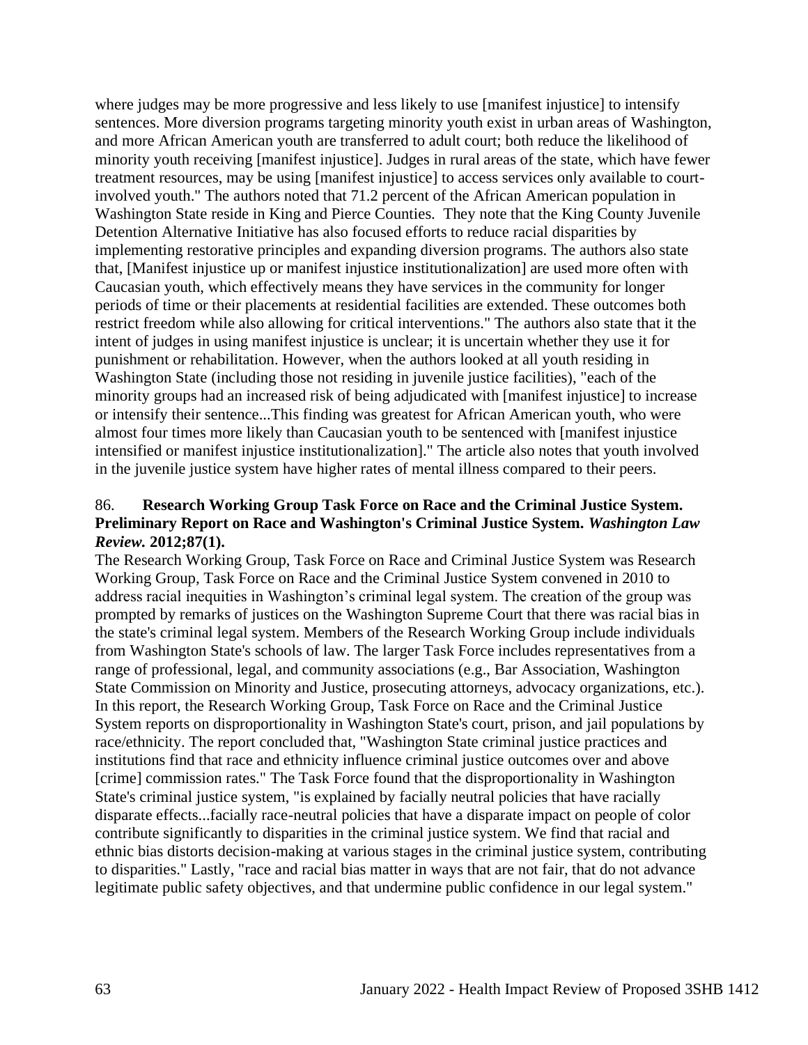where judges may be more progressive and less likely to use [manifest injustice] to intensify sentences. More diversion programs targeting minority youth exist in urban areas of Washington, and more African American youth are transferred to adult court; both reduce the likelihood of minority youth receiving [manifest injustice]. Judges in rural areas of the state, which have fewer treatment resources, may be using [manifest injustice] to access services only available to court-involved youth." The authors noted that 71.2 percent of the African American population in Washington State reside in King and Pierce Counties. They note that the King County Juvenile Detention Alternative Initiative has also focused efforts to reduce racial disparities by implementing restorative principles and expanding diversion programs. The authors also state that, [Manifest injustice up or manifest injustice institutionalization] are used more often with Caucasian youth, which effectively means they have services in the community for longer periods of time or their placements at residential facilities are extended. These outcomes both restrict freedom while also allowing for critical interventions." The authors also state that it the intent of judges in using manifest injustice is unclear; it is uncertain whether they use it for punishment or rehabilitation. However, when the authors looked at all youth residing in Washington State (including those not residing in juvenile justice facilities), "each of the minority groups had an increased risk of being adjudicated with [manifest injustice] to increase or intensify their sentence...This finding was greatest for African American youth, who were almost four times more likely than Caucasian youth to be sentenced with [manifest injustice intensified or manifest injustice institutionalization]." The article also notes that youth involved in the juvenile justice system have higher rates of mental illness compared to their peers.

86. **Research Working Group Task Force on Race and the Criminal Justice System. Preliminary Report on Race and Washington's Criminal Justice System. *Washington Law Review.* 2012;87(1).**

The Research Working Group, Task Force on Race and Criminal Justice System was Research Working Group, Task Force on Race and the Criminal Justice System convened in 2010 to address racial inequities in Washington's criminal legal system. The creation of the group was prompted by remarks of justices on the Washington Supreme Court that there was racial bias in the state's criminal legal system. Members of the Research Working Group include individuals from Washington State's schools of law. The larger Task Force includes representatives from a range of professional, legal, and community associations (e.g., Bar Association, Washington State Commission on Minority and Justice, prosecuting attorneys, advocacy organizations, etc.). In this report, the Research Working Group, Task Force on Race and the Criminal Justice System reports on disproportionality in Washington State's court, prison, and jail populations by race/ethnicity. The report concluded that, "Washington State criminal justice practices and institutions find that race and ethnicity influence criminal justice outcomes over and above [crime] commission rates." The Task Force found that the disproportionality in Washington State's criminal justice system, "is explained by facially neutral policies that have racially disparate effects...facially race-neutral policies that have a disparate impact on people of color contribute significantly to disparities in the criminal justice system. We find that racial and ethnic bias distorts decision-making at various stages in the criminal justice system, contributing to disparities." Lastly, "race and racial bias matter in ways that are not fair, that do not advance legitimate public safety objectives, and that undermine public confidence in our legal system."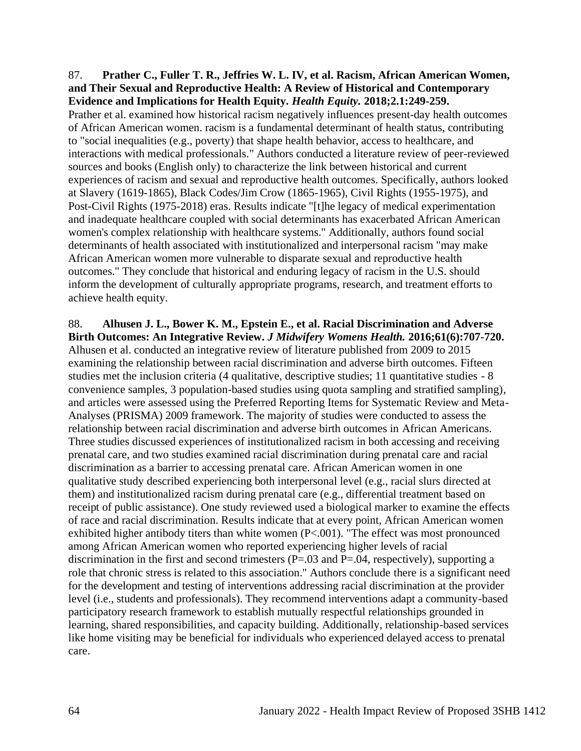87. **Prather C., Fuller T. R., Jeffries W. L. IV, et al. Racism, African American Women, and Their Sexual and Reproductive Health: A Review of Historical and Contemporary Evidence and Implications for Health Equity. *Health Equity.* 2018;2.1:249-259.**
Prather et al. examined how historical racism negatively influences present-day health outcomes of African American women. racism is a fundamental determinant of health status, contributing to "social inequalities (e.g., poverty) that shape health behavior, access to healthcare, and interactions with medical professionals." Authors conducted a literature review of peer-reviewed sources and books (English only) to characterize the link between historical and current experiences of racism and sexual and reproductive health outcomes. Specifically, authors looked at Slavery (1619-1865), Black Codes/Jim Crow (1865-1965), Civil Rights (1955-1975), and Post-Civil Rights (1975-2018) eras. Results indicate "[t]he legacy of medical experimentation and inadequate healthcare coupled with social determinants has exacerbated African American women's complex relationship with healthcare systems." Additionally, authors found social determinants of health associated with institutionalized and interpersonal racism "may make African American women more vulnerable to disparate sexual and reproductive health outcomes." They conclude that historical and enduring legacy of racism in the U.S. should inform the development of culturally appropriate programs, research, and treatment efforts to achieve health equity.

88. **Alhusen J. L., Bower K. M., Epstein E., et al. Racial Discrimination and Adverse Birth Outcomes: An Integrative Review. *J Midwifery Womens Health.* 2016;61(6):707-720.**
Alhusen et al. conducted an integrative review of literature published from 2009 to 2015 examining the relationship between racial discrimination and adverse birth outcomes. Fifteen studies met the inclusion criteria (4 qualitative, descriptive studies; 11 quantitative studies - 8 convenience samples, 3 population-based studies using quota sampling and stratified sampling), and articles were assessed using the Preferred Reporting Items for Systematic Review and Meta-Analyses (PRISMA) 2009 framework. The majority of studies were conducted to assess the relationship between racial discrimination and adverse birth outcomes in African Americans. Three studies discussed experiences of institutionalized racism in both accessing and receiving prenatal care, and two studies examined racial discrimination during prenatal care and racial discrimination as a barrier to accessing prenatal care. African American women in one qualitative study described experiencing both interpersonal level (e.g., racial slurs directed at them) and institutionalized racism during prenatal care (e.g., differential treatment based on receipt of public assistance). One study reviewed used a biological marker to examine the effects of race and racial discrimination. Results indicate that at every point, African American women exhibited higher antibody titers than white women ($P<.001$). "The effect was most pronounced among African American women who reported experiencing higher levels of racial discrimination in the first and second trimesters ($P=.03$ and $P=.04$, respectively), supporting a role that chronic stress is related to this association." Authors conclude there is a significant need for the development and testing of interventions addressing racial discrimination at the provider level (i.e., students and professionals). They recommend interventions adapt a community-based participatory research framework to establish mutually respectful relationships grounded in learning, shared responsibilities, and capacity building. Additionally, relationship-based services like home visiting may be beneficial for individuals who experienced delayed access to prenatal care.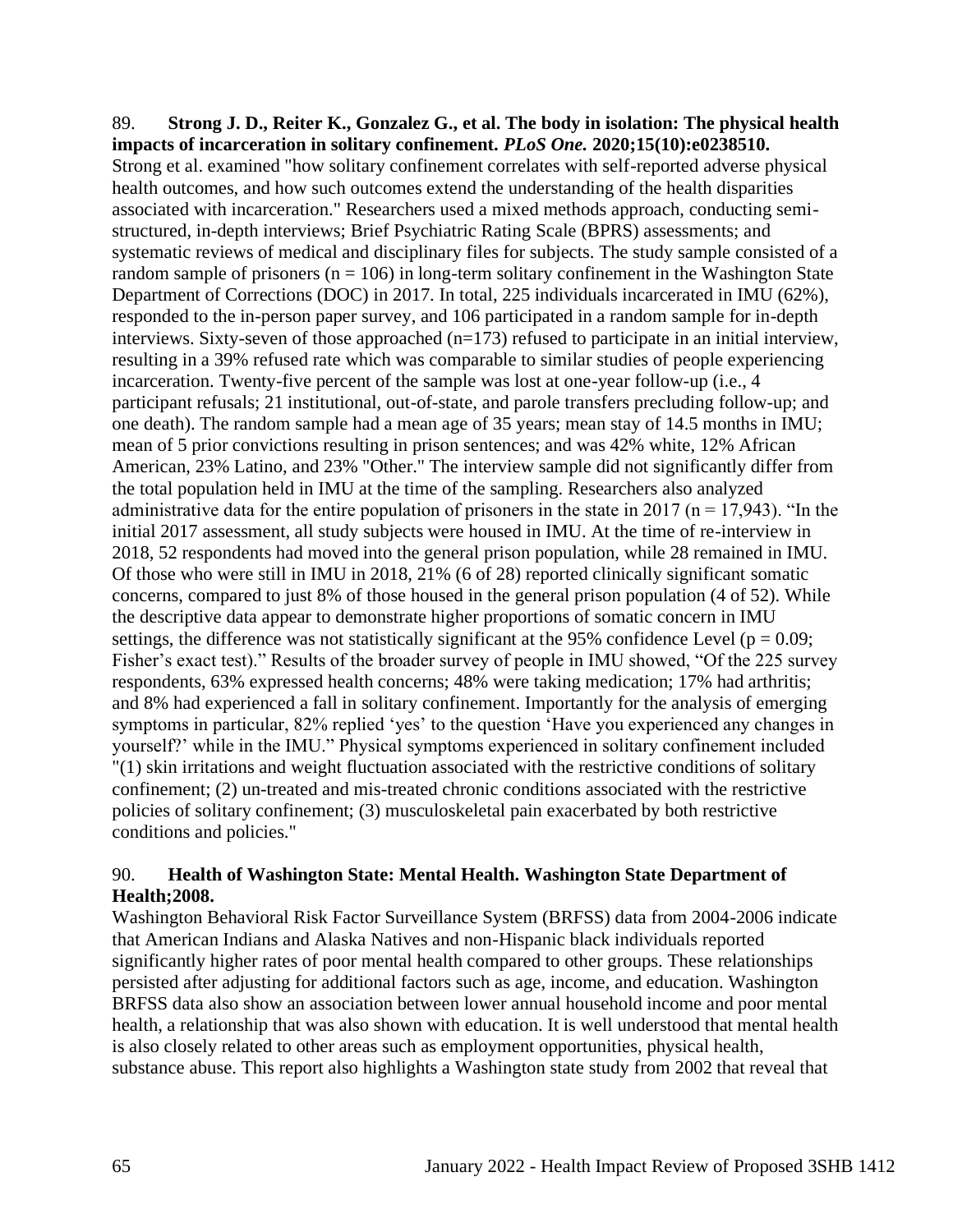89. **Strong J. D., Reiter K., Gonzalez G., et al. The body in isolation: The physical health impacts of incarceration in solitary confinement. *PLoS One.* 2020;15(10):e0238510.**
Strong et al. examined "how solitary confinement correlates with self-reported adverse physical health outcomes, and how such outcomes extend the understanding of the health disparities associated with incarceration." Researchers used a mixed methods approach, conducting semi-structured, in-depth interviews; Brief Psychiatric Rating Scale (BPRS) assessments; and systematic reviews of medical and disciplinary files for subjects. The study sample consisted of a random sample of prisoners (n = 106) in long-term solitary confinement in the Washington State Department of Corrections (DOC) in 2017. In total, 225 individuals incarcerated in IMU (62%), responded to the in-person paper survey, and 106 participated in a random sample for in-depth interviews. Sixty-seven of those approached (n=173) refused to participate in an initial interview, resulting in a 39% refused rate which was comparable to similar studies of people experiencing incarceration. Twenty-five percent of the sample was lost at one-year follow-up (i.e., 4 participant refusals; 21 institutional, out-of-state, and parole transfers precluding follow-up; and one death). The random sample had a mean age of 35 years; mean stay of 14.5 months in IMU; mean of 5 prior convictions resulting in prison sentences; and was 42% white, 12% African American, 23% Latino, and 23% "Other." The interview sample did not significantly differ from the total population held in IMU at the time of the sampling. Researchers also analyzed administrative data for the entire population of prisoners in the state in 2017 (n = 17,943). "In the initial 2017 assessment, all study subjects were housed in IMU. At the time of re-interview in 2018, 52 respondents had moved into the general prison population, while 28 remained in IMU. Of those who were still in IMU in 2018, 21% (6 of 28) reported clinically significant somatic concerns, compared to just 8% of those housed in the general prison population (4 of 52). While the descriptive data appear to demonstrate higher proportions of somatic concern in IMU settings, the difference was not statistically significant at the 95% confidence Level (p = 0.09; Fisher's exact test)." Results of the broader survey of people in IMU showed, "Of the 225 survey respondents, 63% expressed health concerns; 48% were taking medication; 17% had arthritis; and 8% had experienced a fall in solitary confinement. Importantly for the analysis of emerging symptoms in particular, 82% replied 'yes' to the question 'Have you experienced any changes in yourself?' while in the IMU." Physical symptoms experienced in solitary confinement included "(1) skin irritations and weight fluctuation associated with the restrictive conditions of solitary confinement; (2) un-treated and mis-treated chronic conditions associated with the restrictive policies of solitary confinement; (3) musculoskeletal pain exacerbated by both restrictive conditions and policies."

90. **Health of Washington State: Mental Health. Washington State Department of Health;2008.**
Washington Behavioral Risk Factor Surveillance System (BRFSS) data from 2004-2006 indicate that American Indians and Alaska Natives and non-Hispanic black individuals reported significantly higher rates of poor mental health compared to other groups. These relationships persisted after adjusting for additional factors such as age, income, and education. Washington BRFSS data also show an association between lower annual household income and poor mental health, a relationship that was also shown with education. It is well understood that mental health is also closely related to other areas such as employment opportunities, physical health, substance abuse. This report also highlights a Washington state study from 2002 that reveal that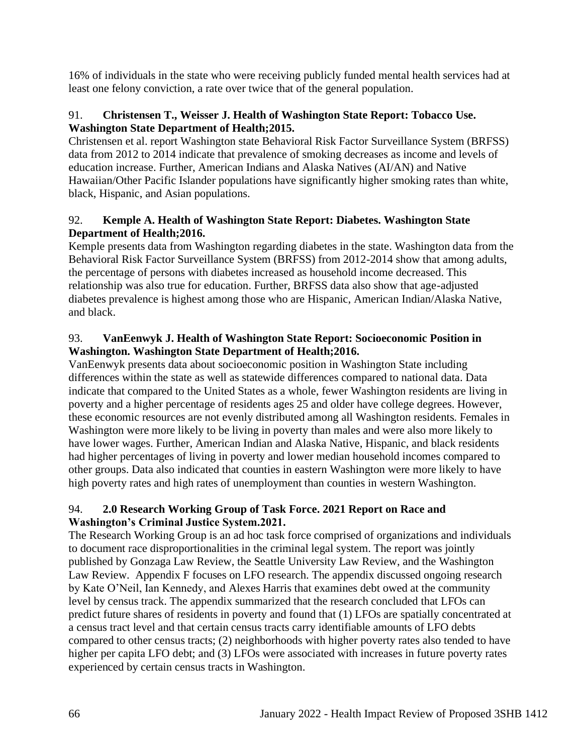16% of individuals in the state who were receiving publicly funded mental health services had at least one felony conviction, a rate over twice that of the general population.

91. **Christensen T., Weisser J. Health of Washington State Report: Tobacco Use. Washington State Department of Health;2015.**
Christensen et al. report Washington state Behavioral Risk Factor Surveillance System (BRFSS) data from 2012 to 2014 indicate that prevalence of smoking decreases as income and levels of education increase. Further, American Indians and Alaska Natives (AI/AN) and Native Hawaiian/Other Pacific Islander populations have significantly higher smoking rates than white, black, Hispanic, and Asian populations.

92. **Kemple A. Health of Washington State Report: Diabetes. Washington State Department of Health;2016.**
Kemple presents data from Washington regarding diabetes in the state. Washington data from the Behavioral Risk Factor Surveillance System (BRFSS) from 2012-2014 show that among adults, the percentage of persons with diabetes increased as household income decreased. This relationship was also true for education. Further, BRFSS data also show that age-adjusted diabetes prevalence is highest among those who are Hispanic, American Indian/Alaska Native, and black.

93. **VanEenwyk J. Health of Washington State Report: Socioeconomic Position in Washington. Washington State Department of Health;2016.**
VanEenwyk presents data about socioeconomic position in Washington State including differences within the state as well as statewide differences compared to national data. Data indicate that compared to the United States as a whole, fewer Washington residents are living in poverty and a higher percentage of residents ages 25 and older have college degrees. However, these economic resources are not evenly distributed among all Washington residents. Females in Washington were more likely to be living in poverty than males and were also more likely to have lower wages. Further, American Indian and Alaska Native, Hispanic, and black residents had higher percentages of living in poverty and lower median household incomes compared to other groups. Data also indicated that counties in eastern Washington were more likely to have high poverty rates and high rates of unemployment than counties in western Washington.

94. **2.0 Research Working Group of Task Force. 2021 Report on Race and Washington's Criminal Justice System.2021.**
The Research Working Group is an ad hoc task force comprised of organizations and individuals to document race disproportionalities in the criminal legal system. The report was jointly published by Gonzaga Law Review, the Seattle University Law Review, and the Washington Law Review. Appendix F focuses on LFO research. The appendix discussed ongoing research by Kate O'Neil, Ian Kennedy, and Alexes Harris that examines debt owed at the community level by census track. The appendix summarized that the research concluded that LFOs can predict future shares of residents in poverty and found that (1) LFOs are spatially concentrated at a census tract level and that certain census tracts carry identifiable amounts of LFO debts compared to other census tracts; (2) neighborhoods with higher poverty rates also tended to have higher per capita LFO debt; and (3) LFOs were associated with increases in future poverty rates experienced by certain census tracts in Washington.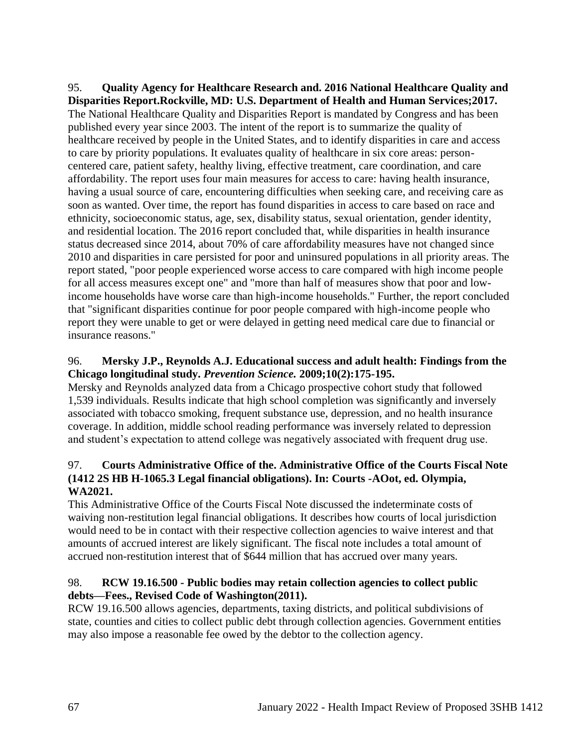95. **Quality Agency for Healthcare Research and. 2016 National Healthcare Quality and Disparities Report.Rockville, MD: U.S. Department of Health and Human Services;2017.**
The National Healthcare Quality and Disparities Report is mandated by Congress and has been published every year since 2003. The intent of the report is to summarize the quality of healthcare received by people in the United States, and to identify disparities in care and access to care by priority populations. It evaluates quality of healthcare in six core areas: person-centered care, patient safety, healthy living, effective treatment, care coordination, and care affordability. The report uses four main measures for access to care: having health insurance, having a usual source of care, encountering difficulties when seeking care, and receiving care as soon as wanted. Over time, the report has found disparities in access to care based on race and ethnicity, socioeconomic status, age, sex, disability status, sexual orientation, gender identity, and residential location. The 2016 report concluded that, while disparities in health insurance status decreased since 2014, about 70% of care affordability measures have not changed since 2010 and disparities in care persisted for poor and uninsured populations in all priority areas. The report stated, "poor people experienced worse access to care compared with high income people for all access measures except one" and "more than half of measures show that poor and low-income households have worse care than high-income households." Further, the report concluded that "significant disparities continue for poor people compared with high-income people who report they were unable to get or were delayed in getting need medical care due to financial or insurance reasons."

96. **Mersky J.P., Reynolds A.J. Educational success and adult health: Findings from the Chicago longitudinal study. *Prevention Science.* 2009;10(2):175-195.**
Mersky and Reynolds analyzed data from a Chicago prospective cohort study that followed 1,539 individuals. Results indicate that high school completion was significantly and inversely associated with tobacco smoking, frequent substance use, depression, and no health insurance coverage. In addition, middle school reading performance was inversely related to depression and student's expectation to attend college was negatively associated with frequent drug use.

97. **Courts Administrative Office of the. Administrative Office of the Courts Fiscal Note (1412 2S HB H-1065.3 Legal financial obligations). In: Courts -AOot, ed. Olympia, WA2021.**
This Administrative Office of the Courts Fiscal Note discussed the indeterminate costs of waiving non-restitution legal financial obligations. It describes how courts of local jurisdiction would need to be in contact with their respective collection agencies to waive interest and that amounts of accrued interest are likely significant. The fiscal note includes a total amount of accrued non-restitution interest that of $644 million that has accrued over many years.

98. **RCW 19.16.500 - Public bodies may retain collection agencies to collect public debts—Fees., Revised Code of Washington(2011).**
RCW 19.16.500 allows agencies, departments, taxing districts, and political subdivisions of state, counties and cities to collect public debt through collection agencies. Government entities may also impose a reasonable fee owed by the debtor to the collection agency.